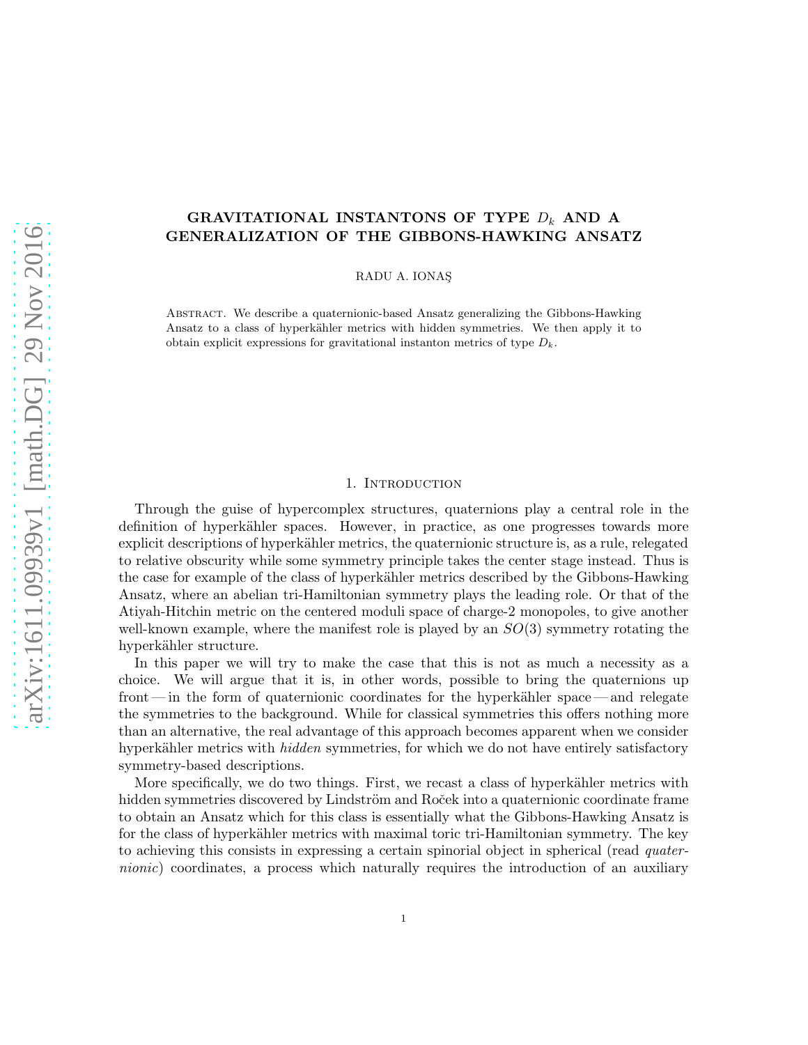# GRAVITATIONAL INSTANTONS OF TYPE $D_k$ AND A GENERALIZATION OF THE GIBBONS-HAWKING ANSATZ

RADU A. IONAŞ

Abstract. We describe a quaternionic-based Ansatz generalizing the Gibbons-Hawking Ansatz to a class of hyperkähler metrics with hidden symmetries. We then apply it to obtain explicit expressions for gravitational instanton metrics of type $D_k$.

## 1. Introduction

Through the guise of hypercomplex structures, quaternions play a central role in the definition of hyperkähler spaces. However, in practice, as one progresses towards more explicit descriptions of hyperkähler metrics, the quaternionic structure is, as a rule, relegated to relative obscurity while some symmetry principle takes the center stage instead. Thus is the case for example of the class of hyperkähler metrics described by the Gibbons-Hawking Ansatz, where an abelian tri-Hamiltonian symmetry plays the leading role. Or that of the Atiyah-Hitchin metric on the centered moduli space of charge-2 monopoles, to give another well-known example, where the manifest role is played by an $SO(3)$ symmetry rotating the hyperkähler structure.

In this paper we will try to make the case that this is not as much a necessity as a choice. We will argue that it is, in other words, possible to bring the quaternions up front — in the form of quaternionic coordinates for the hyperkähler space — and relegate the symmetries to the background. While for classical symmetries this offers nothing more than an alternative, the real advantage of this approach becomes apparent when we consider hyperkähler metrics with *hidden* symmetries, for which we do not have entirely satisfactory symmetry-based descriptions.

More specifically, we do two things. First, we recast a class of hyperkähler metrics with hidden symmetries discovered by Lindström and Roček into a quaternionic coordinate frame to obtain an Ansatz which for this class is essentially what the Gibbons-Hawking Ansatz is for the class of hyperkähler metrics with maximal toric tri-Hamiltonian symmetry. The key to achieving this consists in expressing a certain spinorial object in spherical (read *quaternionic*) coordinates, a process which naturally requires the introduction of an auxiliary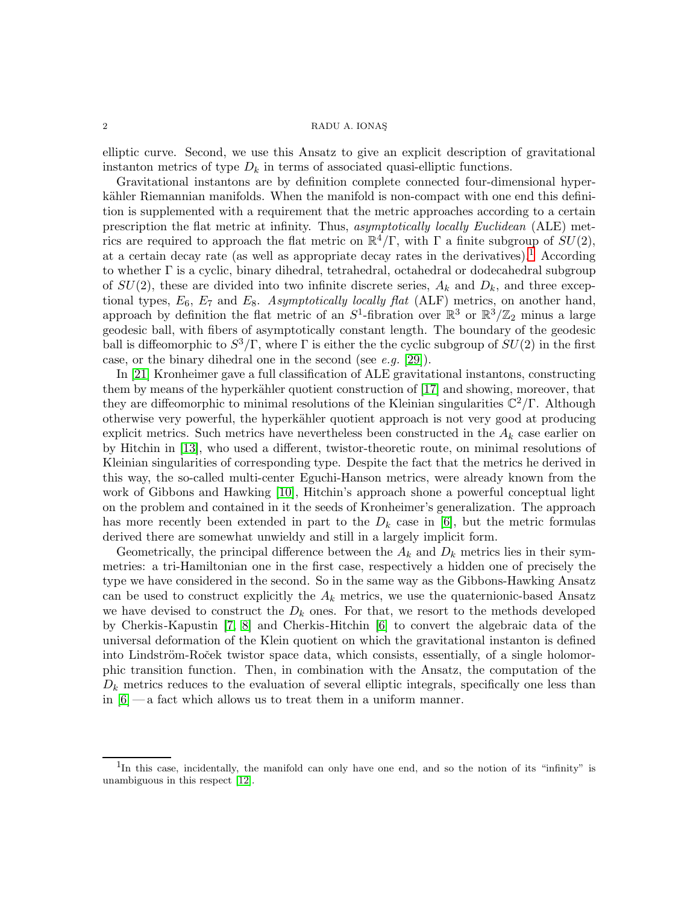elliptic curve. Second, we use this Ansatz to give an explicit description of gravitational instanton metrics of type $D_k$ in terms of associated quasi-elliptic functions.

Gravitational instantons are by definition complete connected four-dimensional hyperkähler Riemannian manifolds. When the manifold is non-compact with one end this definition is supplemented with a requirement that the metric approaches according to a certain prescription the flat metric at infinity. Thus, *asymptotically locally Euclidean* (ALE) metrics are required to approach the flat metric on $\mathbb{R}^4/\Gamma$, with $\Gamma$ a finite subgroup of $SU(2)$, at a certain decay rate (as well as appropriate decay rates in the derivatives).[1] According to whether $\Gamma$ is a cyclic, binary dihedral, tetrahedral, octahedral or dodecahedral subgroup of $SU(2)$, these are divided into two infinite discrete series, $A_k$ and $D_k$, and three exceptional types, $E_6$, $E_7$ and $E_8$. *Asymptotically locally flat* (ALF) metrics, on another hand, approach by definition the flat metric of an $S^1$-fibration over $\mathbb{R}^3$ or $\mathbb{R}^3/\mathbb{Z}_2$ minus a large geodesic ball, with fibers of asymptotically constant length. The boundary of the geodesic ball is diffeomorphic to $S^3/\Gamma$, where $\Gamma$ is either the the cyclic subgroup of $SU(2)$ in the first case, or the binary dihedral one in the second (see *e.g.* [29]).

In [21] Kronheimer gave a full classification of ALE gravitational instantons, constructing them by means of the hyperkähler quotient construction of [17] and showing, moreover, that they are diffeomorphic to minimal resolutions of the Kleinian singularities $\mathbb{C}^2/\Gamma$. Although otherwise very powerful, the hyperkähler quotient approach is not very good at producing explicit metrics. Such metrics have nevertheless been constructed in the $A_k$ case earlier on by Hitchin in [13], who used a different, twistor-theoretic route, on minimal resolutions of Kleinian singularities of corresponding type. Despite the fact that the metrics he derived in this way, the so-called multi-center Eguchi-Hanson metrics, were already known from the work of Gibbons and Hawking [10], Hitchin's approach shone a powerful conceptual light on the problem and contained in it the seeds of Kronheimer's generalization. The approach has more recently been extended in part to the $D_k$ case in [6], but the metric formulas derived there are somewhat unwieldy and still in a largely implicit form.

Geometrically, the principal difference between the $A_k$ and $D_k$ metrics lies in their symmetries: a tri-Hamiltonian one in the first case, respectively a hidden one of precisely the type we have considered in the second. So in the same way as the Gibbons-Hawking Ansatz can be used to construct explicitly the $A_k$ metrics, we use the quaternionic-based Ansatz we have devised to construct the $D_k$ ones. For that, we resort to the methods developed by Cherkis-Kapustin [7, 8] and Cherkis-Hitchin [6] to convert the algebraic data of the universal deformation of the Klein quotient on which the gravitational instanton is defined into Lindström-Roček twistor space data, which consists, essentially, of a single holomorphic transition function. Then, in combination with the Ansatz, the computation of the $D_k$ metrics reduces to the evaluation of several elliptic integrals, specifically one less than in [6] — a fact which allows us to treat them in a uniform manner.

[1] In this case, incidentally, the manifold can only have one end, and so the notion of its "infinity" is unambiguous in this respect [12].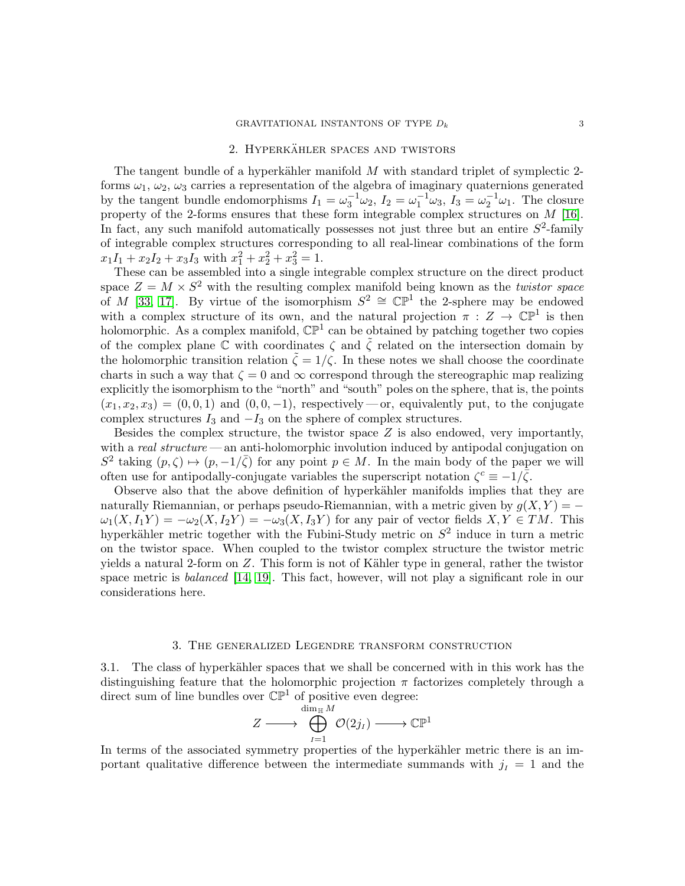## 2. Hyperkähler spaces and twistors

The tangent bundle of a hyperkähler manifold $M$ with standard triplet of symplectic 2-forms $\omega_1$, $\omega_2$, $\omega_3$ carries a representation of the algebra of imaginary quaternions generated by the tangent bundle endomorphisms $I_1 = \omega_3^{-1}\omega_2$, $I_2 = \omega_1^{-1}\omega_3$, $I_3 = \omega_2^{-1}\omega_1$. The closure property of the 2-forms ensures that these form integrable complex structures on $M$ [16]. In fact, any such manifold automatically possesses not just three but an entire $S^2$-family of integrable complex structures corresponding to all real-linear combinations of the form $x_1 I_1 + x_2 I_2 + x_3 I_3$ with $x_1^2 + x_2^2 + x_3^2 = 1$.

These can be assembled into a single integrable complex structure on the direct product space $Z = M \times S^2$ with the resulting complex manifold being known as the *twistor space* of $M$ [33, 17]. By virtue of the isomorphism $S^2 \cong \mathbb{CP}^1$ the 2-sphere may be endowed with a complex structure of its own, and the natural projection $\pi : Z \to \mathbb{CP}^1$ is then holomorphic. As a complex manifold, $\mathbb{CP}^1$ can be obtained by patching together two copies of the complex plane $\mathbb{C}$ with coordinates $\zeta$ and $\tilde{\zeta}$ related on the intersection domain by the holomorphic transition relation $\tilde{\zeta} = 1/\zeta$. In these notes we shall choose the coordinate charts in such a way that $\zeta = 0$ and $\infty$ correspond through the stereographic map realizing explicitly the isomorphism to the "north" and "south" poles on the sphere, that is, the points $(x_1, x_2, x_3) = (0, 0, 1)$ and $(0, 0, -1)$, respectively — or, equivalently put, to the conjugate complex structures $I_3$ and $-I_3$ on the sphere of complex structures.

Besides the complex structure, the twistor space $Z$ is also endowed, very importantly, with a *real structure* — an anti-holomorphic involution induced by antipodal conjugation on $S^2$ taking $(p, \zeta) \mapsto (p, -1/\bar{\zeta})$ for any point $p \in M$. In the main body of the paper we will often use for antipodally-conjugate variables the superscript notation $\zeta^c \equiv -1/\bar{\zeta}$.

Observe also that the above definition of hyperkähler manifolds implies that they are naturally Riemannian, or perhaps pseudo-Riemannian, with a metric given by $g(X, Y) = -\omega_1(X, I_1 Y) = -\omega_2(X, I_2 Y) = -\omega_3(X, I_3 Y)$ for any pair of vector fields $X, Y \in TM$. This hyperkähler metric together with the Fubini-Study metric on $S^2$ induce in turn a metric on the twistor space. When coupled to the twistor complex structure the twistor metric yields a natural 2-form on $Z$. This form is not of Kähler type in general, rather the twistor space metric is *balanced* [14, 19]. This fact, however, will not play a significant role in our considerations here.

## 3. The generalized Legendre transform construction

3.1. The class of hyperkähler spaces that we shall be concerned with in this work has the distinguishing feature that the holomorphic projection $\pi$ factorizes completely through a direct sum of line bundles over $\mathbb{CP}^1$ of positive even degree:

$$
Z \longrightarrow \bigoplus_{I=1}^{\dim_{\mathbb{H}} M} \mathcal{O}(2j_I) \longrightarrow \mathbb{CP}^1
$$

In terms of the associated symmetry properties of the hyperkähler metric there is an important qualitative difference between the intermediate summands with $j_I = 1$ and the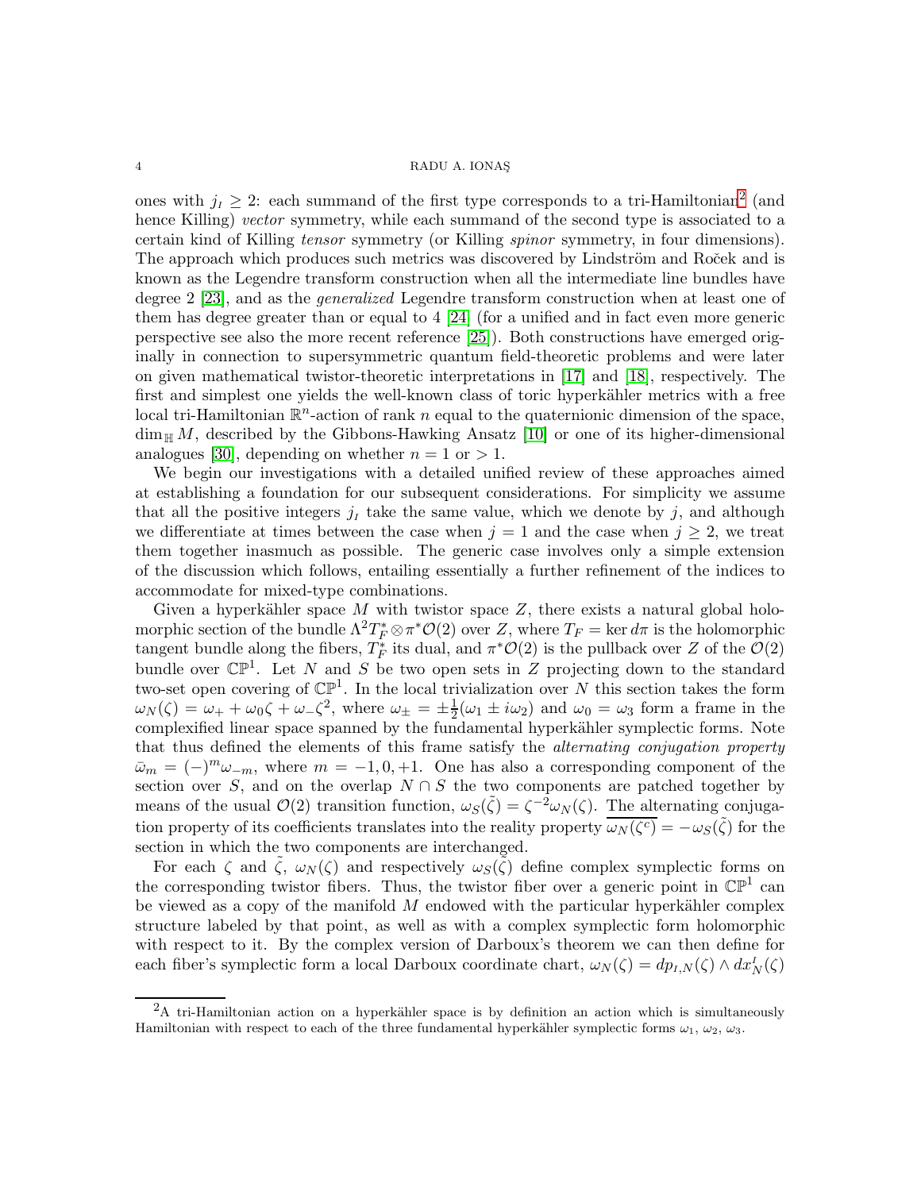ones with $j_I \geq 2$: each summand of the first type corresponds to a tri-Hamiltonian[2] (and hence Killing) *vector* symmetry, while each summand of the second type is associated to a certain kind of Killing *tensor* symmetry (or Killing *spinor* symmetry, in four dimensions). The approach which produces such metrics was discovered by Lindström and Roček and is known as the Legendre transform construction when all the intermediate line bundles have degree 2 [23], and as the *generalized* Legendre transform construction when at least one of them has degree greater than or equal to 4 [24] (for a unified and in fact even more generic perspective see also the more recent reference [25]). Both constructions have emerged originally in connection to supersymmetric quantum field-theoretic problems and were later on given mathematical twistor-theoretic interpretations in [17] and [18], respectively. The first and simplest one yields the well-known class of toric hyperkähler metrics with a free local tri-Hamiltonian $\mathbb{R}^n$-action of rank $n$ equal to the quaternionic dimension of the space, $\dim_{\mathbb{H}} M$, described by the Gibbons-Hawking Ansatz [10] or one of its higher-dimensional analogues [30], depending on whether $n = 1$ or $> 1$.

We begin our investigations with a detailed unified review of these approaches aimed at establishing a foundation for our subsequent considerations. For simplicity we assume that all the positive integers $j_I$ take the same value, which we denote by $j$, and although we differentiate at times between the case when $j = 1$ and the case when $j \geq 2$, we treat them together inasmuch as possible. The generic case involves only a simple extension of the discussion which follows, entailing essentially a further refinement of the indices to accommodate for mixed-type combinations.

Given a hyperkähler space $M$ with twistor space $Z$, there exists a natural global holomorphic section of the bundle $\Lambda^2 T_F^* \otimes \pi^* \mathcal{O}(2)$ over $Z$, where $T_F = \ker d\pi$ is the holomorphic tangent bundle along the fibers, $T_F^*$ its dual, and $\pi^*\mathcal{O}(2)$ is the pullback over $Z$ of the $\mathcal{O}(2)$ bundle over $\mathbb{CP}^1$. Let $N$ and $S$ be two open sets in $Z$ projecting down to the standard two-set open covering of $\mathbb{CP}^1$. In the local trivialization over $N$ this section takes the form $\omega_N(\zeta) = \omega_+ + \omega_0 \zeta + \omega_- \zeta^2$, where $\omega_\pm = \pm\frac{1}{2}(\omega_1 \pm i\omega_2)$ and $\omega_0 = \omega_3$ form a frame in the complexified linear space spanned by the fundamental hyperkähler symplectic forms. Note that thus defined the elements of this frame satisfy the *alternating conjugation property* $\bar{\omega}_m = (-)^m \omega_{-m}$, where $m = -1, 0, +1$. One has also a corresponding component of the section over $S$, and on the overlap $N \cap S$ the two components are patched together by means of the usual $\mathcal{O}(2)$ transition function, $\omega_S(\tilde{\zeta}) = \zeta^{-2}\omega_N(\zeta)$. The alternating conjugation property of its coefficients translates into the reality property $\overline{\omega_N(\zeta^c)} = -\omega_S(\tilde{\zeta})$ for the section in which the two components are interchanged.

For each $\zeta$ and $\tilde{\zeta}$, $\omega_N(\zeta)$ and respectively $\omega_S(\tilde{\zeta})$ define complex symplectic forms on the corresponding twistor fibers. Thus, the twistor fiber over a generic point in $\mathbb{CP}^1$ can be viewed as a copy of the manifold $M$ endowed with the particular hyperkähler complex structure labeled by that point, as well as with a complex symplectic form holomorphic with respect to it. By the complex version of Darboux's theorem we can then define for each fiber's symplectic form a local Darboux coordinate chart, $\omega_N(\zeta) = dp_{I,N}(\zeta) \wedge dx^I_N(\zeta)$

[2] A tri-Hamiltonian action on a hyperkähler space is by definition an action which is simultaneously Hamiltonian with respect to each of the three fundamental hyperkähler symplectic forms $\omega_1$, $\omega_2$, $\omega_3$.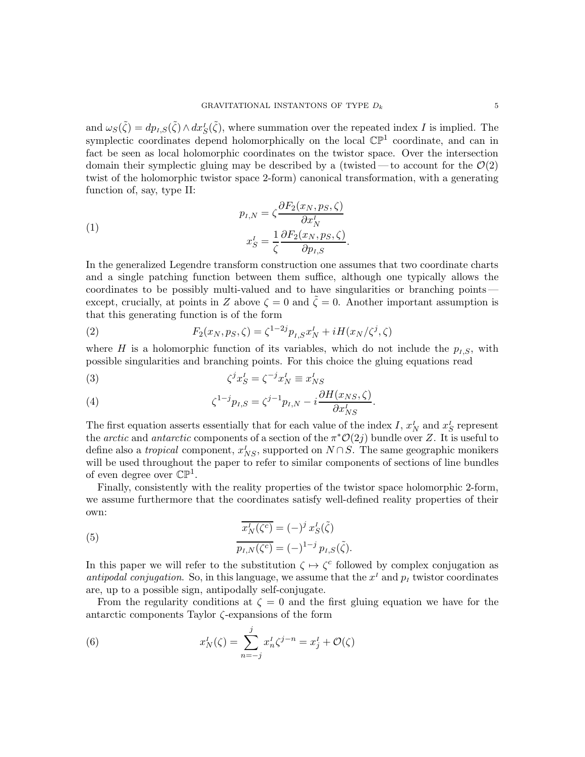and $\omega_S(\tilde{\zeta}) = dp_{I,S}(\tilde{\zeta}) \wedge dx^I_S(\tilde{\zeta})$, where summation over the repeated index $I$ is implied. The symplectic coordinates depend holomorphically on the local $\mathbb{CP}^1$ coordinate, and can in fact be seen as local holomorphic coordinates on the twistor space. Over the intersection domain their symplectic gluing may be described by a (twisted — to account for the $\mathcal{O}(2)$ twist of the holomorphic twistor space 2-form) canonical transformation, with a generating function of, say, type II:

$$
\begin{aligned}
p_{I,N} &= \zeta \frac{\partial F_2(x_N, p_S, \zeta)}{\partial x^I_N} \\
x^I_S &= \frac{1}{\zeta} \frac{\partial F_2(x_N, p_S, \zeta)}{\partial p_{I,S}}.
\end{aligned}
\tag{1}
$$

In the generalized Legendre transform construction one assumes that two coordinate charts and a single patching function between them suffice, although one typically allows the coordinates to be possibly multi-valued and to have singularities or branching points — except, crucially, at points in $Z$ above $\zeta = 0$ and $\tilde{\zeta} = 0$. Another important assumption is that this generating function is of the form

$$
F_2(x_N, p_S, \zeta) = \zeta^{1-2j} p_{I,S} x^I_N + iH(x_N/\zeta^j, \zeta)
\tag{2}
$$

where $H$ is a holomorphic function of its variables, which do not include the $p_{I,S}$, with possible singularities and branching points. For this choice the gluing equations read

$$
\zeta^j x^I_S = \zeta^{-j} x^I_N \equiv x^I_{NS}
\tag{3}
$$

$$
\zeta^{1-j} p_{I,S} = \zeta^{j-1} p_{I,N} - i \frac{\partial H(x_{NS}, \zeta)}{\partial x^I_{NS}}.
\tag{4}
$$

The first equation asserts essentially that for each value of the index $I$, $x^I_N$ and $x^I_S$ represent the *arctic* and *antarctic* components of a section of the $\pi^* \mathcal{O}(2j)$ bundle over $Z$. It is useful to define also a *tropical* component, $x^I_{NS}$, supported on $N \cap S$. The same geographic monikers will be used throughout the paper to refer to similar components of sections of line bundles of even degree over $\mathbb{CP}^1$.

Finally, consistently with the reality properties of the twistor space holomorphic 2-form, we assume furthermore that the coordinates satisfy well-defined reality properties of their own:

$$
\begin{aligned}
\overline{x^I_N(\zeta^c)} &= (-)^j \, x^I_S(\tilde{\zeta}) \\
\overline{p_{I,N}(\zeta^c)} &= (-)^{1-j} \, p_{I,S}(\tilde{\zeta}).
\end{aligned}
\tag{5}
$$

In this paper we will refer to the substitution $\zeta \mapsto \zeta^c$ followed by complex conjugation as *antipodal conjugation*. So, in this language, we assume that the $x^I$ and $p_I$ twistor coordinates are, up to a possible sign, antipodally self-conjugate.

From the regularity conditions at $\zeta = 0$ and the first gluing equation we have for the antarctic components Taylor $\zeta$-expansions of the form

$$
x^I_N(\zeta) = \sum_{n=-j}^{j} x^I_n \zeta^{j-n} = x^I_j + \mathcal{O}(\zeta)
\tag{6}
$$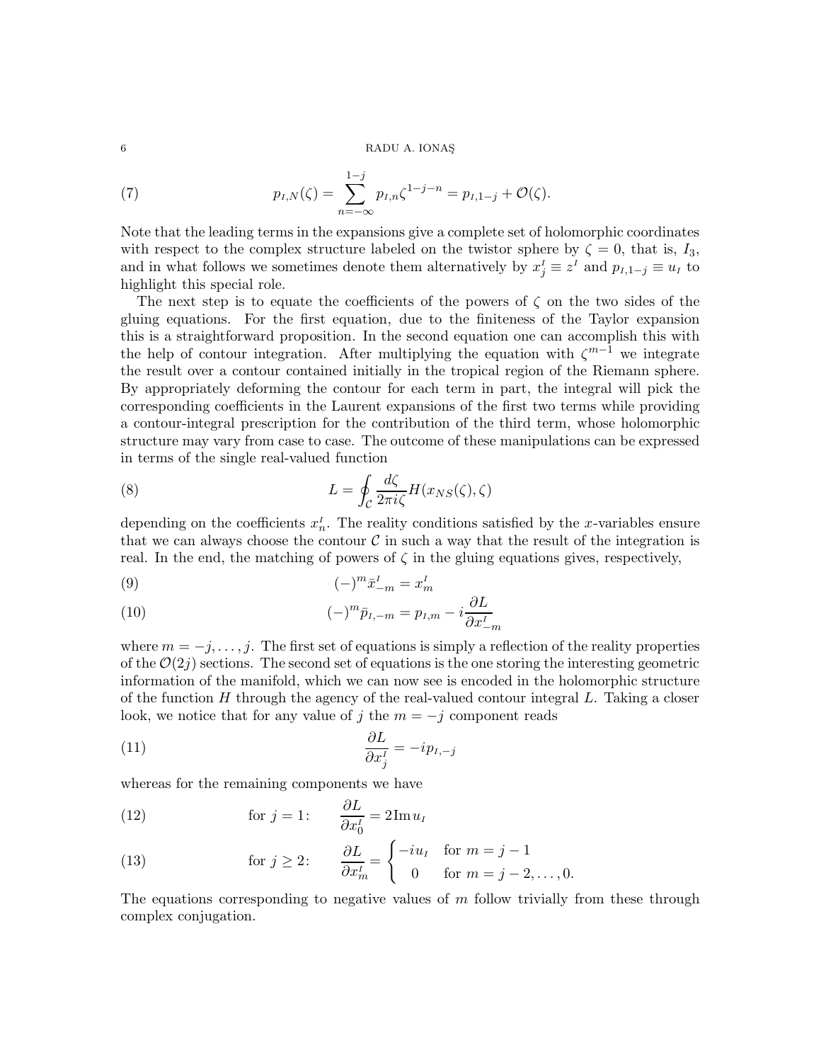$$p_{I,N}(\zeta) = \sum_{n=-\infty}^{1-j} p_{I,n} \zeta^{1-j-n} = p_{I,1-j} + \mathcal{O}(\zeta). \tag{7}$$

Note that the leading terms in the expansions give a complete set of holomorphic coordinates with respect to the complex structure labeled on the twistor sphere by $\zeta = 0$, that is, $I_3$, and in what follows we sometimes denote them alternatively by $x^I_j \equiv z^I$ and $p_{I,1-j} \equiv u_I$ to highlight this special role.

The next step is to equate the coefficients of the powers of $\zeta$ on the two sides of the gluing equations. For the first equation, due to the finiteness of the Taylor expansion this is a straightforward proposition. In the second equation one can accomplish this with the help of contour integration. After multiplying the equation with $\zeta^{m-1}$ we integrate the result over a contour contained initially in the tropical region of the Riemann sphere. By appropriately deforming the contour for each term in part, the integral will pick the corresponding coefficients in the Laurent expansions of the first two terms while providing a contour-integral prescription for the contribution of the third term, whose holomorphic structure may vary from case to case. The outcome of these manipulations can be expressed in terms of the single real-valued function

$$L = \oint_{\mathcal{C}} \frac{d\zeta}{2\pi i \zeta} H(x_{NS}(\zeta), \zeta) \tag{8}$$

depending on the coefficients $x^I_n$. The reality conditions satisfied by the $x$-variables ensure that we can always choose the contour $\mathcal{C}$ in such a way that the result of the integration is real. In the end, the matching of powers of $\zeta$ in the gluing equations gives, respectively,

$$(-)^m \bar{x}^I_{-m} = x^I_m \tag{9}$$

$$(-)^m \bar{p}_{I,-m} = p_{I,m} - i \frac{\partial L}{\partial x^I_{-m}} \tag{10}$$

where $m = -j, \ldots, j$. The first set of equations is simply a reflection of the reality properties of the $\mathcal{O}(2j)$ sections. The second set of equations is the one storing the interesting geometric information of the manifold, which we can now see is encoded in the holomorphic structure of the function $H$ through the agency of the real-valued contour integral $L$. Taking a closer look, we notice that for any value of $j$ the $m = -j$ component reads

$$\frac{\partial L}{\partial x^I_j} = -i p_{I,-j} \tag{11}$$

whereas for the remaining components we have

$$\text{for } j = 1: \qquad \frac{\partial L}{\partial x^I_0} = 2 \operatorname{Im} u_I \tag{12}$$

$$\text{for } j \geq 2: \qquad \frac{\partial L}{\partial x^I_m} = \begin{cases} -i u_I & \text{for } m = j-1 \\ 0 & \text{for } m = j-2, \ldots, 0. \end{cases} \tag{13}$$

The equations corresponding to negative values of $m$ follow trivially from these through complex conjugation.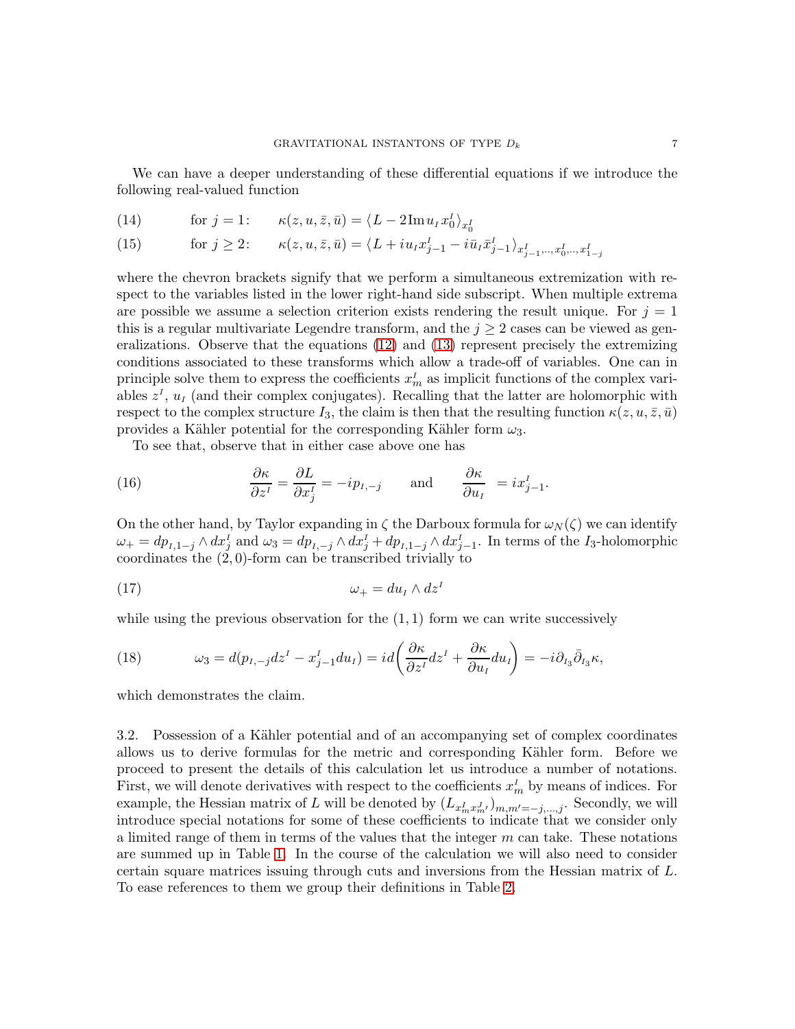We can have a deeper understanding of these differential equations if we introduce the following real-valued function

$$\text{(14)} \qquad \text{for } j=1: \qquad \kappa(z,u,\bar{z},\bar{u}) = \langle L - 2\mathrm{Im}\, u_I x_0^I \rangle_{x_0^I}$$

$$\text{(15)} \qquad \text{for } j\geq 2: \qquad \kappa(z,u,\bar{z},\bar{u}) = \langle L + i u_I x_{j-1}^I - i\bar{u}_I \bar{x}_{j-1}^I \rangle_{x_{j-1}^I,\ldots,x_0^I,\ldots,x_{1-j}^I}$$

where the chevron brackets signify that we perform a simultaneous extremization with respect to the variables listed in the lower right-hand side subscript. When multiple extrema are possible we assume a selection criterion exists rendering the result unique. For $j=1$ this is a regular multivariate Legendre transform, and the $j\geq 2$ cases can be viewed as generalizations. Observe that the equations (12) and (13) represent precisely the extremizing conditions associated to these transforms which allow a trade-off of variables. One can in principle solve them to express the coefficients $x_m^I$ as implicit functions of the complex variables $z^I$, $u_I$ (and their complex conjugates). Recalling that the latter are holomorphic with respect to the complex structure $I_3$, the claim is then that the resulting function $\kappa(z,u,\bar{z},\bar{u})$ provides a Kähler potential for the corresponding Kähler form $\omega_3$.

To see that, observe that in either case above one has

$$\text{(16)} \qquad \frac{\partial \kappa}{\partial z^I} = \frac{\partial L}{\partial x_j^I} = -ip_{I,-j} \qquad \text{and} \qquad \frac{\partial \kappa}{\partial u_I} = i x_{j-1}^I.$$

On the other hand, by Taylor expanding in $\zeta$ the Darboux formula for $\omega_N(\zeta)$ we can identify $\omega_+ = dp_{I,1-j}\wedge dx_j^I$ and $\omega_3 = dp_{I,-j}\wedge dx_j^I + dp_{I,1-j}\wedge dx_{j-1}^I$. In terms of the $I_3$-holomorphic coordinates the $(2,0)$-form can be transcribed trivially to

$$\text{(17)} \qquad \omega_+ = du_I \wedge dz^I$$

while using the previous observation for the $(1,1)$ form we can write successively

$$\text{(18)} \qquad \omega_3 = d(p_{I,-j}dz^I - x_{j-1}^I du_I) = i d\left(\frac{\partial \kappa}{\partial z^I}dz^I + \frac{\partial \kappa}{\partial u_I}du_I\right) = -i\partial_{I_3}\bar{\partial}_{I_3}\kappa,$$

which demonstrates the claim.

3.2. Possession of a Kähler potential and of an accompanying set of complex coordinates allows us to derive formulas for the metric and corresponding Kähler form. Before we proceed to present the details of this calculation let us introduce a number of notations. First, we will denote derivatives with respect to the coefficients $x_m^I$ by means of indices. For example, the Hessian matrix of $L$ will be denoted by $(L_{x_m^I x_{m'}^J})_{m,m'=-j,\ldots,j}$. Secondly, we will introduce special notations for some of these coefficients to indicate that we consider only a limited range of them in terms of the values that the integer $m$ can take. These notations are summed up in Table 1. In the course of the calculation we will also need to consider certain square matrices issuing through cuts and inversions from the Hessian matrix of $L$. To ease references to them we group their definitions in Table 2.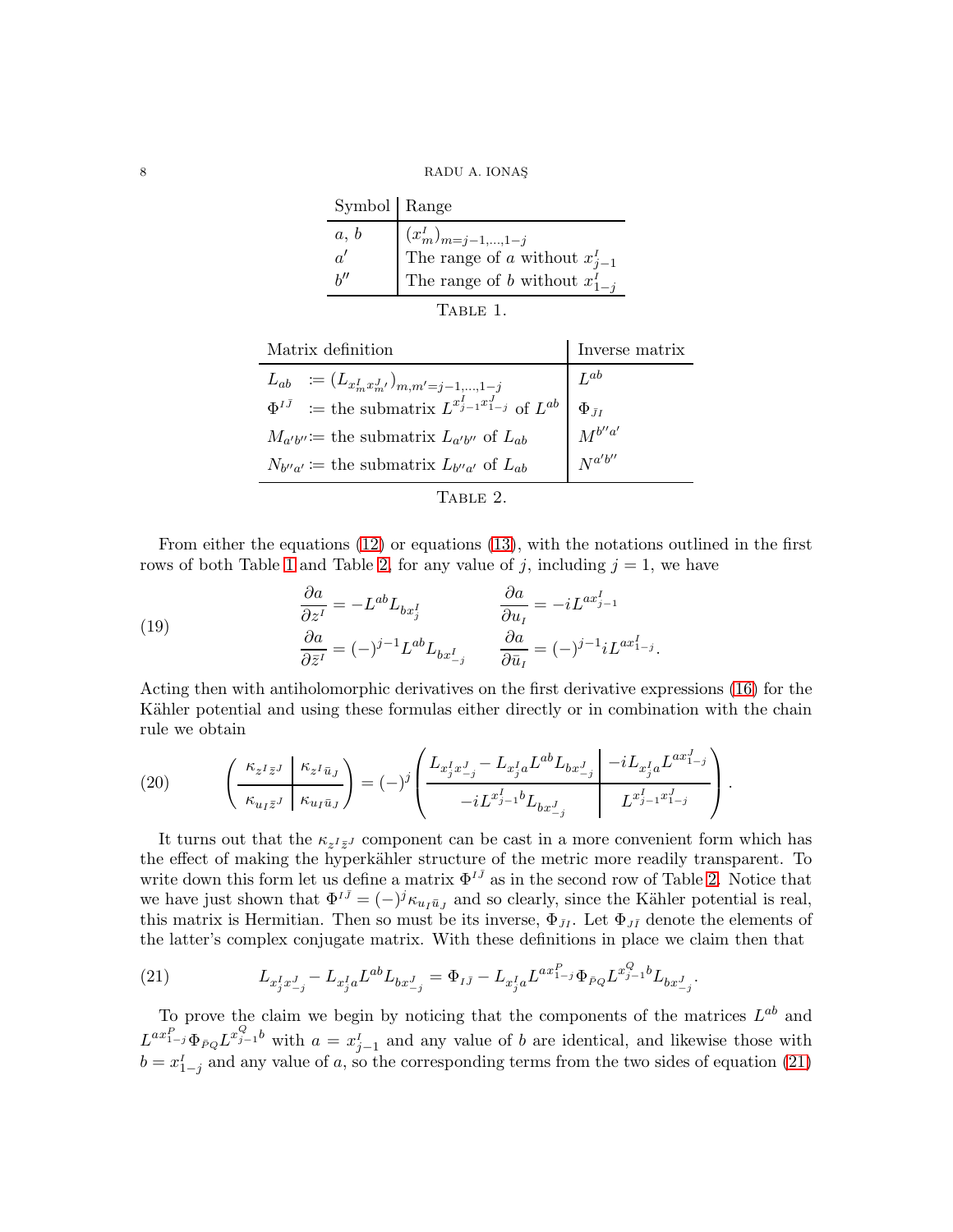| Symbol | Range |
|---|---|
| $a,\, b$ | $(x^I_m)_{m=j-1,\ldots,1-j}$ |
| $a'$ | The range of $a$ without $x^I_{j-1}$ |
| $b''$ | The range of $b$ without $x^I_{1-j}$ |

Table 1.

| Matrix definition | Inverse matrix |
|---|---|
| $L_{ab} \;\; := (L_{x^I_m x^J_{m'}})_{m,m'=j-1,\ldots,1-j}$ | $L^{ab}$ |
| $\Phi^{I\bar{J}} \;\; :=$ the submatrix $L^{x^I_{j-1}x^J_{1-j}}$ of $L^{ab}$ | $\Phi_{\bar{J}I}$ |
| $M_{a'b''} :=$ the submatrix $L_{a'b''}$ of $L_{ab}$ | $M^{b''a'}$ |
| $N_{b''a'} :=$ the submatrix $L_{b''a'}$ of $L_{ab}$ | $N^{a'b''}$ |

Table 2.

From either the equations (12) or equations (13), with the notations outlined in the first rows of both Table 1 and Table 2, for any value of $j$, including $j = 1$, we have

$$
\begin{aligned}
\frac{\partial a}{\partial z^I} &= -L^{ab}L_{bx^I_j} & \qquad \frac{\partial a}{\partial u_I} &= -iL^{ax^I_{j-1}} \\
\frac{\partial a}{\partial \bar{z}^I} &= (-)^{j-1}L^{ab}L_{bx^I_{-j}} & \qquad \frac{\partial a}{\partial \bar{u}_I} &= (-)^{j-1}iL^{ax^I_{1-j}}.
\end{aligned} \tag{19}
$$

Acting then with antiholomorphic derivatives on the first derivative expressions (16) for the Kähler potential and using these formulas either directly or in combination with the chain rule we obtain

$$
\left(\begin{array}{c|c} \kappa_{z^I\bar{z}^J} & \kappa_{z^I\bar{u}_J} \\ \hline \kappa_{u_I\bar{z}^J} & \kappa_{u_I\bar{u}_J} \end{array}\right) = (-)^j \left(\begin{array}{c|c} L_{x^I_j x^J_{-j}} - L_{x^I_j a}L^{ab}L_{bx^J_{-j}} & -iL_{x^I_j a}L^{ax^J_{1-j}} \\ \hline -iL^{x^I_{j-1}b}L_{bx^J_{-j}} & L^{x^I_{j-1}x^J_{1-j}} \end{array}\right). \tag{20}
$$

It turns out that the $\kappa_{z^I\bar{z}^J}$ component can be cast in a more convenient form which has the effect of making the hyperkähler structure of the metric more readily transparent. To write down this form let us define a matrix $\Phi^{I\bar{J}}$ as in the second row of Table 2. Notice that we have just shown that $\Phi^{I\bar{J}} = (-)^j\kappa_{u_I\bar{u}_J}$ and so clearly, since the Kähler potential is real, this matrix is Hermitian. Then so must be its inverse, $\Phi_{\bar{J}I}$. Let $\Phi_{J\bar{I}}$ denote the elements of the latter's complex conjugate matrix. With these definitions in place we claim then that

$$
L_{x^I_j x^J_{-j}} - L_{x^I_j a}L^{ab}L_{bx^J_{-j}} = \Phi_{I\bar{J}} - L_{x^I_j a}L^{ax^P_{1-j}}\Phi_{\bar{P}Q}L^{x^Q_{j-1}b}L_{bx^J_{-j}}. \tag{21}
$$

To prove the claim we begin by noticing that the components of the matrices $L^{ab}$ and $L^{ax^P_{1-j}}\Phi_{\bar{P}Q}L^{x^Q_{j-1}b}$ with $a = x^I_{j-1}$ and any value of $b$ are identical, and likewise those with $b = x^I_{1-j}$ and any value of $a$, so the corresponding terms from the two sides of equation (21)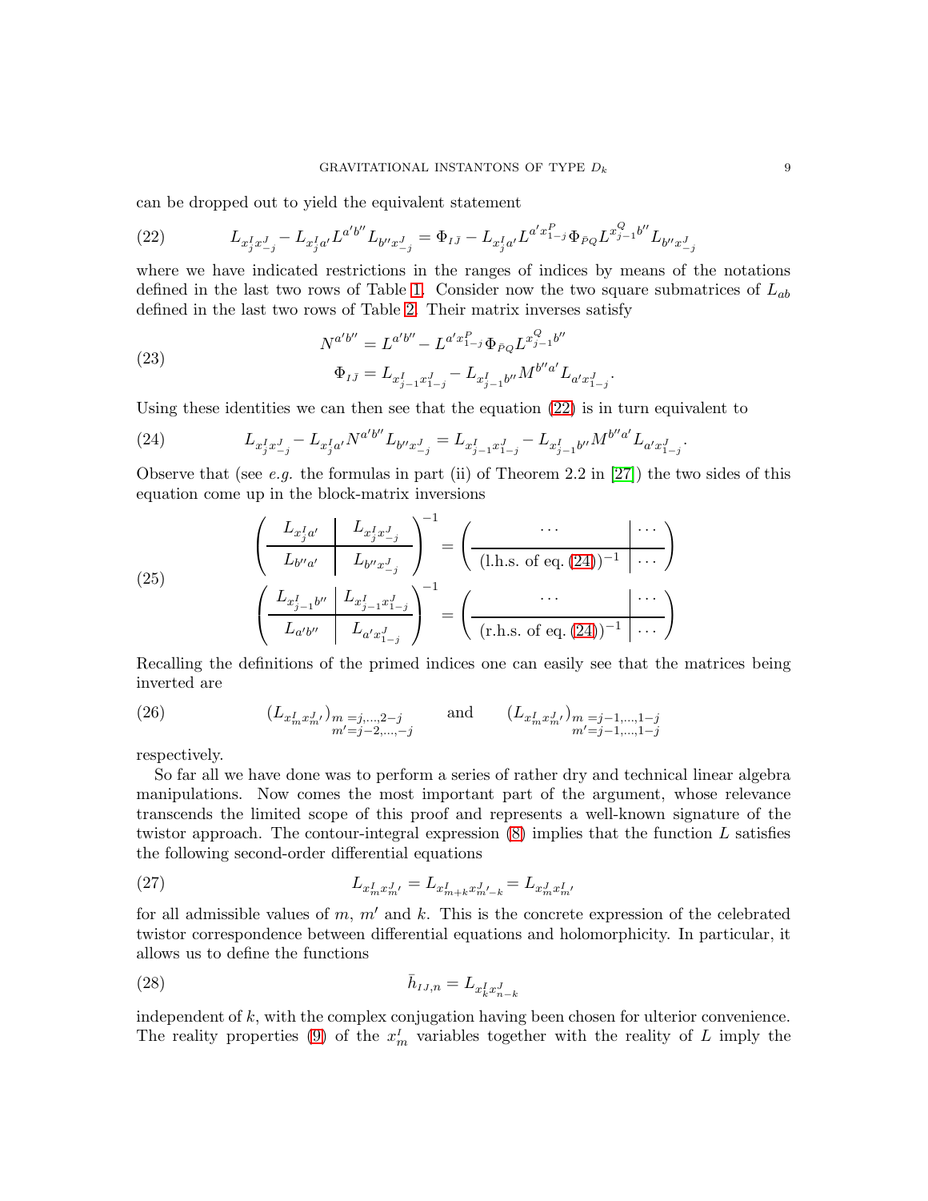can be dropped out to yield the equivalent statement

$$
L_{x^I_j x^J_{-j}} - L_{x^I_j a'} L^{a'b''} L_{b'' x^J_{-j}} = \Phi_{I\bar{J}} - L_{x^I_j a'} L^{a' x^P_{1-j}} \Phi_{\bar{P}Q} L^{x^Q_{j-1} b''} L_{b'' x^J_{-j}} \tag{22}
$$

where we have indicated restrictions in the ranges of indices by means of the notations defined in the last two rows of Table 1. Consider now the two square submatrices of $L_{ab}$ defined in the last two rows of Table 2. Their matrix inverses satisfy

$$
\begin{aligned}
N^{a'b''} &= L^{a'b''} - L^{a' x^P_{1-j}} \Phi_{\bar{P}Q} L^{x^Q_{j-1} b''} \\
\Phi_{I\bar{J}} &= L_{x^I_{j-1} x^J_{1-j}} - L_{x^I_{j-1} b''} M^{b''a'} L_{a' x^J_{1-j}}.
\end{aligned} \tag{23}
$$

Using these identities we can then see that the equation (22) is in turn equivalent to

$$
L_{x^I_j x^J_{-j}} - L_{x^I_j a'} N^{a'b''} L_{b'' x^J_{-j}} = L_{x^I_{j-1} x^J_{1-j}} - L_{x^I_{j-1} b''} M^{b''a'} L_{a' x^J_{1-j}}. \tag{24}
$$

Observe that (see *e.g.* the formulas in part (ii) of Theorem 2.2 in [27]) the two sides of this equation come up in the block-matrix inversions

$$
\begin{aligned}
\left( \begin{array}{c|c} L_{x^I_j a'} & L_{x^I_j x^J_{-j}} \\ \hline L_{b'' a'} & L_{b'' x^J_{-j}} \end{array} \right)^{-1} &= \left( \begin{array}{c|c} \cdots & \cdots \\ \hline (\text{l.h.s. of eq. (24)})^{-1} & \cdots \end{array} \right) \\
\left( \begin{array}{c|c} L_{x^I_{j-1} b''} & L_{x^I_{j-1} x^J_{1-j}} \\ \hline L_{a' b''} & L_{a' x^J_{1-j}} \end{array} \right)^{-1} &= \left( \begin{array}{c|c} \cdots & \cdots \\ \hline (\text{r.h.s. of eq. (24)})^{-1} & \cdots \end{array} \right)
\end{aligned} \tag{25}
$$

Recalling the definitions of the primed indices one can easily see that the matrices being inverted are

$$
(L_{x^I_m x^J_{m'}})_{\substack{m=j,\dots,2-j \\ m'=j-2,\dots,-j}} \qquad \text{and} \qquad (L_{x^I_m x^J_{m'}})_{\substack{m=j-1,\dots,1-j \\ m'=j-1,\dots,1-j}} \tag{26}
$$

respectively.

So far all we have done was to perform a series of rather dry and technical linear algebra manipulations. Now comes the most important part of the argument, whose relevance transcends the limited scope of this proof and represents a well-known signature of the twistor approach. The contour-integral expression (8) implies that the function $L$ satisfies the following second-order differential equations

$$
L_{x^I_m x^J_{m'}} = L_{x^I_{m+k} x^J_{m'-k}} = L_{x^J_m x^I_{m'}} \tag{27}
$$

for all admissible values of $m$, $m'$ and $k$. This is the concrete expression of the celebrated twistor correspondence between differential equations and holomorphicity. In particular, it allows us to define the functions

$$
\bar{h}_{IJ,n} = L_{x^I_k x^J_{n-k}} \tag{28}
$$

independent of $k$, with the complex conjugation having been chosen for ulterior convenience. The reality properties (9) of the $x^I_m$ variables together with the reality of $L$ imply the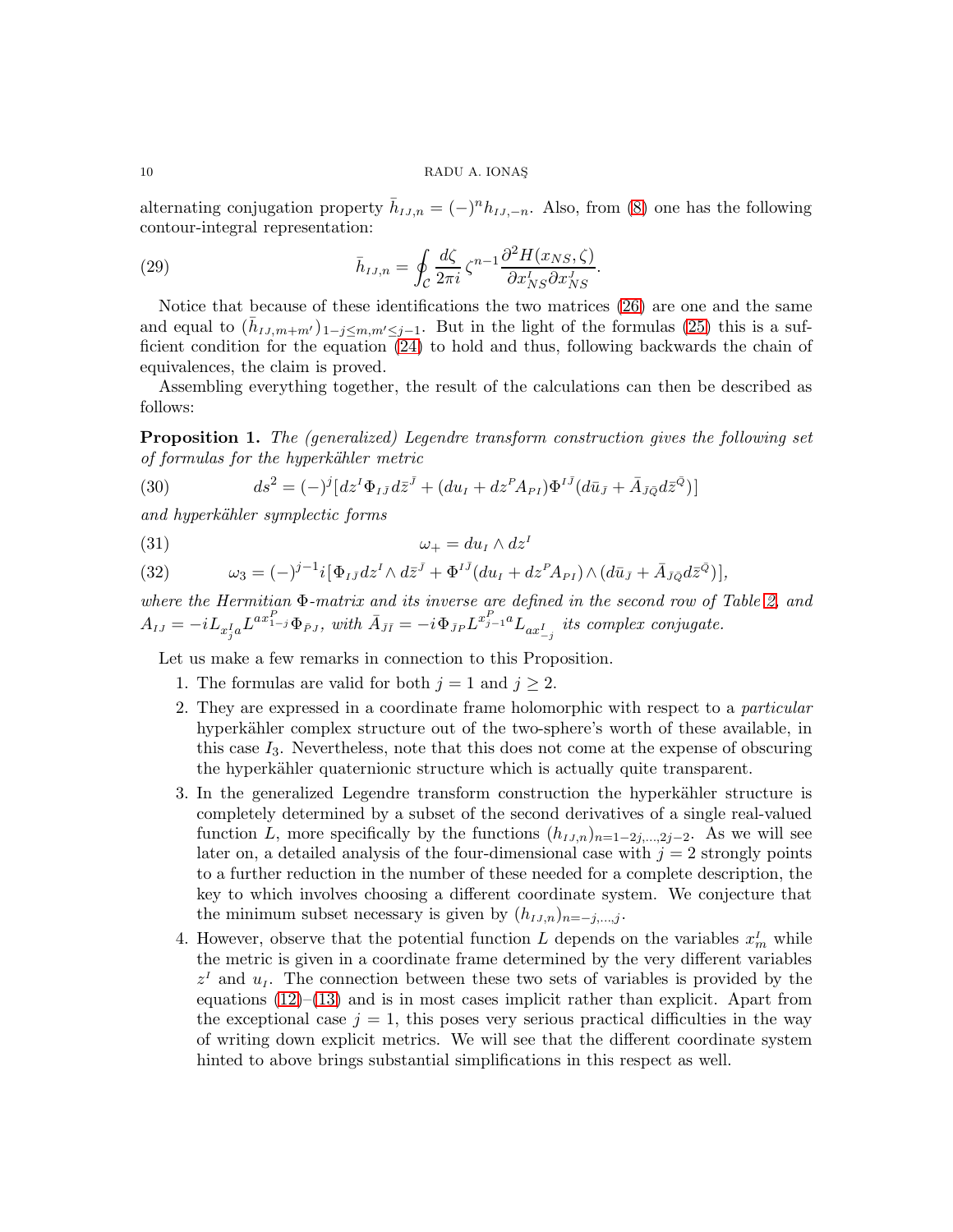alternating conjugation property $\bar{h}_{IJ,n} = (-)^n h_{IJ,-n}$. Also, from (8) one has the following contour-integral representation:

$$\bar{h}_{IJ,n} = \oint_{\mathcal{C}} \frac{d\zeta}{2\pi i}\, \zeta^{n-1} \frac{\partial^2 H(x_{NS},\zeta)}{\partial x^I_{NS} \partial x^J_{NS}}. \tag{29}$$

Notice that because of these identifications the two matrices (26) are one and the same and equal to $(\bar{h}_{IJ,m+m'})_{1-j\le m,m'\le j-1}$. But in the light of the formulas (25) this is a sufficient condition for the equation (24) to hold and thus, following backwards the chain of equivalences, the claim is proved.

Assembling everything together, the result of the calculations can then be described as follows:

**Proposition 1.** *The (generalized) Legendre transform construction gives the following set of formulas for the hyperkähler metric*

$$ds^2 = (-)^j [dz^I \Phi_{I\bar{J}} d\bar{z}^{\bar{J}} + (du_I + dz^P A_{PI})\Phi^{I\bar{J}}(d\bar{u}_{\bar{J}} + \bar{A}_{\bar{J}\bar{Q}} d\bar{z}^{\bar{Q}})] \tag{30}$$

*and hyperkähler symplectic forms*

$$\omega_+ = du_I \wedge dz^I \tag{31}$$

$$\omega_3 = (-)^{j-1} i [\Phi_{I\bar{J}} dz^I \wedge d\bar{z}^{\bar{J}} + \Phi^{I\bar{J}}(du_I + dz^P A_{PI}) \wedge (d\bar{u}_{\bar{J}} + \bar{A}_{\bar{J}\bar{Q}} d\bar{z}^{\bar{Q}})], \tag{32}$$

*where the Hermitian $\Phi$-matrix and its inverse are defined in the second row of Table 2, and $A_{IJ} = -iL_{x^I_j a} L^{a x^P_{1-j}} \Phi_{\bar{P}J}$, with $\bar{A}_{\bar{J}\bar{I}} = -i\Phi_{\bar{J}P} L^{x^P_{j-1} a} L_{a x^I_{-j}}$ its complex conjugate.*

Let us make a few remarks in connection to this Proposition.

1. The formulas are valid for both $j = 1$ and $j \ge 2$.
2. They are expressed in a coordinate frame holomorphic with respect to a *particular* hyperkähler complex structure out of the two-sphere's worth of these available, in this case $I_3$. Nevertheless, note that this does not come at the expense of obscuring the hyperkähler quaternionic structure which is actually quite transparent.
3. In the generalized Legendre transform construction the hyperkähler structure is completely determined by a subset of the second derivatives of a single real-valued function $L$, more specifically by the functions $(h_{IJ,n})_{n=1-2j,\dots,2j-2}$. As we will see later on, a detailed analysis of the four-dimensional case with $j = 2$ strongly points to a further reduction in the number of these needed for a complete description, the key to which involves choosing a different coordinate system. We conjecture that the minimum subset necessary is given by $(h_{IJ,n})_{n=-j,\dots,j}$.
4. However, observe that the potential function $L$ depends on the variables $x^I_m$ while the metric is given in a coordinate frame determined by the very different variables $z^I$ and $u_I$. The connection between these two sets of variables is provided by the equations (12)–(13) and is in most cases implicit rather than explicit. Apart from the exceptional case $j = 1$, this poses very serious practical difficulties in the way of writing down explicit metrics. We will see that the different coordinate system hinted to above brings substantial simplifications in this respect as well.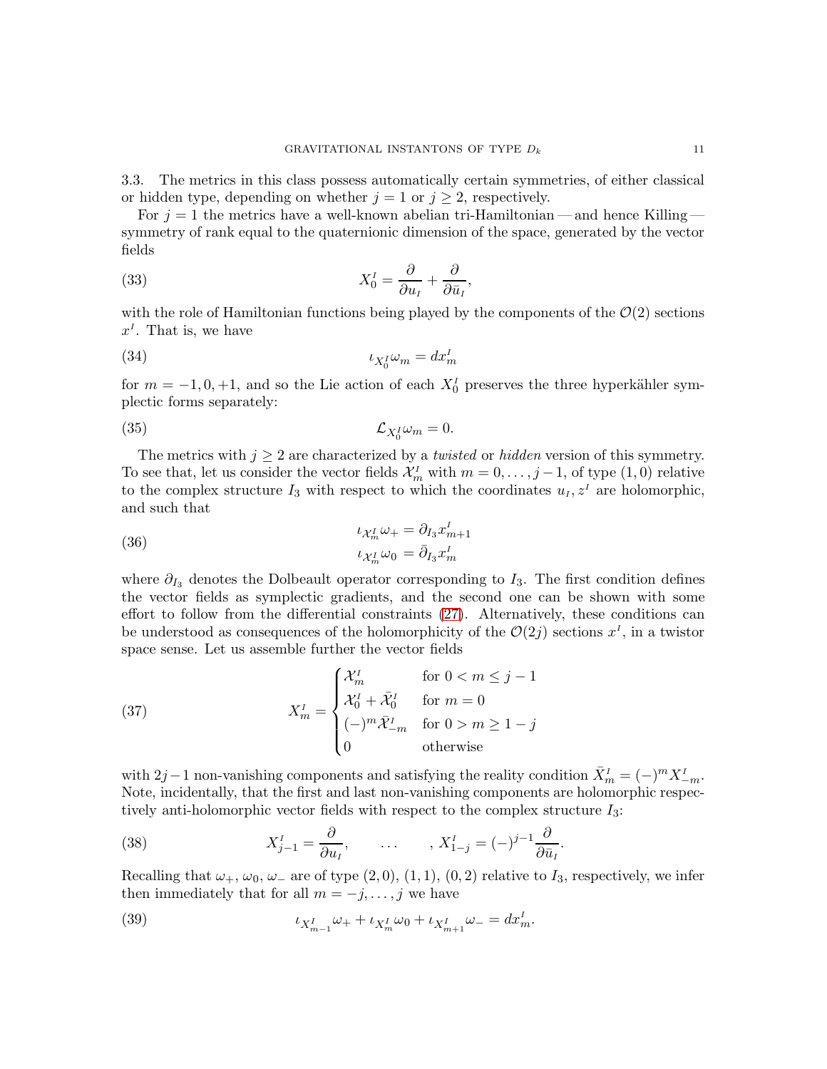3.3. The metrics in this class possess automatically certain symmetries, of either classical or hidden type, depending on whether $j = 1$ or $j \geq 2$, respectively.

For $j = 1$ the metrics have a well-known abelian tri-Hamiltonian — and hence Killing — symmetry of rank equal to the quaternionic dimension of the space, generated by the vector fields

$$X_0^I = \frac{\partial}{\partial u_I} + \frac{\partial}{\partial \bar{u}_I}, \tag{33}$$

with the role of Hamiltonian functions being played by the components of the $\mathcal{O}(2)$ sections $x^I$. That is, we have

$$\iota_{X_0^I} \omega_m = dx_m^I \tag{34}$$

for $m = -1, 0, +1$, and so the Lie action of each $X_0^I$ preserves the three hyperkähler symplectic forms separately:

$$\mathcal{L}_{X_0^I} \omega_m = 0. \tag{35}$$

The metrics with $j \geq 2$ are characterized by a *twisted* or *hidden* version of this symmetry. To see that, let us consider the vector fields $\mathcal{X}_m^I$ with $m = 0, \ldots, j-1$, of type $(1,0)$ relative to the complex structure $I_3$ with respect to which the coordinates $u_I, z^I$ are holomorphic, and such that

$$\begin{aligned} \iota_{\mathcal{X}_m^I} \omega_+ &= \partial_{I_3} x_{m+1}^I \\ \iota_{\mathcal{X}_m^I} \omega_0 &= \bar{\partial}_{I_3} x_m^I \end{aligned} \tag{36}$$

where $\partial_{I_3}$ denotes the Dolbeault operator corresponding to $I_3$. The first condition defines the vector fields as symplectic gradients, and the second one can be shown with some effort to follow from the differential constraints (27). Alternatively, these conditions can be understood as consequences of the holomorphicity of the $\mathcal{O}(2j)$ sections $x^I$, in a twistor space sense. Let us assemble further the vector fields

$$X_m^I = \begin{cases} \mathcal{X}_m^I & \text{for } 0 < m \leq j-1 \\ \mathcal{X}_0^I + \bar{\mathcal{X}}_0^I & \text{for } m = 0 \\ (-)^m \bar{\mathcal{X}}_{-m}^I & \text{for } 0 > m \geq 1-j \\ 0 & \text{otherwise} \end{cases} \tag{37}$$

with $2j-1$ non-vanishing components and satisfying the reality condition $\bar{X}_m^I = (-)^m X_{-m}^I$. Note, incidentally, that the first and last non-vanishing components are holomorphic respectively anti-holomorphic vector fields with respect to the complex structure $I_3$:

$$X_{j-1}^I = \frac{\partial}{\partial u_I}, \qquad \ldots \qquad , X_{1-j}^I = (-)^{j-1} \frac{\partial}{\partial \bar{u}_I}. \tag{38}$$

Recalling that $\omega_+$, $\omega_0$, $\omega_-$ are of type $(2,0)$, $(1,1)$, $(0,2)$ relative to $I_3$, respectively, we infer then immediately that for all $m = -j, \ldots, j$ we have

$$\iota_{X_{m-1}^I} \omega_+ + \iota_{X_m^I} \omega_0 + \iota_{X_{m+1}^I} \omega_- = dx_m^I. \tag{39}$$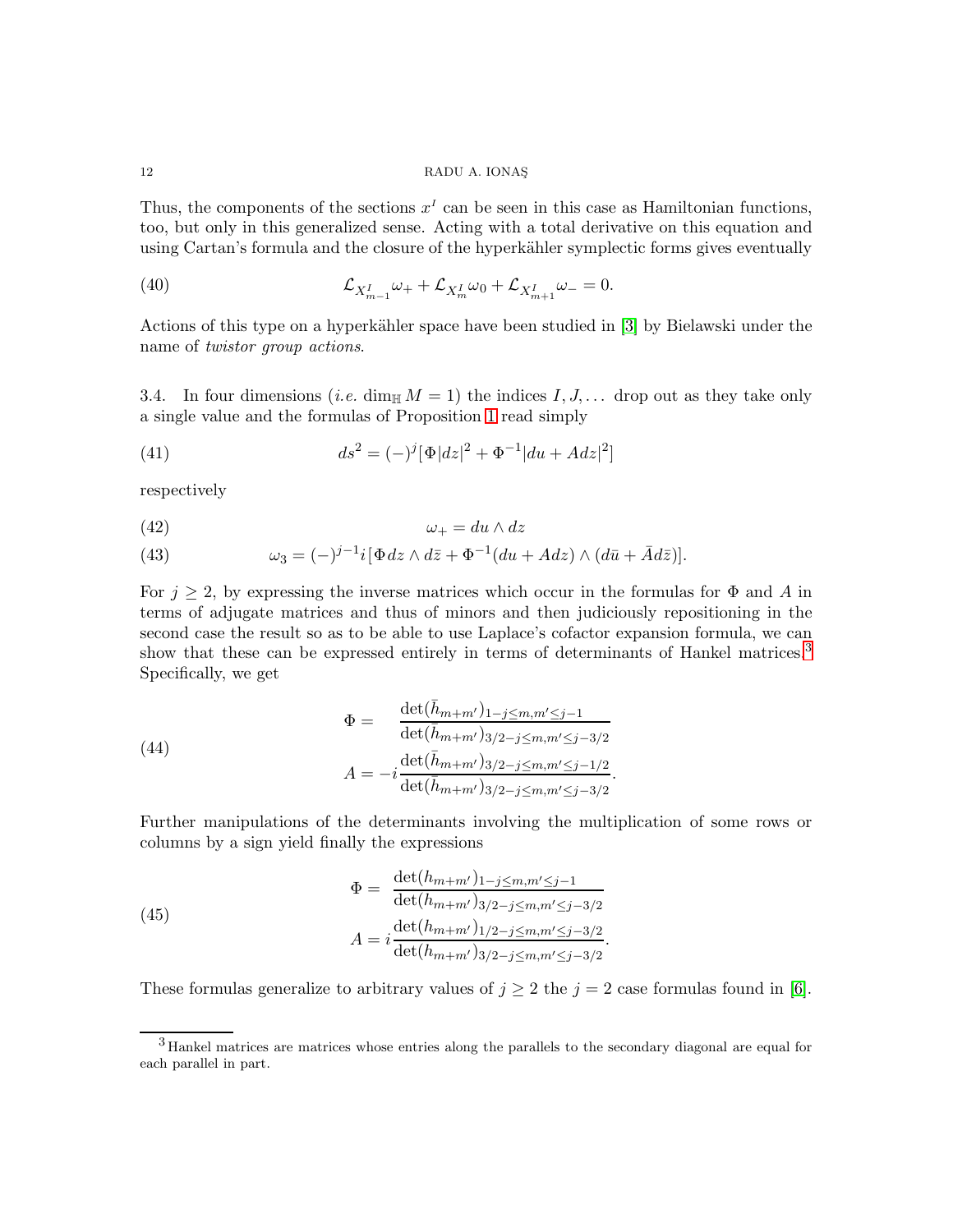Thus, the components of the sections $x^I$ can be seen in this case as Hamiltonian functions, too, but only in this generalized sense. Acting with a total derivative on this equation and using Cartan's formula and the closure of the hyperkähler symplectic forms gives eventually

$$\mathcal{L}_{X^I_{m-1}}\omega_+ + \mathcal{L}_{X^I_m}\omega_0 + \mathcal{L}_{X^I_{m+1}}\omega_- = 0. \tag{40}$$

Actions of this type on a hyperkähler space have been studied in [3] by Bielawski under the name of *twistor group actions*.

3.4. In four dimensions (*i.e.* $\dim_{\mathbb{H}} M = 1$) the indices $I, J, \ldots$ drop out as they take only a single value and the formulas of Proposition 1 read simply

$$ds^2 = (-)^j[\Phi|dz|^2 + \Phi^{-1}|du + Adz|^2] \tag{41}$$

respectively

$$\omega_+ = du \wedge dz \tag{42}$$

$$\omega_3 = (-)^{j-1}i[\Phi dz \wedge d\bar{z} + \Phi^{-1}(du + Adz) \wedge (d\bar{u} + \bar{A}d\bar{z})]. \tag{43}$$

For $j \geq 2$, by expressing the inverse matrices which occur in the formulas for $\Phi$ and $A$ in terms of adjugate matrices and thus of minors and then judiciously repositioning in the second case the result so as to be able to use Laplace's cofactor expansion formula, we can show that these can be expressed entirely in terms of determinants of Hankel matrices.[3] Specifically, we get

$$\begin{aligned}\Phi &= \frac{\det(\bar{h}_{m+m'})_{1-j \leq m,m' \leq j-1}}{\det(\bar{h}_{m+m'})_{3/2-j \leq m,m' \leq j-3/2}}\\ A &= -i\frac{\det(\bar{h}_{m+m'})_{3/2-j \leq m,m' \leq j-1/2}}{\det(\bar{h}_{m+m'})_{3/2-j \leq m,m' \leq j-3/2}}.\end{aligned} \tag{44}$$

Further manipulations of the determinants involving the multiplication of some rows or columns by a sign yield finally the expressions

$$\begin{aligned}\Phi &= \frac{\det(h_{m+m'})_{1-j \leq m,m' \leq j-1}}{\det(h_{m+m'})_{3/2-j \leq m,m' \leq j-3/2}}\\ A &= i\frac{\det(h_{m+m'})_{1/2-j \leq m,m' \leq j-3/2}}{\det(h_{m+m'})_{3/2-j \leq m,m' \leq j-3/2}}.\end{aligned} \tag{45}$$

These formulas generalize to arbitrary values of $j \geq 2$ the $j = 2$ case formulas found in [6].

[3] Hankel matrices are matrices whose entries along the parallels to the secondary diagonal are equal for each parallel in part.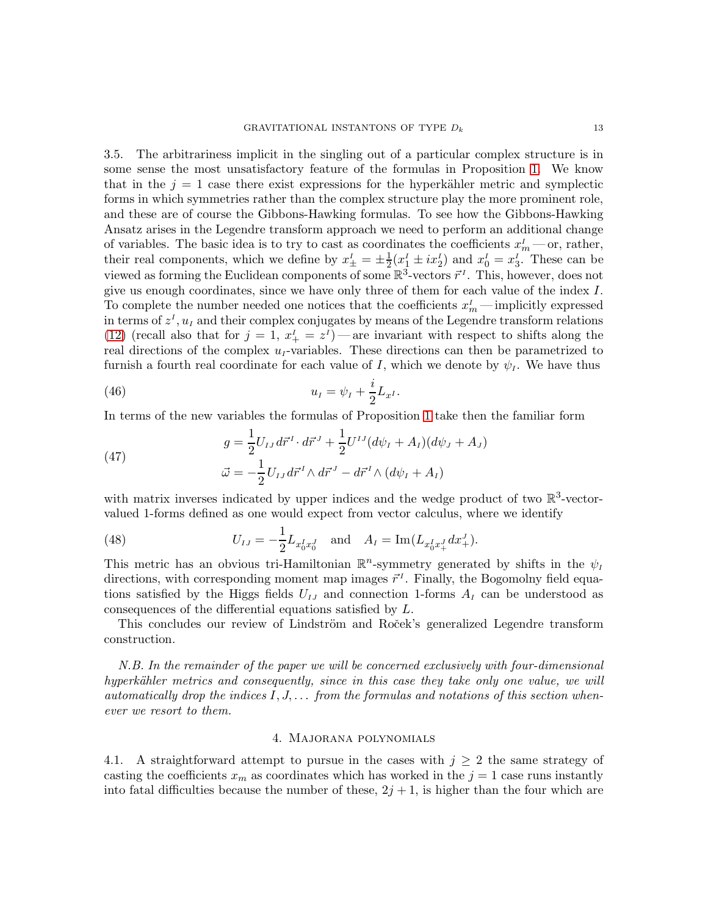3.5. The arbitrariness implicit in the singling out of a particular complex structure is in some sense the most unsatisfactory feature of the formulas in Proposition 1. We know that in the $j = 1$ case there exist expressions for the hyperkähler metric and symplectic forms in which symmetries rather than the complex structure play the more prominent role, and these are of course the Gibbons-Hawking formulas. To see how the Gibbons-Hawking Ansatz arises in the Legendre transform approach we need to perform an additional change of variables. The basic idea is to try to cast as coordinates the coefficients $x_m^I$ — or, rather, their real components, which we define by $x_\pm^I = \pm\frac{1}{2}(x_1^I \pm i x_2^I)$ and $x_0^I = x_3^I$. These can be viewed as forming the Euclidean components of some $\mathbb{R}^3$-vectors $\vec{r}^{\,I}$. This, however, does not give us enough coordinates, since we have only three of them for each value of the index $I$. To complete the number needed one notices that the coefficients $x_m^I$ — implicitly expressed in terms of $z^I, u_I$ and their complex conjugates by means of the Legendre transform relations (12) (recall also that for $j = 1$, $x_+^I = z^I$) — are invariant with respect to shifts along the real directions of the complex $u_I$-variables. These directions can then be parametrized to furnish a fourth real coordinate for each value of $I$, which we denote by $\psi_I$. We have thus

$$u_I = \psi_I + \frac{i}{2} L_{x^I}. \tag{46}$$

In terms of the new variables the formulas of Proposition 1 take then the familiar form

$$\begin{aligned} g &= \frac{1}{2} U_{IJ}\, d\vec{r}^{\,I} \cdot d\vec{r}^{\,J} + \frac{1}{2} U^{IJ} (d\psi_I + A_I)(d\psi_J + A_J) \\ \vec{\omega} &= -\frac{1}{2} U_{IJ}\, d\vec{r}^{\,I} \wedge d\vec{r}^{\,J} - d\vec{r}^{\,I} \wedge (d\psi_I + A_I) \end{aligned} \tag{47}$$

with matrix inverses indicated by upper indices and the wedge product of two $\mathbb{R}^3$-vector-valued 1-forms defined as one would expect from vector calculus, where we identify

$$U_{IJ} = -\frac{1}{2} L_{x_0^I x_0^J} \quad \text{and} \quad A_I = \operatorname{Im}(L_{x_0^I x_+^J} dx_+^J). \tag{48}$$

This metric has an obvious tri-Hamiltonian $\mathbb{R}^n$-symmetry generated by shifts in the $\psi_I$ directions, with corresponding moment map images $\vec{r}^{\,I}$. Finally, the Bogomolny field equations satisfied by the Higgs fields $U_{IJ}$ and connection 1-forms $A_I$ can be understood as consequences of the differential equations satisfied by $L$.

This concludes our review of Lindström and Roček's generalized Legendre transform construction.

*N.B. In the remainder of the paper we will be concerned exclusively with four-dimensional hyperkähler metrics and consequently, since in this case they take only one value, we will automatically drop the indices $I, J, \ldots$ from the formulas and notations of this section whenever we resort to them.*

## 4. Majorana polynomials

4.1. A straightforward attempt to pursue in the cases with $j \geq 2$ the same strategy of casting the coefficients $x_m$ as coordinates which has worked in the $j = 1$ case runs instantly into fatal difficulties because the number of these, $2j + 1$, is higher than the four which are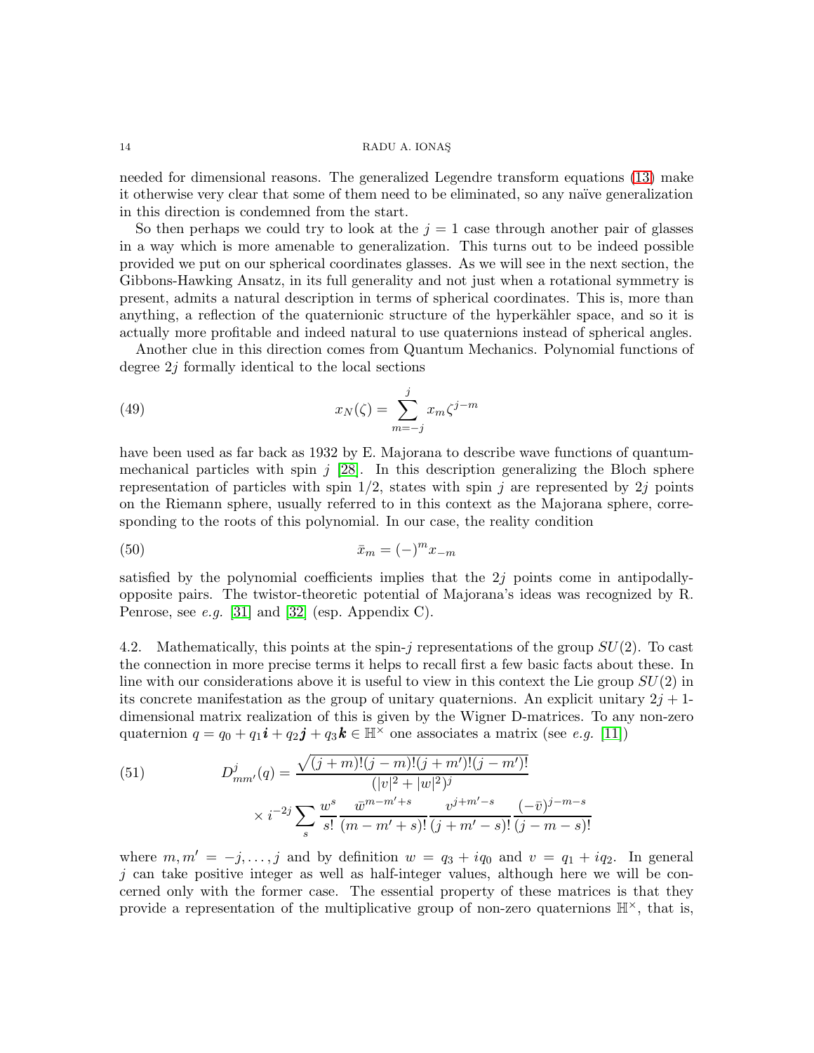needed for dimensional reasons. The generalized Legendre transform equations (13) make it otherwise very clear that some of them need to be eliminated, so any naïve generalization in this direction is condemned from the start.

So then perhaps we could try to look at the $j = 1$ case through another pair of glasses in a way which is more amenable to generalization. This turns out to be indeed possible provided we put on our spherical coordinates glasses. As we will see in the next section, the Gibbons-Hawking Ansatz, in its full generality and not just when a rotational symmetry is present, admits a natural description in terms of spherical coordinates. This is, more than anything, a reflection of the quaternionic structure of the hyperkähler space, and so it is actually more profitable and indeed natural to use quaternions instead of spherical angles.

Another clue in this direction comes from Quantum Mechanics. Polynomial functions of degree $2j$ formally identical to the local sections

$$x_N(\zeta) = \sum_{m=-j}^{j} x_m \zeta^{j-m} \tag{49}$$

have been used as far back as 1932 by E. Majorana to describe wave functions of quantum-mechanical particles with spin $j$ [28]. In this description generalizing the Bloch sphere representation of particles with spin $1/2$, states with spin $j$ are represented by $2j$ points on the Riemann sphere, usually referred to in this context as the Majorana sphere, corresponding to the roots of this polynomial. In our case, the reality condition

$$\bar{x}_m = (-)^m x_{-m} \tag{50}$$

satisfied by the polynomial coefficients implies that the $2j$ points come in antipodally-opposite pairs. The twistor-theoretic potential of Majorana's ideas was recognized by R. Penrose, see *e.g.* [31] and [32] (esp. Appendix C).

4.2. Mathematically, this points at the spin-$j$ representations of the group $SU(2)$. To cast the connection in more precise terms it helps to recall first a few basic facts about these. In line with our considerations above it is useful to view in this context the Lie group $SU(2)$ in its concrete manifestation as the group of unitary quaternions. An explicit unitary $2j+1$-dimensional matrix realization of this is given by the Wigner D-matrices. To any non-zero quaternion $q = q_0 + q_1\boldsymbol{i} + q_2\boldsymbol{j} + q_3\boldsymbol{k} \in \mathbb{H}^\times$ one associates a matrix (see *e.g.* [11])

$$\begin{aligned} D^j_{mm'}(q) = {} & \frac{\sqrt{(j+m)!(j-m)!(j+m')!(j-m')!}}{(|v|^2+|w|^2)^j} \\ & \times i^{-2j} \sum_s \frac{w^s}{s!} \frac{\bar{w}^{m-m'+s}}{(m-m'+s)!} \frac{v^{j+m'-s}}{(j+m'-s)!} \frac{(-\bar{v})^{j-m-s}}{(j-m-s)!} \end{aligned} \tag{51}$$

where $m, m' = -j, \ldots, j$ and by definition $w = q_3 + iq_0$ and $v = q_1 + iq_2$. In general $j$ can take positive integer as well as half-integer values, although here we will be concerned only with the former case. The essential property of these matrices is that they provide a representation of the multiplicative group of non-zero quaternions $\mathbb{H}^\times$, that is,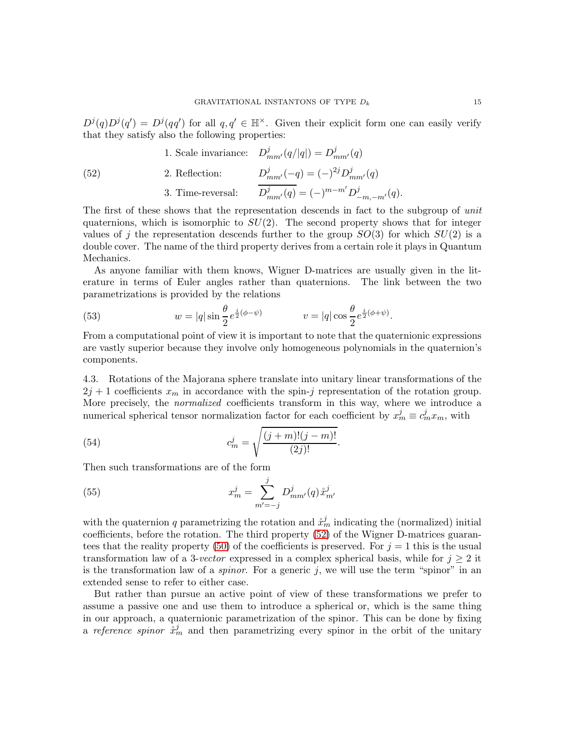$D^j(q)D^j(q') = D^j(qq')$ for all $q, q' \in \mathbb{H}^\times$. Given their explicit form one can easily verify that they satisfy also the following properties:

$$
\begin{aligned}
&\text{1. Scale invariance:} \quad D^j_{mm'}(q/|q|) = D^j_{mm'}(q) \\
&\text{2. Reflection:} \quad D^j_{mm'}(-q) = (-)^{2j} D^j_{mm'}(q) \\
&\text{3. Time-reversal:} \quad \overline{D^j_{mm'}(q)} = (-)^{m-m'} D^j_{-m,-m'}(q).
\end{aligned}
\tag{52}
$$

The first of these shows that the representation descends in fact to the subgroup of *unit* quaternions, which is isomorphic to $SU(2)$. The second property shows that for integer values of $j$ the representation descends further to the group $SO(3)$ for which $SU(2)$ is a double cover. The name of the third property derives from a certain role it plays in Quantum Mechanics.

As anyone familiar with them knows, Wigner D-matrices are usually given in the literature in terms of Euler angles rather than quaternions. The link between the two parametrizations is provided by the relations

$$
w = |q| \sin\frac{\theta}{2} e^{\frac{i}{2}(\phi-\psi)} \qquad v = |q| \cos\frac{\theta}{2} e^{\frac{i}{2}(\phi+\psi)}. \tag{53}
$$

From a computational point of view it is important to note that the quaternionic expressions are vastly superior because they involve only homogeneous polynomials in the quaternion's components.

4.3. Rotations of the Majorana sphere translate into unitary linear transformations of the $2j+1$ coefficients $x_m$ in accordance with the spin-$j$ representation of the rotation group. More precisely, the *normalized* coefficients transform in this way, where we introduce a numerical spherical tensor normalization factor for each coefficient by $x^j_m \equiv c^j_m x_m$, with

$$
c^j_m = \sqrt{\frac{(j+m)!(j-m)!}{(2j)!}}. \tag{54}
$$

Then such transformations are of the form

$$
x^j_m = \sum_{m'=-j}^{j} D^j_{mm'}(q) \mathring{x}^j_{m'} \tag{55}
$$

with the quaternion $q$ parametrizing the rotation and $\mathring{x}^j_m$ indicating the (normalized) initial coefficients, before the rotation. The third property (52) of the Wigner D-matrices guarantees that the reality property (50) of the coefficients is preserved. For $j=1$ this is the usual transformation law of a 3-*vector* expressed in a complex spherical basis, while for $j \geq 2$ it is the transformation law of a *spinor*. For a generic $j$, we will use the term "spinor" in an extended sense to refer to either case.

But rather than pursue an active point of view of these transformations we prefer to assume a passive one and use them to introduce a spherical or, which is the same thing in our approach, a quaternionic parametrization of the spinor. This can be done by fixing a *reference spinor* $\mathring{x}^j_m$ and then parametrizing every spinor in the orbit of the unitary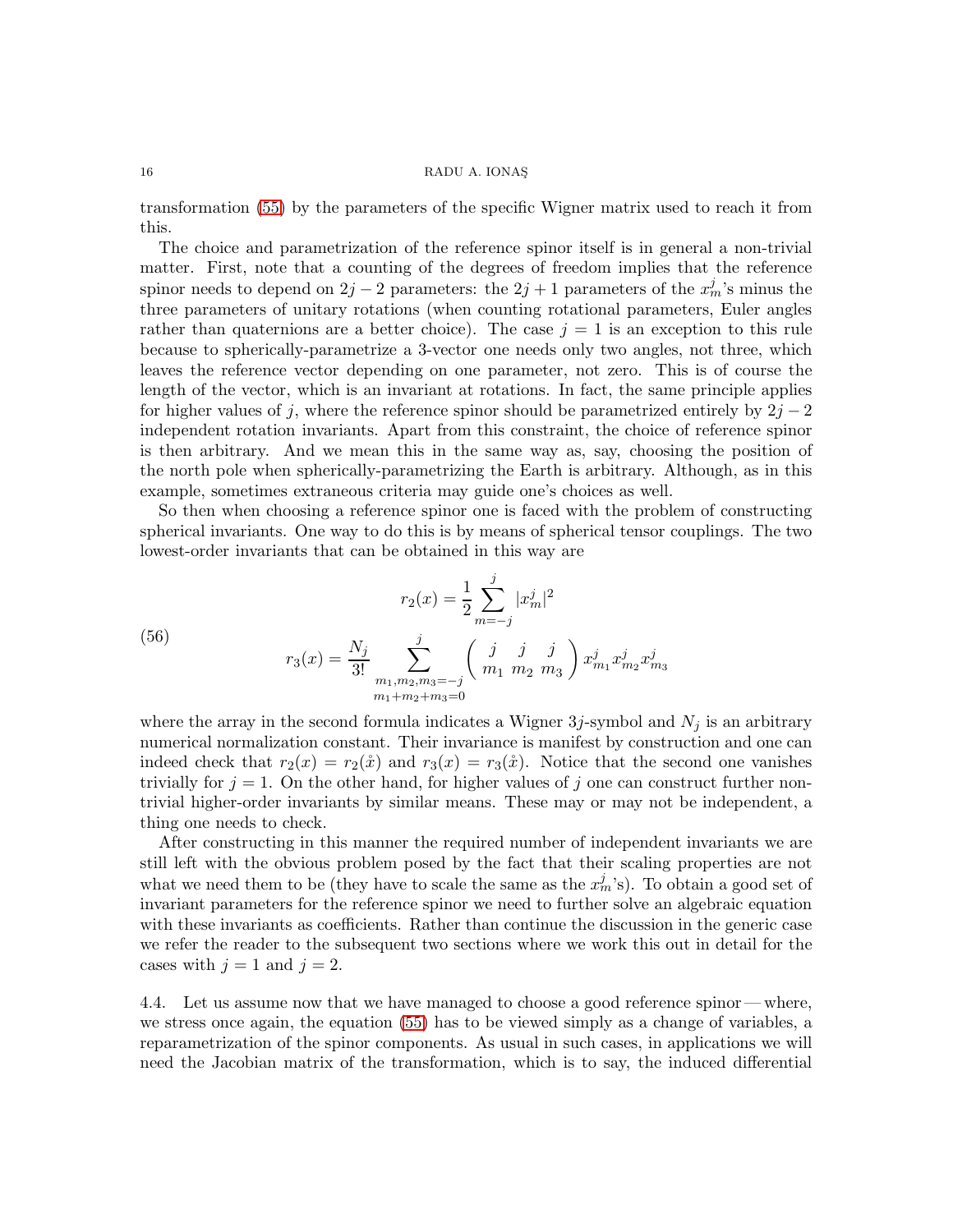transformation (55) by the parameters of the specific Wigner matrix used to reach it from this.

The choice and parametrization of the reference spinor itself is in general a non-trivial matter. First, note that a counting of the degrees of freedom implies that the reference spinor needs to depend on $2j-2$ parameters: the $2j+1$ parameters of the $x^j_m$'s minus the three parameters of unitary rotations (when counting rotational parameters, Euler angles rather than quaternions are a better choice). The case $j=1$ is an exception to this rule because to spherically-parametrize a 3-vector one needs only two angles, not three, which leaves the reference vector depending on one parameter, not zero. This is of course the length of the vector, which is an invariant at rotations. In fact, the same principle applies for higher values of $j$, where the reference spinor should be parametrized entirely by $2j-2$ independent rotation invariants. Apart from this constraint, the choice of reference spinor is then arbitrary. And we mean this in the same way as, say, choosing the position of the north pole when spherically-parametrizing the Earth is arbitrary. Although, as in this example, sometimes extraneous criteria may guide one's choices as well.

So then when choosing a reference spinor one is faced with the problem of constructing spherical invariants. One way to do this is by means of spherical tensor couplings. The two lowest-order invariants that can be obtained in this way are

$$
\begin{aligned}
r_2(x) &= \frac{1}{2}\sum_{m=-j}^{j} |x^j_m|^2 \\
r_3(x) &= \frac{N_j}{3!}\sum_{\substack{m_1,m_2,m_3=-j \\ m_1+m_2+m_3=0}}^{j} \begin{pmatrix} j & j & j \\ m_1 & m_2 & m_3 \end{pmatrix} x^j_{m_1} x^j_{m_2} x^j_{m_3}
\end{aligned}
\tag{56}
$$

where the array in the second formula indicates a Wigner $3j$-symbol and $N_j$ is an arbitrary numerical normalization constant. Their invariance is manifest by construction and one can indeed check that $r_2(x) = r_2(\mathring{x})$ and $r_3(x) = r_3(\mathring{x})$. Notice that the second one vanishes trivially for $j=1$. On the other hand, for higher values of $j$ one can construct further non-trivial higher-order invariants by similar means. These may or may not be independent, a thing one needs to check.

After constructing in this manner the required number of independent invariants we are still left with the obvious problem posed by the fact that their scaling properties are not what we need them to be (they have to scale the same as the $x^j_m$'s). To obtain a good set of invariant parameters for the reference spinor we need to further solve an algebraic equation with these invariants as coefficients. Rather than continue the discussion in the generic case we refer the reader to the subsequent two sections where we work this out in detail for the cases with $j=1$ and $j=2$.

4.4. Let us assume now that we have managed to choose a good reference spinor — where, we stress once again, the equation (55) has to be viewed simply as a change of variables, a reparametrization of the spinor components. As usual in such cases, in applications we will need the Jacobian matrix of the transformation, which is to say, the induced differential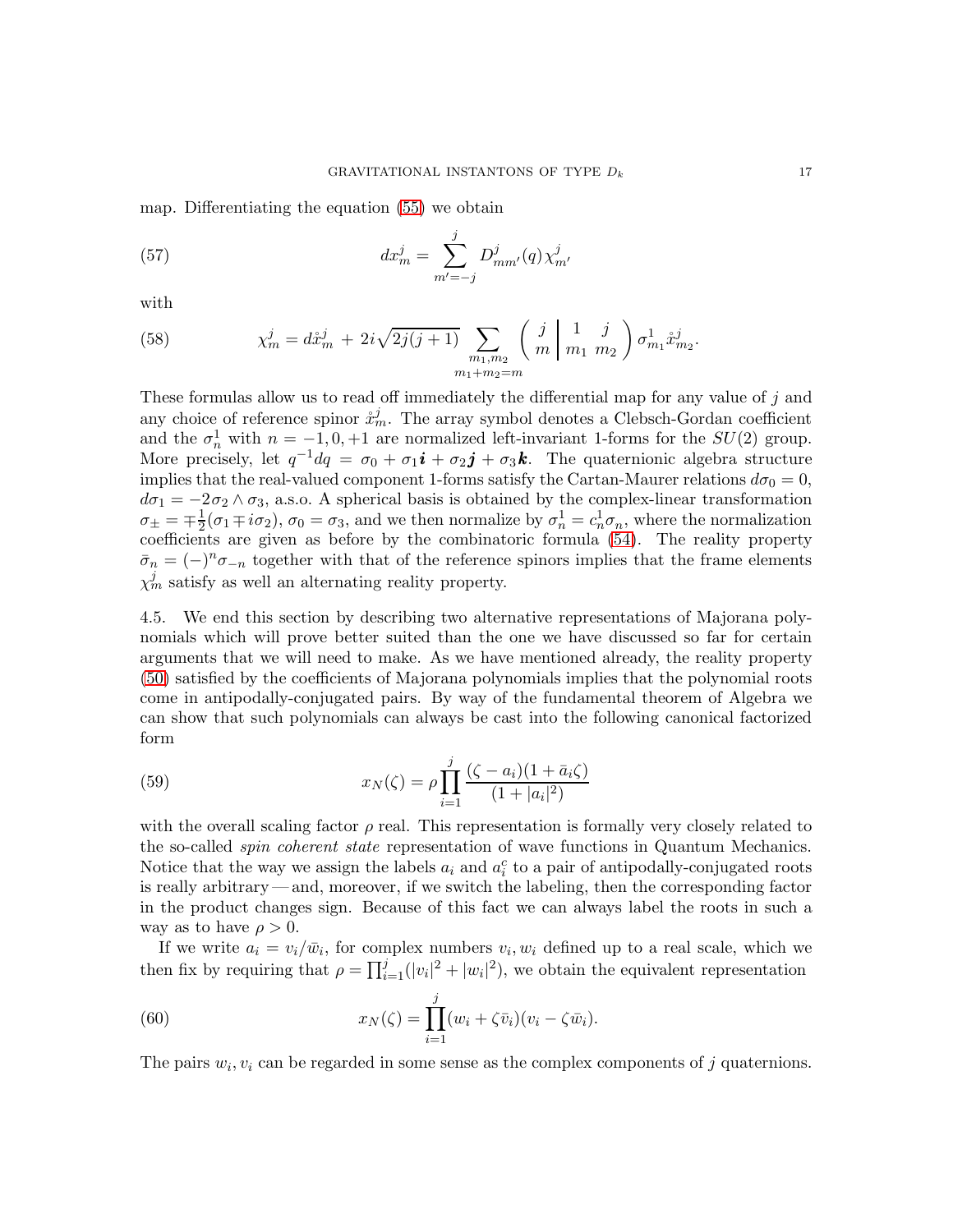map. Differentiating the equation (55) we obtain

$$dx^j_m = \sum_{m'=-j}^{j} D^j_{mm'}(q)\,\chi^j_{m'} \tag{57}$$

with

$$\chi^j_m = d\mathring{x}^j_m \,+\, 2i\sqrt{2j(j+1)} \sum_{\substack{m_1,m_2 \\ m_1+m_2=m}} \left( \begin{array}{c|cc} j & 1 & j \\ m & m_1 & m_2 \end{array} \right) \sigma^1_{m_1} \mathring{x}^j_{m_2}. \tag{58}$$

These formulas allow us to read off immediately the differential map for any value of $j$ and any choice of reference spinor $\mathring{x}^j_m$. The array symbol denotes a Clebsch-Gordan coefficient and the $\sigma^1_n$ with $n = -1, 0, +1$ are normalized left-invariant 1-forms for the $SU(2)$ group. More precisely, let $q^{-1}dq = \sigma_0 + \sigma_1 \boldsymbol{i} + \sigma_2 \boldsymbol{j} + \sigma_3 \boldsymbol{k}$. The quaternionic algebra structure implies that the real-valued component 1-forms satisfy the Cartan-Maurer relations $d\sigma_0 = 0$, $d\sigma_1 = -2\sigma_2 \wedge \sigma_3$, a.s.o. A spherical basis is obtained by the complex-linear transformation $\sigma_\pm = \mp\frac{1}{2}(\sigma_1 \mp i\sigma_2)$, $\sigma_0 = \sigma_3$, and we then normalize by $\sigma^1_n = c^1_n \sigma_n$, where the normalization coefficients are given as before by the combinatoric formula (54). The reality property $\bar{\sigma}_n = (-)^n \sigma_{-n}$ together with that of the reference spinors implies that the frame elements $\chi^j_m$ satisfy as well an alternating reality property.

4.5. We end this section by describing two alternative representations of Majorana polynomials which will prove better suited than the one we have discussed so far for certain arguments that we will need to make. As we have mentioned already, the reality property (50) satisfied by the coefficients of Majorana polynomials implies that the polynomial roots come in antipodally-conjugated pairs. By way of the fundamental theorem of Algebra we can show that such polynomials can always be cast into the following canonical factorized form

$$x_N(\zeta) = \rho \prod_{i=1}^{j} \frac{(\zeta - a_i)(1 + \bar{a}_i \zeta)}{(1 + |a_i|^2)} \tag{59}$$

with the overall scaling factor $\rho$ real. This representation is formally very closely related to the so-called *spin coherent state* representation of wave functions in Quantum Mechanics. Notice that the way we assign the labels $a_i$ and $a^c_i$ to a pair of antipodally-conjugated roots is really arbitrary — and, moreover, if we switch the labeling, then the corresponding factor in the product changes sign. Because of this fact we can always label the roots in such a way as to have $\rho > 0$.

If we write $a_i = v_i/\bar{w}_i$, for complex numbers $v_i, w_i$ defined up to a real scale, which we then fix by requiring that $\rho = \prod_{i=1}^{j}(|v_i|^2 + |w_i|^2)$, we obtain the equivalent representation

$$x_N(\zeta) = \prod_{i=1}^{j} (w_i + \zeta \bar{v}_i)(v_i - \zeta \bar{w}_i). \tag{60}$$

The pairs $w_i, v_i$ can be regarded in some sense as the complex components of $j$ quaternions.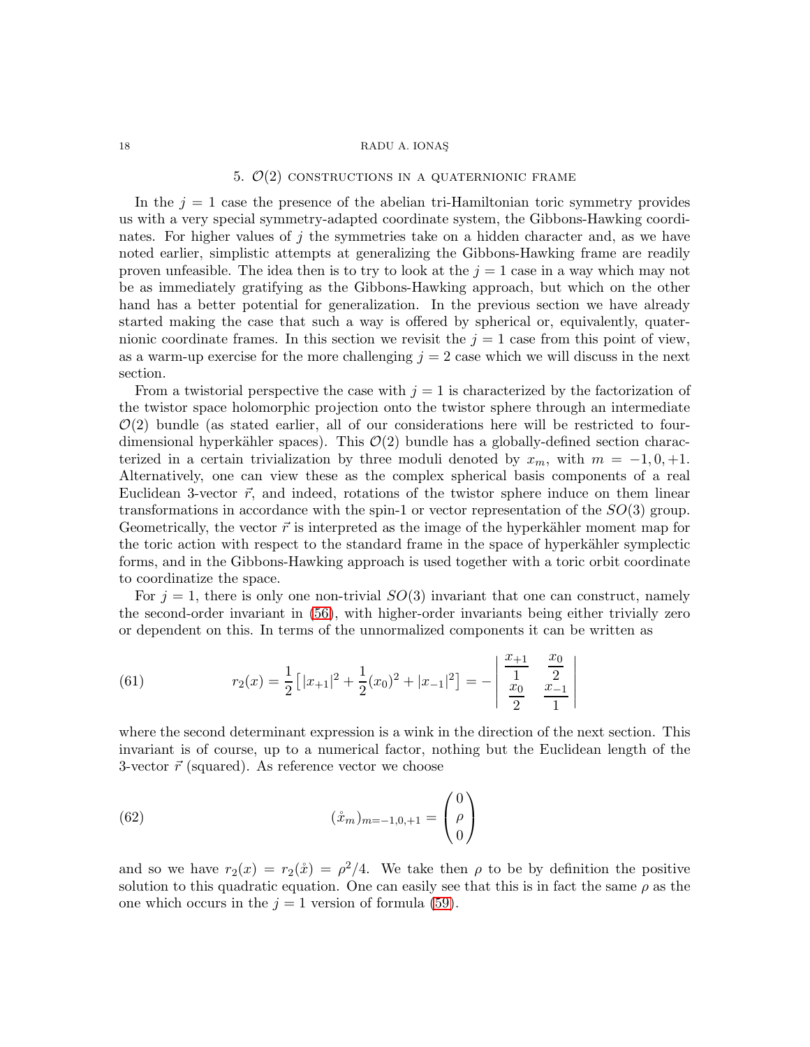## 5. $\mathcal{O}(2)$ constructions in a quaternionic frame

In the $j = 1$ case the presence of the abelian tri-Hamiltonian toric symmetry provides us with a very special symmetry-adapted coordinate system, the Gibbons-Hawking coordinates. For higher values of $j$ the symmetries take on a hidden character and, as we have noted earlier, simplistic attempts at generalizing the Gibbons-Hawking frame are readily proven unfeasible. The idea then is to try to look at the $j = 1$ case in a way which may not be as immediately gratifying as the Gibbons-Hawking approach, but which on the other hand has a better potential for generalization. In the previous section we have already started making the case that such a way is offered by spherical or, equivalently, quaternionic coordinate frames. In this section we revisit the $j = 1$ case from this point of view, as a warm-up exercise for the more challenging $j = 2$ case which we will discuss in the next section.

From a twistorial perspective the case with $j = 1$ is characterized by the factorization of the twistor space holomorphic projection onto the twistor sphere through an intermediate $\mathcal{O}(2)$ bundle (as stated earlier, all of our considerations here will be restricted to four-dimensional hyperkähler spaces). This $\mathcal{O}(2)$ bundle has a globally-defined section characterized in a certain trivialization by three moduli denoted by $x_m$, with $m = -1, 0, +1$. Alternatively, one can view these as the complex spherical basis components of a real Euclidean 3-vector $\vec{r}$, and indeed, rotations of the twistor sphere induce on them linear transformations in accordance with the spin-1 or vector representation of the $SO(3)$ group. Geometrically, the vector $\vec{r}$ is interpreted as the image of the hyperkähler moment map for the toric action with respect to the standard frame in the space of hyperkähler symplectic forms, and in the Gibbons-Hawking approach is used together with a toric orbit coordinate to coordinatize the space.

For $j = 1$, there is only one non-trivial $SO(3)$ invariant that one can construct, namely the second-order invariant in (56), with higher-order invariants being either trivially zero or dependent on this. In terms of the unnormalized components it can be written as

$$
r_2(x) = \frac{1}{2}\left[|x_{+1}|^2 + \frac{1}{2}(x_0)^2 + |x_{-1}|^2\right] = -\begin{vmatrix} \dfrac{x_{+1}}{1} & \dfrac{x_0}{2} \\ \dfrac{x_0}{2} & \dfrac{x_{-1}}{1} \end{vmatrix} \tag{61}
$$

where the second determinant expression is a wink in the direction of the next section. This invariant is of course, up to a numerical factor, nothing but the Euclidean length of the 3-vector $\vec{r}$ (squared). As reference vector we choose

$$
(\mathring{x}_m)_{m=-1,0,+1} = \begin{pmatrix} 0 \\ \rho \\ 0 \end{pmatrix} \tag{62}
$$

and so we have $r_2(x) = r_2(\mathring{x}) = \rho^2/4$. We take then $\rho$ to be by definition the positive solution to this quadratic equation. One can easily see that this is in fact the same $\rho$ as the one which occurs in the $j = 1$ version of formula (59).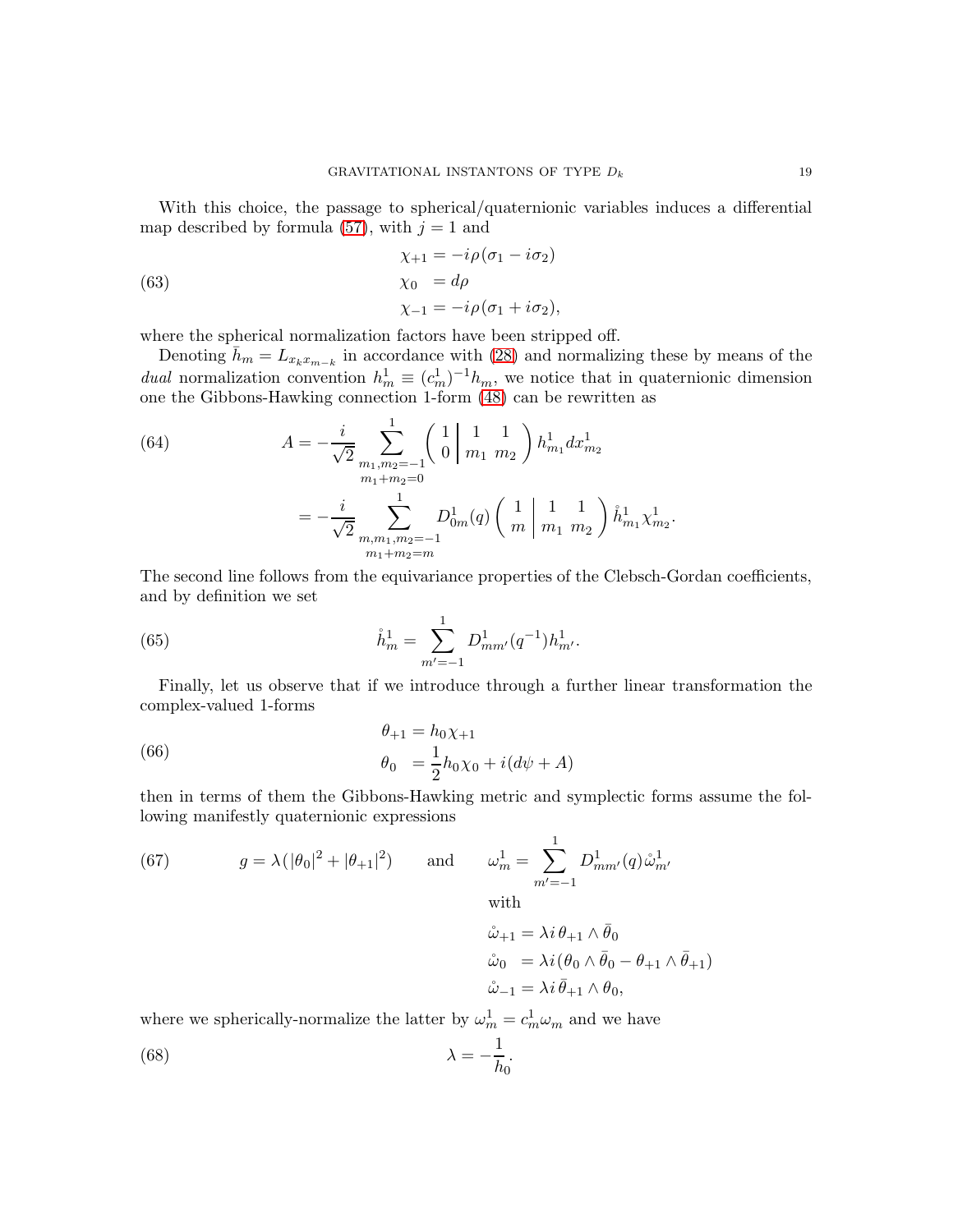With this choice, the passage to spherical/quaternionic variables induces a differential map described by formula (57), with $j = 1$ and

$$
\begin{aligned}
\chi_{+1} &= -i\rho(\sigma_1 - i\sigma_2) \\
\chi_0 \;&= d\rho \qquad\qquad (63)\\
\chi_{-1} &= -i\rho(\sigma_1 + i\sigma_2),
\end{aligned}
$$

where the spherical normalization factors have been stripped off.

Denoting $\bar{h}_m = L_{x_k x_{m-k}}$ in accordance with (28) and normalizing these by means of the *dual* normalization convention $h^1_m \equiv (c^1_m)^{-1} h_m$, we notice that in quaternionic dimension one the Gibbons-Hawking connection 1-form (48) can be rewritten as

$$
\begin{aligned}
A &= -\frac{i}{\sqrt{2}} \sum_{\substack{m_1, m_2 = -1 \\ m_1 + m_2 = 0}}^{1} \left( \begin{array}{c|cc} 1 & 1 & 1 \\ 0 & m_1 & m_2 \end{array} \right) h^1_{m_1} dx^1_{m_2} \qquad (64)\\
&= -\frac{i}{\sqrt{2}} \sum_{\substack{m, m_1, m_2 = -1 \\ m_1 + m_2 = m}}^{1} D^1_{0m}(q) \left( \begin{array}{c|cc} 1 & 1 & 1 \\ m & m_1 & m_2 \end{array} \right) \mathring{h}^1_{m_1} \chi^1_{m_2}.
\end{aligned}
$$

The second line follows from the equivariance properties of the Clebsch-Gordan coefficients, and by definition we set

$$
\mathring{h}^1_m = \sum_{m'=-1}^{1} D^1_{mm'}(q^{-1}) h^1_{m'}. \qquad (65)
$$

Finally, let us observe that if we introduce through a further linear transformation the complex-valued 1-forms

$$
\begin{aligned}
\theta_{+1} &= h_0 \chi_{+1} \\
\theta_0 \;&= \frac{1}{2} h_0 \chi_0 + i(d\psi + A) \qquad (66)
\end{aligned}
$$

then in terms of them the Gibbons-Hawking metric and symplectic forms assume the following manifestly quaternionic expressions

$$
g = \lambda(|\theta_0|^2 + |\theta_{+1}|^2) \qquad \text{and} \qquad \omega^1_m = \sum_{m'=-1}^{1} D^1_{mm'}(q) \mathring{\omega}^1_{m'} \qquad (67)
$$

with

$$
\begin{aligned}
\mathring{\omega}_{+1} &= \lambda i \, \theta_{+1} \wedge \bar{\theta}_0 \\
\mathring{\omega}_0 \;&= \lambda i (\theta_0 \wedge \bar{\theta}_0 - \theta_{+1} \wedge \bar{\theta}_{+1}) \\
\mathring{\omega}_{-1} &= \lambda i \, \bar{\theta}_{+1} \wedge \theta_0,
\end{aligned}
$$

where we spherically-normalize the latter by $\omega^1_m = c^1_m \omega_m$ and we have

$$
\lambda = -\frac{1}{h_0}. \qquad (68)
$$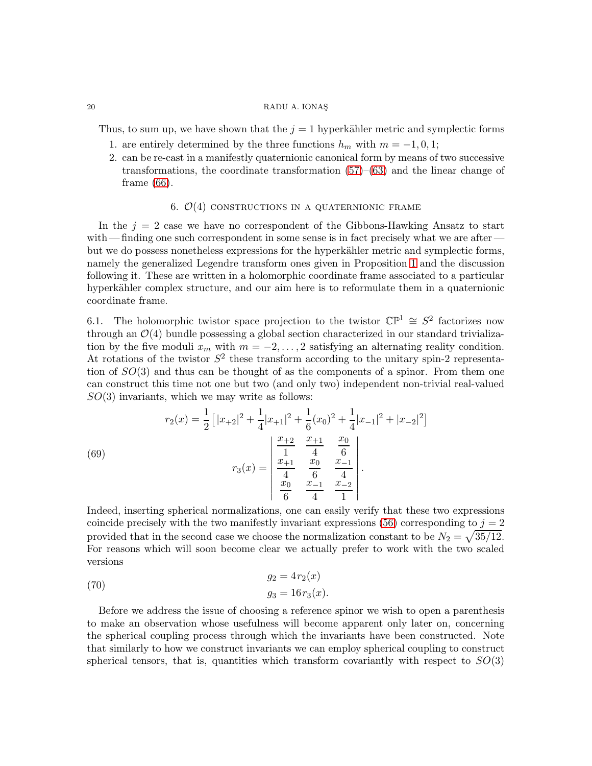Thus, to sum up, we have shown that the $j = 1$ hyperkähler metric and symplectic forms

1. are entirely determined by the three functions $h_m$ with $m = -1, 0, 1$;
2. can be re-cast in a manifestly quaternionic canonical form by means of two successive transformations, the coordinate transformation (57)–(63) and the linear change of frame (66).

## 6. $\mathcal{O}(4)$ constructions in a quaternionic frame

In the $j = 2$ case we have no correspondent of the Gibbons-Hawking Ansatz to start with — finding one such correspondent in some sense is in fact precisely what we are after — but we do possess nonetheless expressions for the hyperkähler metric and symplectic forms, namely the generalized Legendre transform ones given in Proposition 1 and the discussion following it. These are written in a holomorphic coordinate frame associated to a particular hyperkähler complex structure, and our aim here is to reformulate them in a quaternionic coordinate frame.

6.1. The holomorphic twistor space projection to the twistor $\mathbb{CP}^1 \cong S^2$ factorizes now through an $\mathcal{O}(4)$ bundle possessing a global section characterized in our standard trivialization by the five moduli $x_m$ with $m = -2, \dots, 2$ satisfying an alternating reality condition. At rotations of the twistor $S^2$ these transform according to the unitary spin-2 representation of $SO(3)$ and thus can be thought of as the components of a spinor. From them one can construct this time not one but two (and only two) independent non-trivial real-valued $SO(3)$ invariants, which we may write as follows:

$$
r_2(x) = \frac{1}{2}\Big[\,|x_{+2}|^2 + \frac{1}{4}|x_{+1}|^2 + \frac{1}{6}(x_0)^2 + \frac{1}{4}|x_{-1}|^2 + |x_{-2}|^2\Big]
\tag{69}
$$

$$
r_3(x) = \begin{vmatrix} \dfrac{x_{+2}}{1} & \dfrac{x_{+1}}{4} & \dfrac{x_0}{6} \\[2mm] \dfrac{x_{+1}}{4} & \dfrac{x_0}{6} & \dfrac{x_{-1}}{4} \\[2mm] \dfrac{x_0}{6} & \dfrac{x_{-1}}{4} & \dfrac{x_{-2}}{1} \end{vmatrix}.
$$

Indeed, inserting spherical normalizations, one can easily verify that these two expressions coincide precisely with the two manifestly invariant expressions (56) corresponding to $j = 2$ provided that in the second case we choose the normalization constant to be $N_2 = \sqrt{35/12}$. For reasons which will soon become clear we actually prefer to work with the two scaled versions

$$
\begin{aligned}
g_2 &= 4\,r_2(x) \\
g_3 &= 16\,r_3(x).
\end{aligned}
\tag{70}
$$

Before we address the issue of choosing a reference spinor we wish to open a parenthesis to make an observation whose usefulness will become apparent only later on, concerning the spherical coupling process through which the invariants have been constructed. Note that similarly to how we construct invariants we can employ spherical coupling to construct spherical tensors, that is, quantities which transform covariantly with respect to $SO(3)$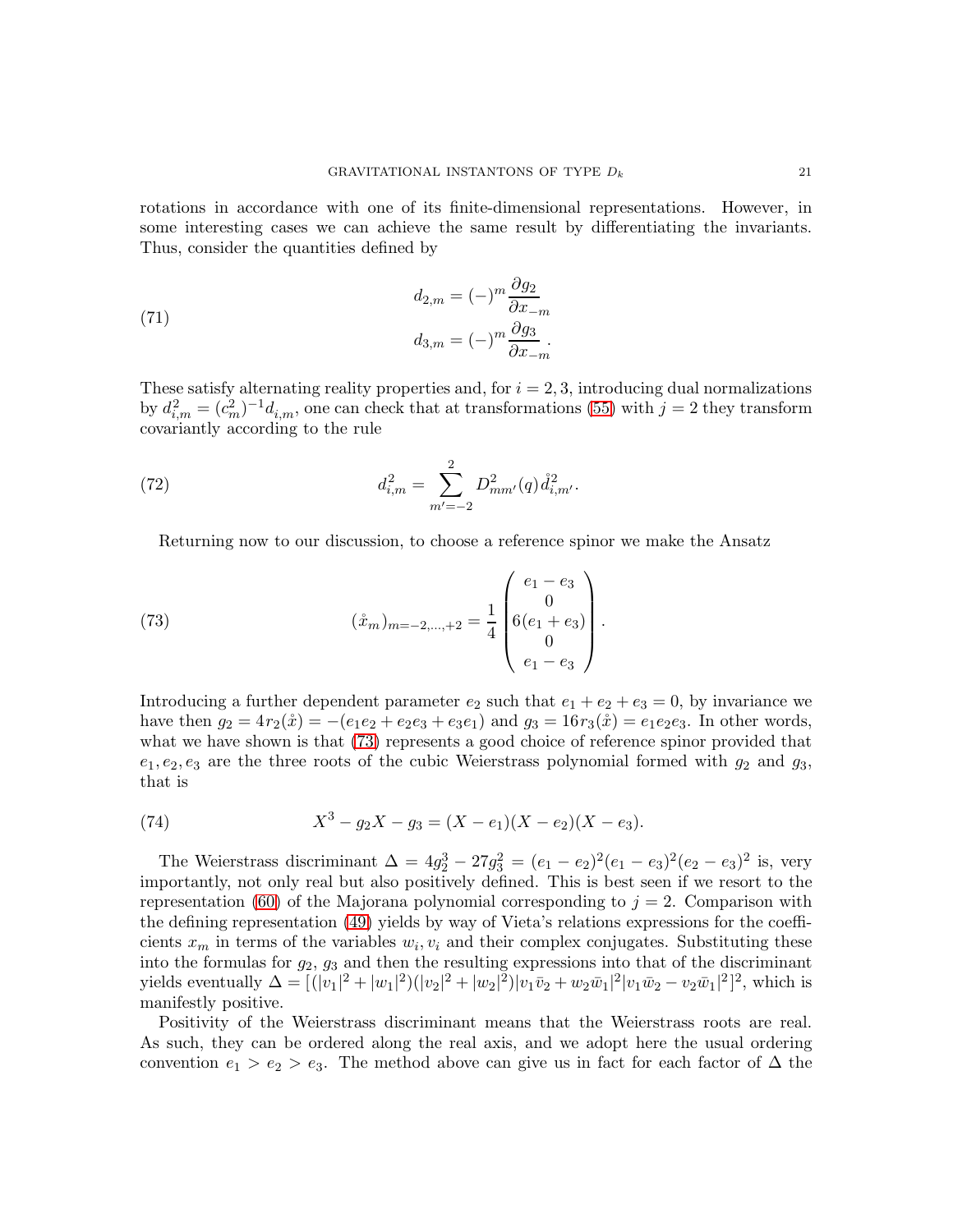rotations in accordance with one of its finite-dimensional representations. However, in some interesting cases we can achieve the same result by differentiating the invariants. Thus, consider the quantities defined by

$$
\begin{aligned}
d_{2,m} &= (-)^m \frac{\partial g_2}{\partial x_{-m}} \\
d_{3,m} &= (-)^m \frac{\partial g_3}{\partial x_{-m}} .
\end{aligned}
\tag{71}
$$

These satisfy alternating reality properties and, for $i = 2, 3$, introducing dual normalizations by $d^2_{i,m} = (c^2_m)^{-1} d_{i,m}$, one can check that at transformations (55) with $j = 2$ they transform covariantly according to the rule

$$
d^2_{i,m} = \sum_{m'=-2}^{2} D^2_{mm'}(q)\, \mathring{d}^2_{i,m'} . \tag{72}
$$

Returning now to our discussion, to choose a reference spinor we make the Ansatz

$$
(\mathring{x}_m)_{m=-2,\ldots,+2} = \frac{1}{4} \begin{pmatrix} e_1 - e_3 \\ 0 \\ 6(e_1 + e_3) \\ 0 \\ e_1 - e_3 \end{pmatrix} . \tag{73}
$$

Introducing a further dependent parameter $e_2$ such that $e_1 + e_2 + e_3 = 0$, by invariance we have then $g_2 = 4r_2(\mathring{x}) = -(e_1e_2 + e_2e_3 + e_3e_1)$ and $g_3 = 16r_3(\mathring{x}) = e_1e_2e_3$. In other words, what we have shown is that (73) represents a good choice of reference spinor provided that $e_1, e_2, e_3$ are the three roots of the cubic Weierstrass polynomial formed with $g_2$ and $g_3$, that is

$$
X^3 - g_2 X - g_3 = (X - e_1)(X - e_2)(X - e_3). \tag{74}
$$

The Weierstrass discriminant $\Delta = 4g_2^3 - 27g_3^2 = (e_1 - e_2)^2(e_1 - e_3)^2(e_2 - e_3)^2$ is, very importantly, not only real but also positively defined. This is best seen if we resort to the representation (60) of the Majorana polynomial corresponding to $j = 2$. Comparison with the defining representation (49) yields by way of Vieta's relations expressions for the coefficients $x_m$ in terms of the variables $w_i, v_i$ and their complex conjugates. Substituting these into the formulas for $g_2$, $g_3$ and then the resulting expressions into that of the discriminant yields eventually $\Delta = [(|v_1|^2 + |w_1|^2)(|v_2|^2 + |w_2|^2)|v_1\bar{v}_2 + w_2\bar{w}_1|^2|v_1\bar{w}_2 - v_2\bar{w}_1|^2]^2$, which is manifestly positive.

Positivity of the Weierstrass discriminant means that the Weierstrass roots are real. As such, they can be ordered along the real axis, and we adopt here the usual ordering convention $e_1 > e_2 > e_3$. The method above can give us in fact for each factor of $\Delta$ the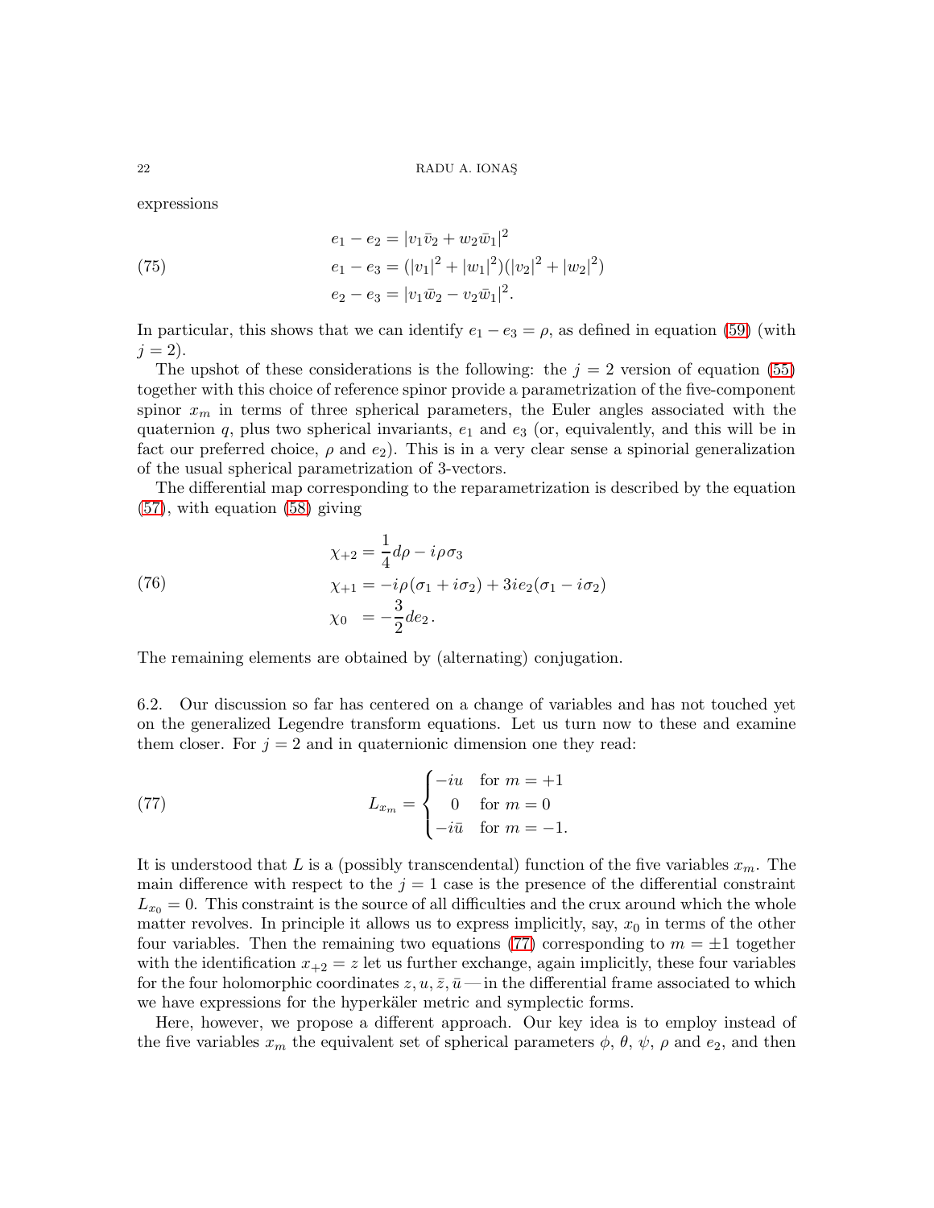expressions

$$
\begin{aligned}
e_1 - e_2 &= |v_1\bar{v}_2 + w_2\bar{w}_1|^2 \\
e_1 - e_3 &= (|v_1|^2 + |w_1|^2)(|v_2|^2 + |w_2|^2) \\
e_2 - e_3 &= |v_1\bar{w}_2 - v_2\bar{w}_1|^2.
\end{aligned} \tag{75}
$$

In particular, this shows that we can identify $e_1 - e_3 = \rho$, as defined in equation (59) (with $j = 2$).

The upshot of these considerations is the following: the $j = 2$ version of equation (55) together with this choice of reference spinor provide a parametrization of the five-component spinor $x_m$ in terms of three spherical parameters, the Euler angles associated with the quaternion $q$, plus two spherical invariants, $e_1$ and $e_3$ (or, equivalently, and this will be in fact our preferred choice, $\rho$ and $e_2$). This is in a very clear sense a spinorial generalization of the usual spherical parametrization of 3-vectors.

The differential map corresponding to the reparametrization is described by the equation (57), with equation (58) giving

$$
\begin{aligned}
\chi_{+2} &= \frac{1}{4}d\rho - i\rho\sigma_3 \\
\chi_{+1} &= -i\rho(\sigma_1 + i\sigma_2) + 3ie_2(\sigma_1 - i\sigma_2) \\
\chi_0 \ &= -\frac{3}{2}de_2\,.
\end{aligned} \tag{76}
$$

The remaining elements are obtained by (alternating) conjugation.

6.2. Our discussion so far has centered on a change of variables and has not touched yet on the generalized Legendre transform equations. Let us turn now to these and examine them closer. For $j = 2$ and in quaternionic dimension one they read:

$$
L_{x_m} = \begin{cases} -iu & \text{for } m = +1 \\ \ \ 0 & \text{for } m = 0 \\ -i\bar{u} & \text{for } m = -1. \end{cases} \tag{77}
$$

It is understood that $L$ is a (possibly transcendental) function of the five variables $x_m$. The main difference with respect to the $j = 1$ case is the presence of the differential constraint $L_{x_0} = 0$. This constraint is the source of all difficulties and the crux around which the whole matter revolves. In principle it allows us to express implicitly, say, $x_0$ in terms of the other four variables. Then the remaining two equations (77) corresponding to $m = \pm 1$ together with the identification $x_{+2} = z$ let us further exchange, again implicitly, these four variables for the four holomorphic coordinates $z, u, \bar{z}, \bar{u}$ — in the differential frame associated to which we have expressions for the hyperkäler metric and symplectic forms.

Here, however, we propose a different approach. Our key idea is to employ instead of the five variables $x_m$ the equivalent set of spherical parameters $\phi$, $\theta$, $\psi$, $\rho$ and $e_2$, and then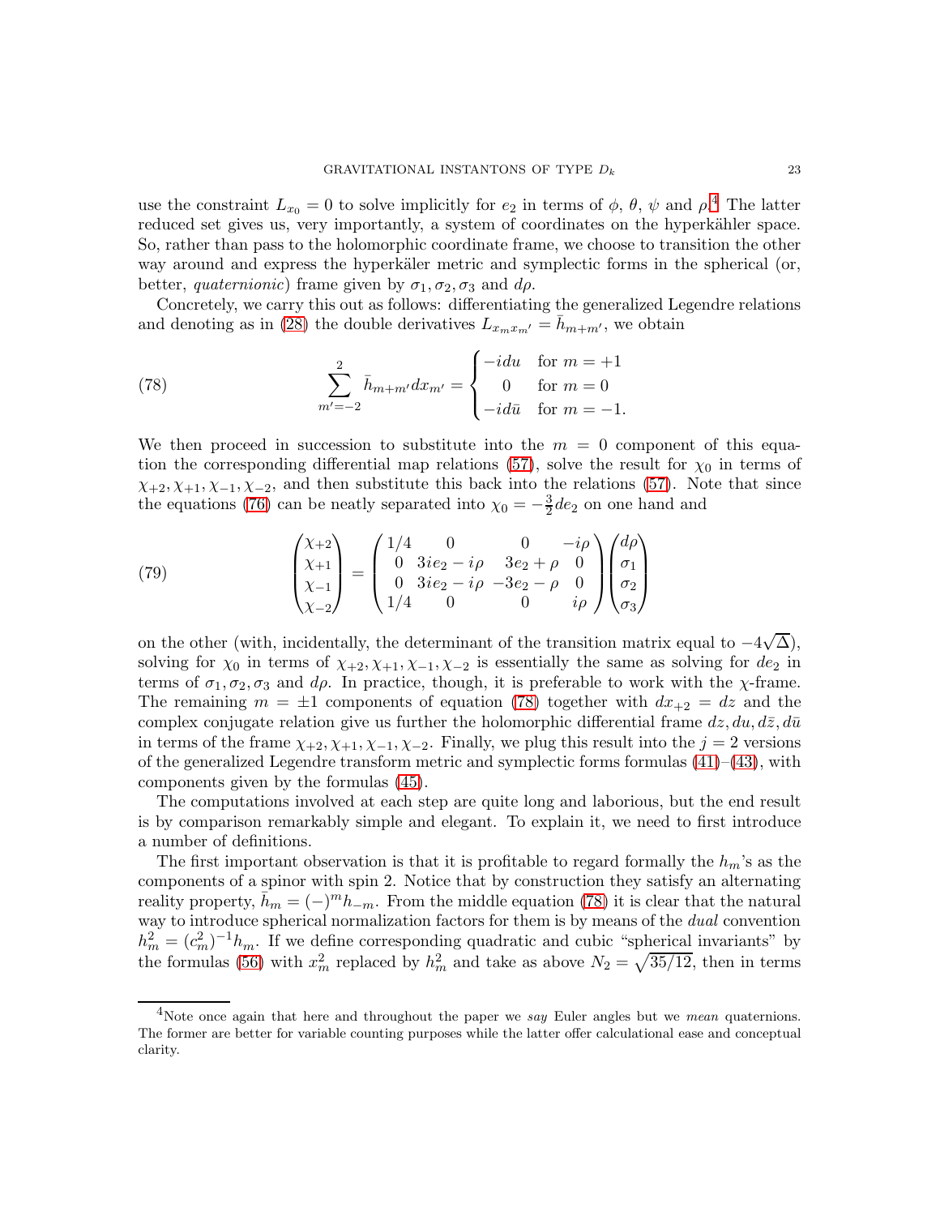use the constraint $L_{x_0} = 0$ to solve implicitly for $e_2$ in terms of $\phi$, $\theta$, $\psi$ and $\rho$.[4] The latter reduced set gives us, very importantly, a system of coordinates on the hyperkähler space. So, rather than pass to the holomorphic coordinate frame, we choose to transition the other way around and express the hyperkäler metric and symplectic forms in the spherical (or, better, *quaternionic*) frame given by $\sigma_1, \sigma_2, \sigma_3$ and $d\rho$.

Concretely, we carry this out as follows: differentiating the generalized Legendre relations and denoting as in (28) the double derivatives $L_{x_m x_{m'}} = \bar{h}_{m+m'}$, we obtain

$$\sum_{m'=-2}^{2} \bar{h}_{m+m'} dx_{m'} = \begin{cases} -idu & \text{for } m = +1 \\ 0 & \text{for } m = 0 \\ -id\bar{u} & \text{for } m = -1. \end{cases} \tag{78}$$

We then proceed in succession to substitute into the $m = 0$ component of this equation the corresponding differential map relations (57), solve the result for $\chi_0$ in terms of $\chi_{+2}, \chi_{+1}, \chi_{-1}, \chi_{-2}$, and then substitute this back into the relations (57). Note that since the equations (76) can be neatly separated into $\chi_0 = -\frac{3}{2} de_2$ on one hand and

$$\begin{pmatrix} \chi_{+2} \\ \chi_{+1} \\ \chi_{-1} \\ \chi_{-2} \end{pmatrix} = \begin{pmatrix} 1/4 & 0 & 0 & -i\rho \\ 0 & 3ie_2 - i\rho & 3e_2 + \rho & 0 \\ 0 & 3ie_2 - i\rho & -3e_2 - \rho & 0 \\ 1/4 & 0 & 0 & i\rho \end{pmatrix} \begin{pmatrix} d\rho \\ \sigma_1 \\ \sigma_2 \\ \sigma_3 \end{pmatrix} \tag{79}$$

on the other (with, incidentally, the determinant of the transition matrix equal to $-4\sqrt{\Delta}$), solving for $\chi_0$ in terms of $\chi_{+2}, \chi_{+1}, \chi_{-1}, \chi_{-2}$ is essentially the same as solving for $de_2$ in terms of $\sigma_1, \sigma_2, \sigma_3$ and $d\rho$. In practice, though, it is preferable to work with the $\chi$-frame. The remaining $m = \pm 1$ components of equation (78) together with $dx_{+2} = dz$ and the complex conjugate relation give us further the holomorphic differential frame $dz, du, d\bar{z}, d\bar{u}$ in terms of the frame $\chi_{+2}, \chi_{+1}, \chi_{-1}, \chi_{-2}$. Finally, we plug this result into the $j = 2$ versions of the generalized Legendre transform metric and symplectic forms formulas (41)–(43), with components given by the formulas (45).

The computations involved at each step are quite long and laborious, but the end result is by comparison remarkably simple and elegant. To explain it, we need to first introduce a number of definitions.

The first important observation is that it is profitable to regard formally the $h_m$'s as the components of a spinor with spin 2. Notice that by construction they satisfy an alternating reality property, $\bar{h}_m = (-)^m h_{-m}$. From the middle equation (78) it is clear that the natural way to introduce spherical normalization factors for them is by means of the *dual* convention $h_m^2 = (c_m^2)^{-1} h_m$. If we define corresponding quadratic and cubic "spherical invariants" by the formulas (56) with $x_m^2$ replaced by $h_m^2$ and take as above $N_2 = \sqrt{35/12}$, then in terms

[4] Note once again that here and throughout the paper we *say* Euler angles but we *mean* quaternions. The former are better for variable counting purposes while the latter offer calculational ease and conceptual clarity.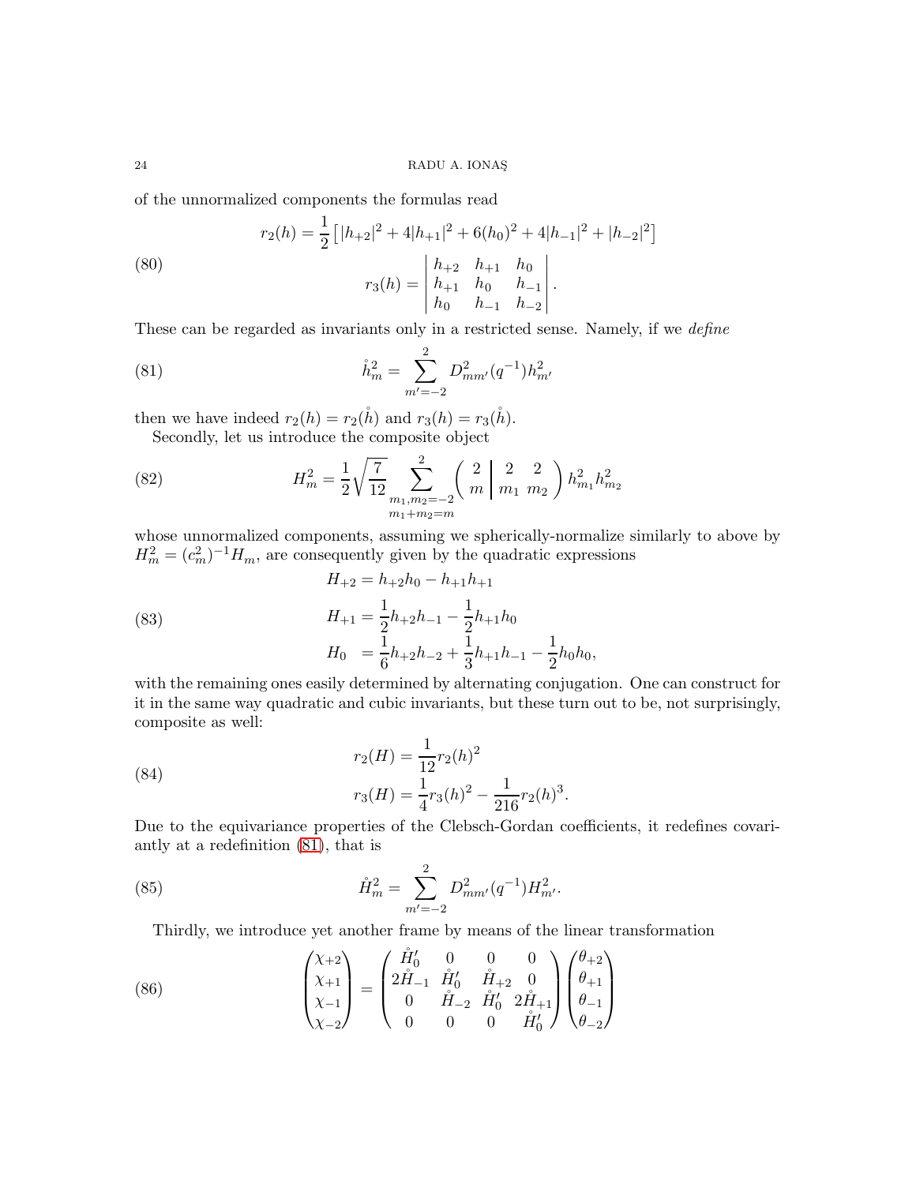of the unnormalized components the formulas read

$$r_2(h) = \frac{1}{2}\left[|h_{+2}|^2 + 4|h_{+1}|^2 + 6(h_0)^2 + 4|h_{-1}|^2 + |h_{-2}|^2\right]$$

$$r_3(h) = \begin{vmatrix} h_{+2} & h_{+1} & h_0 \\ h_{+1} & h_0 & h_{-1} \\ h_0 & h_{-1} & h_{-2} \end{vmatrix}. \tag{80}$$

These can be regarded as invariants only in a restricted sense. Namely, if we *define*

$$\mathring{h}^2_m = \sum_{m'=-2}^{2} D^2_{mm'}(q^{-1}) h^2_{m'} \tag{81}$$

then we have indeed $r_2(h) = r_2(\mathring{h})$ and $r_3(h) = r_3(\mathring{h})$.

Secondly, let us introduce the composite object

$$H^2_m = \frac{1}{2}\sqrt{\frac{7}{12}} \sum_{\substack{m_1,m_2=-2 \\ m_1+m_2=m}}^{2} \left( \begin{array}{c|cc} 2 & 2 & 2 \\ m & m_1 & m_2 \end{array} \right) h^2_{m_1} h^2_{m_2} \tag{82}$$

whose unnormalized components, assuming we spherically-normalize similarly to above by $H^2_m = (c^2_m)^{-1} H_m$, are consequently given by the quadratic expressions

$$\begin{aligned} H_{+2} &= h_{+2}h_0 - h_{+1}h_{+1} \\ H_{+1} &= \frac{1}{2}h_{+2}h_{-1} - \frac{1}{2}h_{+1}h_0 \\ H_0 \;&= \frac{1}{6}h_{+2}h_{-2} + \frac{1}{3}h_{+1}h_{-1} - \frac{1}{2}h_0 h_0, \end{aligned} \tag{83}$$

with the remaining ones easily determined by alternating conjugation. One can construct for it in the same way quadratic and cubic invariants, but these turn out to be, not surprisingly, composite as well:

$$\begin{aligned} r_2(H) &= \frac{1}{12} r_2(h)^2 \\ r_3(H) &= \frac{1}{4} r_3(h)^2 - \frac{1}{216} r_2(h)^3. \end{aligned} \tag{84}$$

Due to the equivariance properties of the Clebsch-Gordan coefficients, it redefines covariantly at a redefinition (81), that is

$$\mathring{H}^2_m = \sum_{m'=-2}^{2} D^2_{mm'}(q^{-1}) H^2_{m'}. \tag{85}$$

Thirdly, we introduce yet another frame by means of the linear transformation

$$\begin{pmatrix} \chi_{+2} \\ \chi_{+1} \\ \chi_{-1} \\ \chi_{-2} \end{pmatrix} = \begin{pmatrix} \mathring{H}'_0 & 0 & 0 & 0 \\ 2\mathring{H}_{-1} & \mathring{H}'_0 & \mathring{H}_{+2} & 0 \\ 0 & \mathring{H}_{-2} & \mathring{H}'_0 & 2\mathring{H}_{+1} \\ 0 & 0 & 0 & \mathring{H}'_0 \end{pmatrix} \begin{pmatrix} \theta_{+2} \\ \theta_{+1} \\ \theta_{-1} \\ \theta_{-2} \end{pmatrix} \tag{86}$$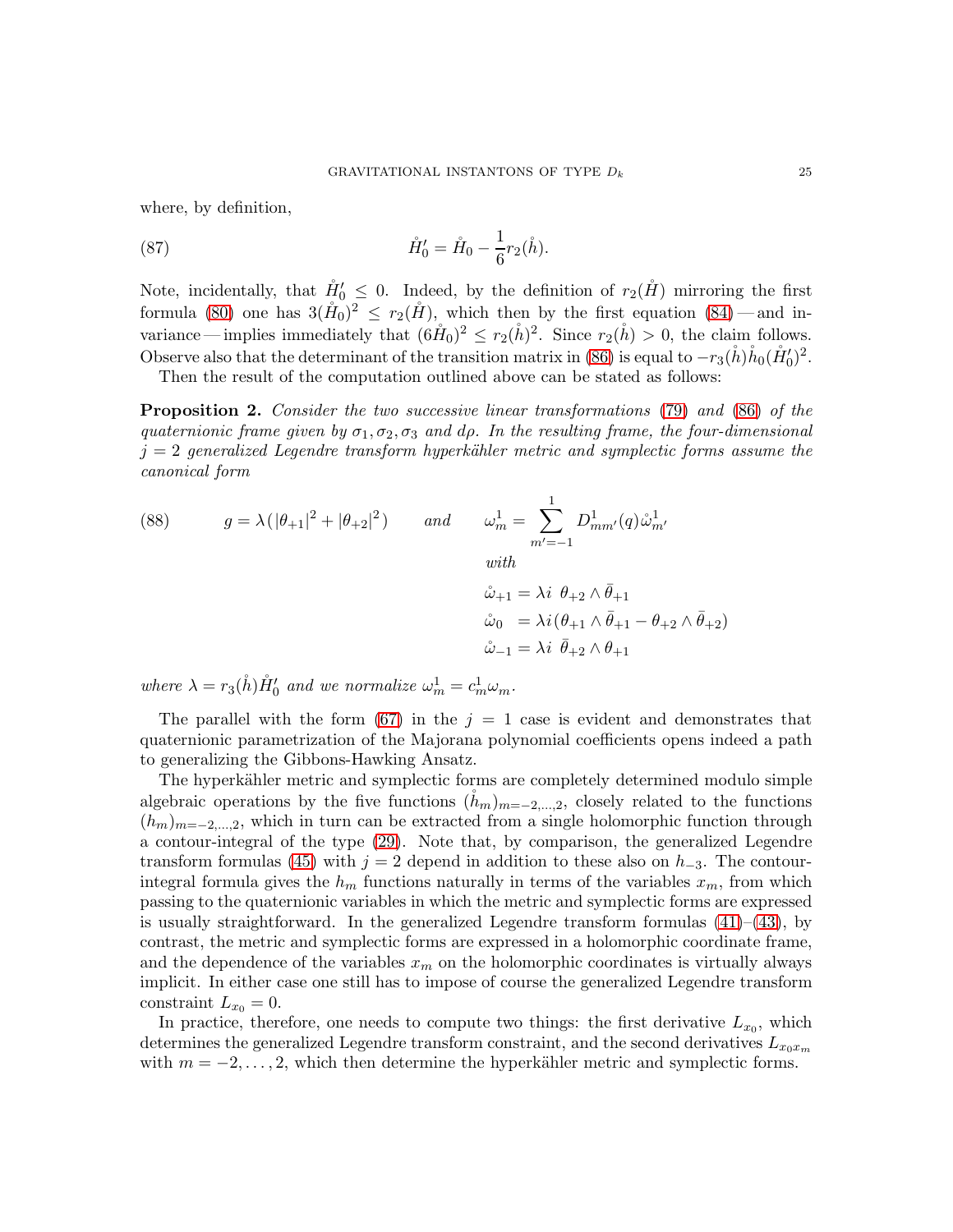where, by definition,

$$\mathring{H}_0' = \mathring{H}_0 - \frac{1}{6} r_2(\mathring{h}). \tag{87}$$

Note, incidentally, that $\mathring{H}_0' \leq 0$. Indeed, by the definition of $r_2(\mathring{H})$ mirroring the first formula (80) one has $3(\mathring{H}_0)^2 \leq r_2(\mathring{H})$, which then by the first equation (84) — and invariance — implies immediately that $(6\mathring{H}_0)^2 \leq r_2(\mathring{h})^2$. Since $r_2(\mathring{h}) > 0$, the claim follows. Observe also that the determinant of the transition matrix in (86) is equal to $-r_3(\mathring{h})\mathring{h}_0(\mathring{H}_0')^2$.

Then the result of the computation outlined above can be stated as follows:

**Proposition 2.** *Consider the two successive linear transformations (79) and (86) of the quaternionic frame given by $\sigma_1, \sigma_2, \sigma_3$ and $d\rho$. In the resulting frame, the four-dimensional $j = 2$ generalized Legendre transform hyperkähler metric and symplectic forms assume the canonical form*

$$g = \lambda\left(|\theta_{+1}|^2 + |\theta_{+2}|^2\right) \qquad \textit{and} \qquad \omega_m^1 = \sum_{m'=-1}^{1} D^1_{mm'}(q)\,\mathring{\omega}^1_{m'} \tag{88}$$

*with*

$$\begin{aligned}
\mathring{\omega}_{+1} &= \lambda i\ \theta_{+2} \wedge \bar{\theta}_{+1} \\
\mathring{\omega}_{0} &= \lambda i(\theta_{+1} \wedge \bar{\theta}_{+1} - \theta_{+2} \wedge \bar{\theta}_{+2}) \\
\mathring{\omega}_{-1} &= \lambda i\ \bar{\theta}_{+2} \wedge \theta_{+1}
\end{aligned}$$

*where $\lambda = r_3(\mathring{h})\mathring{H}_0'$ and we normalize $\omega_m^1 = c_m^1 \omega_m$.*

The parallel with the form (67) in the $j = 1$ case is evident and demonstrates that quaternionic parametrization of the Majorana polynomial coefficients opens indeed a path to generalizing the Gibbons-Hawking Ansatz.

The hyperkähler metric and symplectic forms are completely determined modulo simple algebraic operations by the five functions $(\mathring{h}_m)_{m=-2,\ldots,2}$, closely related to the functions $(h_m)_{m=-2,\ldots,2}$, which in turn can be extracted from a single holomorphic function through a contour-integral of the type (29). Note that, by comparison, the generalized Legendre transform formulas (45) with $j = 2$ depend in addition to these also on $h_{-3}$. The contour-integral formula gives the $h_m$ functions naturally in terms of the variables $x_m$, from which passing to the quaternionic variables in which the metric and symplectic forms are expressed is usually straightforward. In the generalized Legendre transform formulas (41)–(43), by contrast, the metric and symplectic forms are expressed in a holomorphic coordinate frame, and the dependence of the variables $x_m$ on the holomorphic coordinates is virtually always implicit. In either case one still has to impose of course the generalized Legendre transform constraint $L_{x_0} = 0$.

In practice, therefore, one needs to compute two things: the first derivative $L_{x_0}$, which determines the generalized Legendre transform constraint, and the second derivatives $L_{x_0 x_m}$ with $m = -2, \ldots, 2$, which then determine the hyperkähler metric and symplectic forms.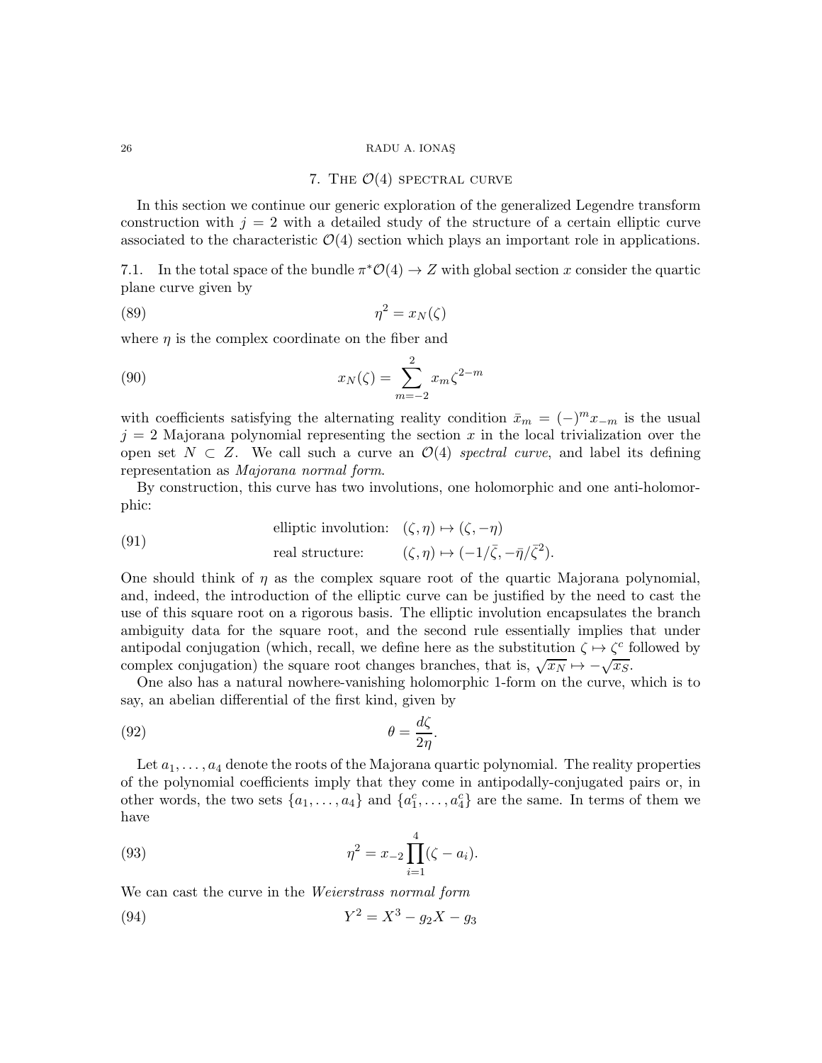## 7. The $\mathcal{O}(4)$ spectral curve

In this section we continue our generic exploration of the generalized Legendre transform construction with $j = 2$ with a detailed study of the structure of a certain elliptic curve associated to the characteristic $\mathcal{O}(4)$ section which plays an important role in applications.

7.1. In the total space of the bundle $\pi^*\mathcal{O}(4) \to Z$ with global section $x$ consider the quartic plane curve given by

$$\eta^2 = x_N(\zeta) \tag{89}$$

where $\eta$ is the complex coordinate on the fiber and

$$x_N(\zeta) = \sum_{m=-2}^{2} x_m \zeta^{2-m} \tag{90}$$

with coefficients satisfying the alternating reality condition $\bar{x}_m = (-)^m x_{-m}$ is the usual $j = 2$ Majorana polynomial representing the section $x$ in the local trivialization over the open set $N \subset Z$. We call such a curve an $\mathcal{O}(4)$ *spectral curve*, and label its defining representation as *Majorana normal form*.

By construction, this curve has two involutions, one holomorphic and one anti-holomorphic:

$$\begin{aligned} &\text{elliptic involution:} \quad (\zeta, \eta) \mapsto (\zeta, -\eta) \\ &\text{real structure:} \qquad\ (\zeta, \eta) \mapsto (-1/\bar{\zeta}, -\bar{\eta}/\bar{\zeta}^2). \end{aligned} \tag{91}$$

One should think of $\eta$ as the complex square root of the quartic Majorana polynomial, and, indeed, the introduction of the elliptic curve can be justified by the need to cast the use of this square root on a rigorous basis. The elliptic involution encapsulates the branch ambiguity data for the square root, and the second rule essentially implies that under antipodal conjugation (which, recall, we define here as the substitution $\zeta \mapsto \zeta^c$ followed by complex conjugation) the square root changes branches, that is, $\sqrt{x_N} \mapsto -\sqrt{x_S}$.

One also has a natural nowhere-vanishing holomorphic 1-form on the curve, which is to say, an abelian differential of the first kind, given by

$$\theta = \frac{d\zeta}{2\eta}. \tag{92}$$

Let $a_1, \ldots, a_4$ denote the roots of the Majorana quartic polynomial. The reality properties of the polynomial coefficients imply that they come in antipodally-conjugated pairs or, in other words, the two sets $\{a_1, \ldots, a_4\}$ and $\{a_1^c, \ldots, a_4^c\}$ are the same. In terms of them we have

$$\eta^2 = x_{-2} \prod_{i=1}^{4} (\zeta - a_i). \tag{93}$$

We can cast the curve in the *Weierstrass normal form*

$$Y^2 = X^3 - g_2 X - g_3 \tag{94}$$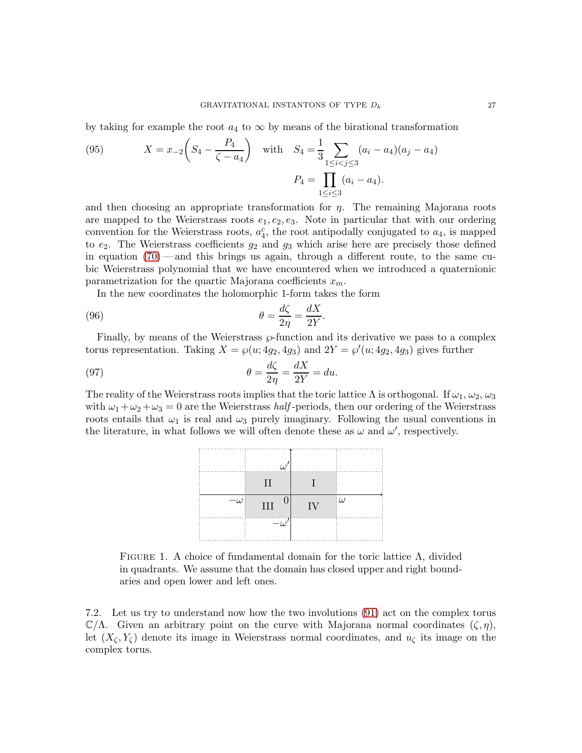by taking for example the root $a_4$ to $\infty$ by means of the birational transformation

$$X = x_{-2}\left(S_4 - \frac{P_4}{\zeta - a_4}\right) \quad \text{with} \quad S_4 = \frac{1}{3}\sum_{1\le i<j\le 3}(a_i - a_4)(a_j - a_4) \qquad (95)$$

$$P_4 = \prod_{1\le i\le 3}(a_i - a_4).$$

and then choosing an appropriate transformation for $\eta$. The remaining Majorana roots are mapped to the Weierstrass roots $e_1, e_2, e_3$. Note in particular that with our ordering convention for the Weierstrass roots, $a_4^c$, the root antipodally conjugated to $a_4$, is mapped to $e_2$. The Weierstrass coefficients $g_2$ and $g_3$ which arise here are precisely those defined in equation (70) — and this brings us again, through a different route, to the same cubic Weierstrass polynomial that we have encountered when we introduced a quaternionic parametrization for the quartic Majorana coefficients $x_m$.

In the new coordinates the holomorphic 1-form takes the form

$$\theta = \frac{d\zeta}{2\eta} = \frac{dX}{2Y}. \qquad (96)$$

Finally, by means of the Weierstrass $\wp$-function and its derivative we pass to a complex torus representation. Taking $X = \wp(u; 4g_2, 4g_3)$ and $2Y = \wp'(u; 4g_2, 4g_3)$ gives further

$$\theta = \frac{d\zeta}{2\eta} = \frac{dX}{2Y} = du. \qquad (97)$$

The reality of the Weierstrass roots implies that the toric lattice $\Lambda$ is orthogonal. If $\omega_1, \omega_2, \omega_3$ with $\omega_1 + \omega_2 + \omega_3 = 0$ are the Weierstrass *half*-periods, then our ordering of the Weierstrass roots entails that $\omega_1$ is real and $\omega_3$ purely imaginary. Following the usual conventions in the literature, in what follows we will often denote these as $\omega$ and $\omega'$, respectively.

Figure 1. A choice of fundamental domain for the toric lattice $\Lambda$, divided in quadrants. We assume that the domain has closed upper and right boundaries and open lower and left ones.

7.2. Let us try to understand now how the two involutions (91) act on the complex torus $\mathbb{C}/\Lambda$. Given an arbitrary point on the curve with Majorana normal coordinates $(\zeta, \eta)$, let $(X_\zeta, Y_\zeta)$ denote its image in Weierstrass normal coordinates, and $u_\zeta$ its image on the complex torus.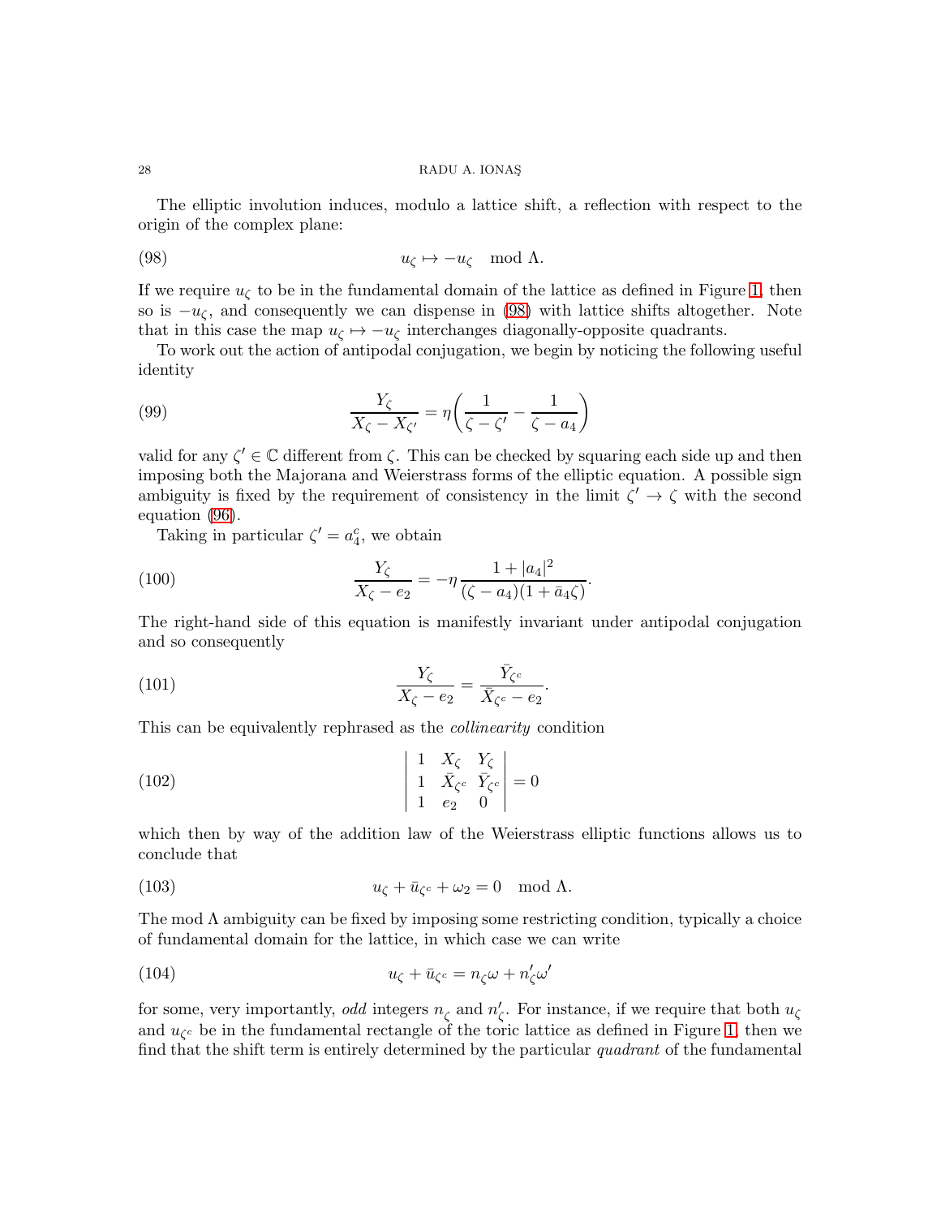The elliptic involution induces, modulo a lattice shift, a reflection with respect to the origin of the complex plane:

$$u_\zeta \mapsto -u_\zeta \mod \Lambda. \tag{98}$$

If we require $u_\zeta$ to be in the fundamental domain of the lattice as defined in Figure 1, then so is $-u_\zeta$, and consequently we can dispense in (98) with lattice shifts altogether. Note that in this case the map $u_\zeta \mapsto -u_\zeta$ interchanges diagonally-opposite quadrants.

To work out the action of antipodal conjugation, we begin by noticing the following useful identity

$$\frac{Y_\zeta}{X_\zeta - X_{\zeta'}} = \eta\left(\frac{1}{\zeta - \zeta'} - \frac{1}{\zeta - a_4}\right) \tag{99}$$

valid for any $\zeta' \in \mathbb{C}$ different from $\zeta$. This can be checked by squaring each side up and then imposing both the Majorana and Weierstrass forms of the elliptic equation. A possible sign ambiguity is fixed by the requirement of consistency in the limit $\zeta' \to \zeta$ with the second equation (96).

Taking in particular $\zeta' = a_4^c$, we obtain

$$\frac{Y_\zeta}{X_\zeta - e_2} = -\eta\frac{1 + |a_4|^2}{(\zeta - a_4)(1 + \bar{a}_4\zeta)}. \tag{100}$$

The right-hand side of this equation is manifestly invariant under antipodal conjugation and so consequently

$$\frac{Y_\zeta}{X_\zeta - e_2} = \frac{\bar{Y}_{\zeta^c}}{\bar{X}_{\zeta^c} - e_2}. \tag{101}$$

This can be equivalently rephrased as the *collinearity* condition

$$\begin{vmatrix} 1 & X_\zeta & Y_\zeta \\ 1 & \bar{X}_{\zeta^c} & \bar{Y}_{\zeta^c} \\ 1 & e_2 & 0 \end{vmatrix} = 0 \tag{102}$$

which then by way of the addition law of the Weierstrass elliptic functions allows us to conclude that

$$u_\zeta + \bar{u}_{\zeta^c} + \omega_2 = 0 \mod \Lambda. \tag{103}$$

The mod $\Lambda$ ambiguity can be fixed by imposing some restricting condition, typically a choice of fundamental domain for the lattice, in which case we can write

$$u_\zeta + \bar{u}_{\zeta^c} = n_\zeta \omega + n'_\zeta \omega' \tag{104}$$

for some, very importantly, *odd* integers $n_\zeta$ and $n'_\zeta$. For instance, if we require that both $u_\zeta$ and $u_{\zeta^c}$ be in the fundamental rectangle of the toric lattice as defined in Figure 1, then we find that the shift term is entirely determined by the particular *quadrant* of the fundamental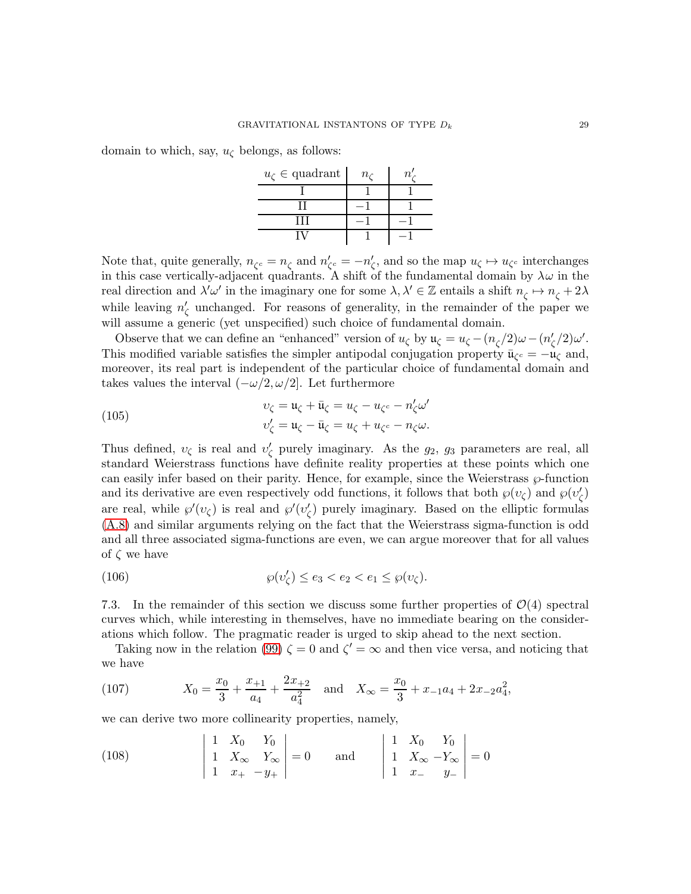domain to which, say, $u_\zeta$ belongs, as follows:

| $u_\zeta \in$ quadrant | $n_\zeta$ | $n'_\zeta$ |
|---|---|---|
| I | $1$ | $1$ |
| II | $-1$ | $1$ |
| III | $-1$ | $-1$ |
| IV | $1$ | $-1$ |

Note that, quite generally, $n_{\zeta^c} = n_\zeta$ and $n'_{\zeta^c} = -n'_\zeta$, and so the map $u_\zeta \mapsto u_{\zeta^c}$ interchanges in this case vertically-adjacent quadrants. A shift of the fundamental domain by $\lambda\omega$ in the real direction and $\lambda'\omega'$ in the imaginary one for some $\lambda, \lambda' \in \mathbb{Z}$ entails a shift $n_\zeta \mapsto n_\zeta + 2\lambda$ while leaving $n'_\zeta$ unchanged. For reasons of generality, in the remainder of the paper we will assume a generic (yet unspecified) such choice of fundamental domain.

Observe that we can define an "enhanced" version of $u_\zeta$ by $\mathfrak{u}_\zeta = u_\zeta - (n_\zeta/2)\omega - (n'_\zeta/2)\omega'$. This modified variable satisfies the simpler antipodal conjugation property $\bar{\mathfrak{u}}_{\zeta^c} = -\mathfrak{u}_\zeta$ and, moreover, its real part is independent of the particular choice of fundamental domain and takes values the interval $(-\omega/2, \omega/2]$. Let furthermore

$$
\begin{aligned}
\upsilon_\zeta &= \mathfrak{u}_\zeta + \bar{\mathfrak{u}}_\zeta = u_\zeta - u_{\zeta^c} - n'_\zeta\omega' \\
\upsilon'_\zeta &= \mathfrak{u}_\zeta - \bar{\mathfrak{u}}_\zeta = u_\zeta + u_{\zeta^c} - n_\zeta\omega.
\end{aligned}
\tag{105}
$$

Thus defined, $\upsilon_\zeta$ is real and $\upsilon'_\zeta$ purely imaginary. As the $g_2$, $g_3$ parameters are real, all standard Weierstrass functions have definite reality properties at these points which one can easily infer based on their parity. Hence, for example, since the Weierstrass $\wp$-function and its derivative are even respectively odd functions, it follows that both $\wp(\upsilon_\zeta)$ and $\wp(\upsilon'_\zeta)$ are real, while $\wp'(\upsilon_\zeta)$ is real and $\wp'(\upsilon'_\zeta)$ purely imaginary. Based on the elliptic formulas (A.8) and similar arguments relying on the fact that the Weierstrass sigma-function is odd and all three associated sigma-functions are even, we can argue moreover that for all values of $\zeta$ we have

$$
\wp(\upsilon'_\zeta) \leq e_3 < e_2 < e_1 \leq \wp(\upsilon_\zeta).
\tag{106}
$$

7.3. In the remainder of this section we discuss some further properties of $\mathcal{O}(4)$ spectral curves which, while interesting in themselves, have no immediate bearing on the considerations which follow. The pragmatic reader is urged to skip ahead to the next section.

Taking now in the relation (99) $\zeta = 0$ and $\zeta' = \infty$ and then vice versa, and noticing that we have

$$
X_0 = \frac{x_0}{3} + \frac{x_{+1}}{a_4} + \frac{2x_{+2}}{a_4^2} \quad \text{and} \quad X_\infty = \frac{x_0}{3} + x_{-1}a_4 + 2x_{-2}a_4^2,
\tag{107}
$$

we can derive two more collinearity properties, namely,

$$
\begin{vmatrix} 1 & X_0 & Y_0 \\ 1 & X_\infty & Y_\infty \\ 1 & x_+ & -y_+ \end{vmatrix} = 0 \qquad \text{and} \qquad \begin{vmatrix} 1 & X_0 & Y_0 \\ 1 & X_\infty & -Y_\infty \\ 1 & x_- & y_- \end{vmatrix} = 0
\tag{108}
$$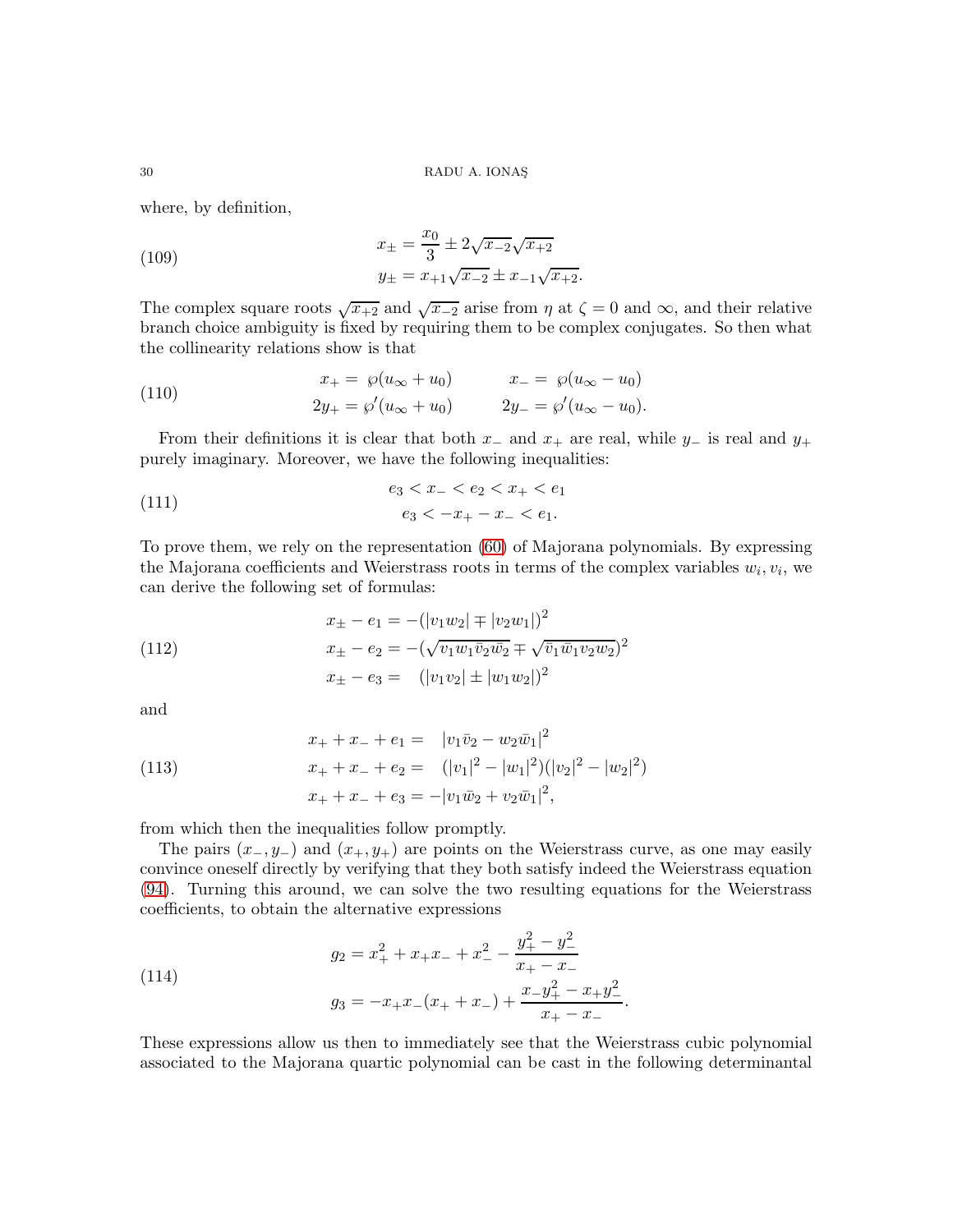where, by definition,

$$
\begin{aligned}
x_{\pm} &= \frac{x_0}{3} \pm 2\sqrt{x_{-2}}\sqrt{x_{+2}} \\
y_{\pm} &= x_{+1}\sqrt{x_{-2}} \pm x_{-1}\sqrt{x_{+2}}.
\end{aligned} \tag{109}
$$

The complex square roots $\sqrt{x_{+2}}$ and $\sqrt{x_{-2}}$ arise from $\eta$ at $\zeta = 0$ and $\infty$, and their relative branch choice ambiguity is fixed by requiring them to be complex conjugates. So then what the collinearity relations show is that

$$
\begin{aligned}
x_+ &= \wp(u_\infty + u_0) \qquad & x_- &= \wp(u_\infty - u_0) \\
2y_+ &= \wp'(u_\infty + u_0) \qquad & 2y_- &= \wp'(u_\infty - u_0).
\end{aligned} \tag{110}
$$

From their definitions it is clear that both $x_-$ and $x_+$ are real, while $y_-$ is real and $y_+$ purely imaginary. Moreover, we have the following inequalities:

$$
\begin{gathered}
e_3 < x_- < e_2 < x_+ < e_1 \\
e_3 < -x_+ - x_- < e_1.
\end{gathered} \tag{111}
$$

To prove them, we rely on the representation (60) of Majorana polynomials. By expressing the Majorana coefficients and Weierstrass roots in terms of the complex variables $w_i, v_i$, we can derive the following set of formulas:

$$
\begin{aligned}
x_{\pm} - e_1 &= -(|v_1 w_2| \mp |v_2 w_1|)^2 \\
x_{\pm} - e_2 &= -(\sqrt{v_1 w_1 \bar{v}_2 \bar{w}_2} \mp \sqrt{\bar{v}_1 \bar{w}_1 v_2 w_2})^2 \\
x_{\pm} - e_3 &= \quad (|v_1 v_2| \pm |w_1 w_2|)^2
\end{aligned} \tag{112}
$$

and

$$
\begin{aligned}
x_+ + x_- + e_1 &= \quad |v_1 \bar{v}_2 - w_2 \bar{w}_1|^2 \\
x_+ + x_- + e_2 &= \quad (|v_1|^2 - |w_1|^2)(|v_2|^2 - |w_2|^2) \\
x_+ + x_- + e_3 &= -|v_1 \bar{w}_2 + v_2 \bar{w}_1|^2,
\end{aligned} \tag{113}
$$

from which then the inequalities follow promptly.

The pairs $(x_-, y_-)$ and $(x_+, y_+)$ are points on the Weierstrass curve, as one may easily convince oneself directly by verifying that they both satisfy indeed the Weierstrass equation (94). Turning this around, we can solve the two resulting equations for the Weierstrass coefficients, to obtain the alternative expressions

$$
\begin{aligned}
g_2 &= x_+^2 + x_+ x_- + x_-^2 - \frac{y_+^2 - y_-^2}{x_+ - x_-} \\
g_3 &= -x_+ x_-(x_+ + x_-) + \frac{x_- y_+^2 - x_+ y_-^2}{x_+ - x_-}.
\end{aligned} \tag{114}
$$

These expressions allow us then to immediately see that the Weierstrass cubic polynomial associated to the Majorana quartic polynomial can be cast in the following determinantal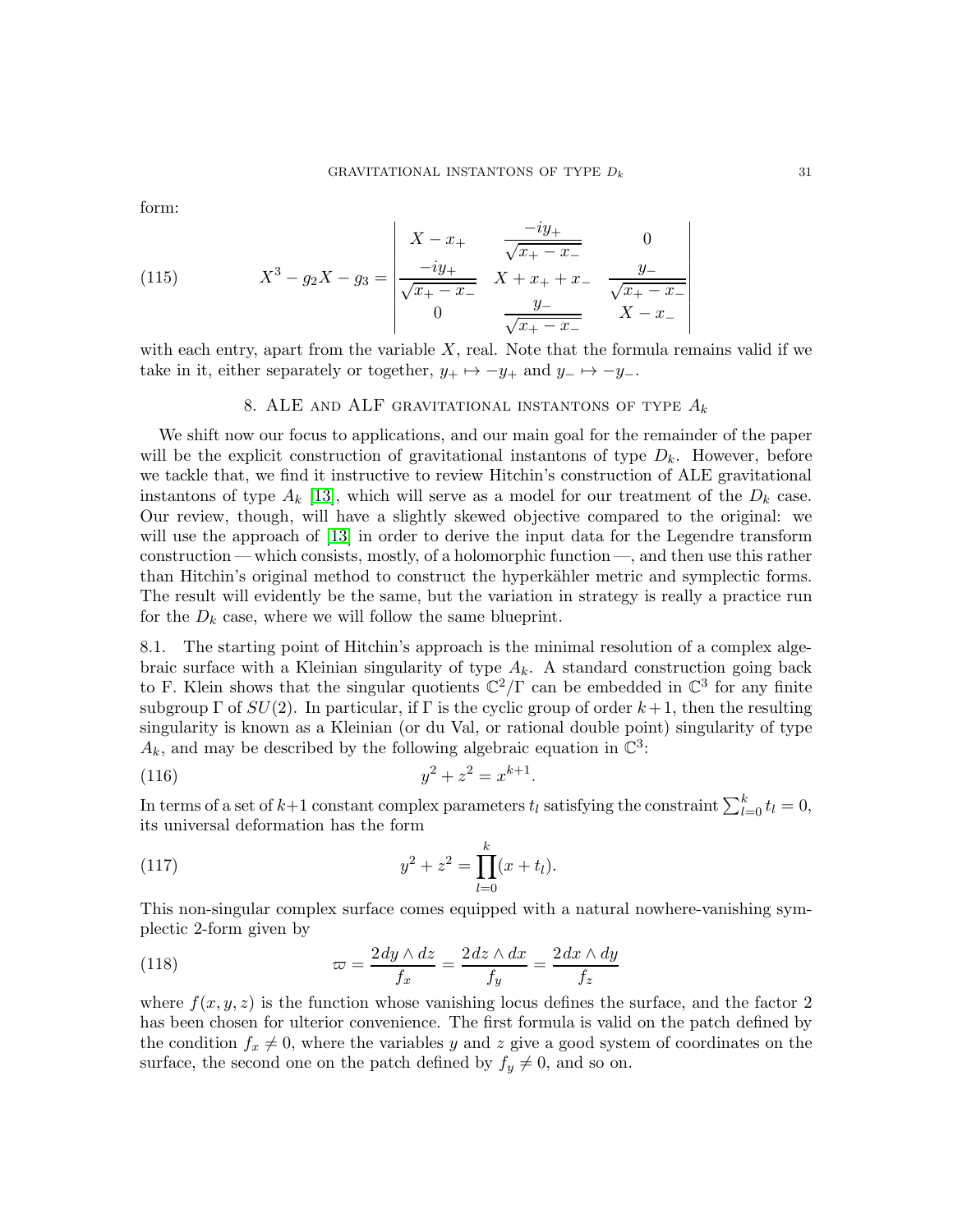form:

$$X^3 - g_2 X - g_3 = \begin{vmatrix} X - x_+ & \dfrac{-iy_+}{\sqrt{x_+ - x_-}} & 0 \\ \dfrac{-iy_+}{\sqrt{x_+ - x_-}} & X + x_+ + x_- & \dfrac{y_-}{\sqrt{x_+ - x_-}} \\ 0 & \dfrac{y_-}{\sqrt{x_+ - x_-}} & X - x_- \end{vmatrix} \tag{115}$$

with each entry, apart from the variable $X$, real. Note that the formula remains valid if we take in it, either separately or together, $y_+ \mapsto -y_+$ and $y_- \mapsto -y_-$.

## 8. ALE and ALF gravitational instantons of type $A_k$

We shift now our focus to applications, and our main goal for the remainder of the paper will be the explicit construction of gravitational instantons of type $D_k$. However, before we tackle that, we find it instructive to review Hitchin's construction of ALE gravitational instantons of type $A_k$ [13], which will serve as a model for our treatment of the $D_k$ case. Our review, though, will have a slightly skewed objective compared to the original: we will use the approach of [13] in order to derive the input data for the Legendre transform construction — which consists, mostly, of a holomorphic function —, and then use this rather than Hitchin's original method to construct the hyperkähler metric and symplectic forms. The result will evidently be the same, but the variation in strategy is really a practice run for the $D_k$ case, where we will follow the same blueprint.

8.1. The starting point of Hitchin's approach is the minimal resolution of a complex algebraic surface with a Kleinian singularity of type $A_k$. A standard construction going back to F. Klein shows that the singular quotients $\mathbb{C}^2/\Gamma$ can be embedded in $\mathbb{C}^3$ for any finite subgroup $\Gamma$ of $SU(2)$. In particular, if $\Gamma$ is the cyclic group of order $k+1$, then the resulting singularity is known as a Kleinian (or du Val, or rational double point) singularity of type $A_k$, and may be described by the following algebraic equation in $\mathbb{C}^3$:

$$y^2 + z^2 = x^{k+1}. \tag{116}$$

In terms of a set of $k+1$ constant complex parameters $t_l$ satisfying the constraint $\sum_{l=0}^{k} t_l = 0$, its universal deformation has the form

$$y^2 + z^2 = \prod_{l=0}^{k} (x + t_l). \tag{117}$$

This non-singular complex surface comes equipped with a natural nowhere-vanishing symplectic 2-form given by

$$\varpi = \frac{2\, dy \wedge dz}{f_x} = \frac{2\, dz \wedge dx}{f_y} = \frac{2\, dx \wedge dy}{f_z} \tag{118}$$

where $f(x, y, z)$ is the function whose vanishing locus defines the surface, and the factor 2 has been chosen for ulterior convenience. The first formula is valid on the patch defined by the condition $f_x \neq 0$, where the variables $y$ and $z$ give a good system of coordinates on the surface, the second one on the patch defined by $f_y \neq 0$, and so on.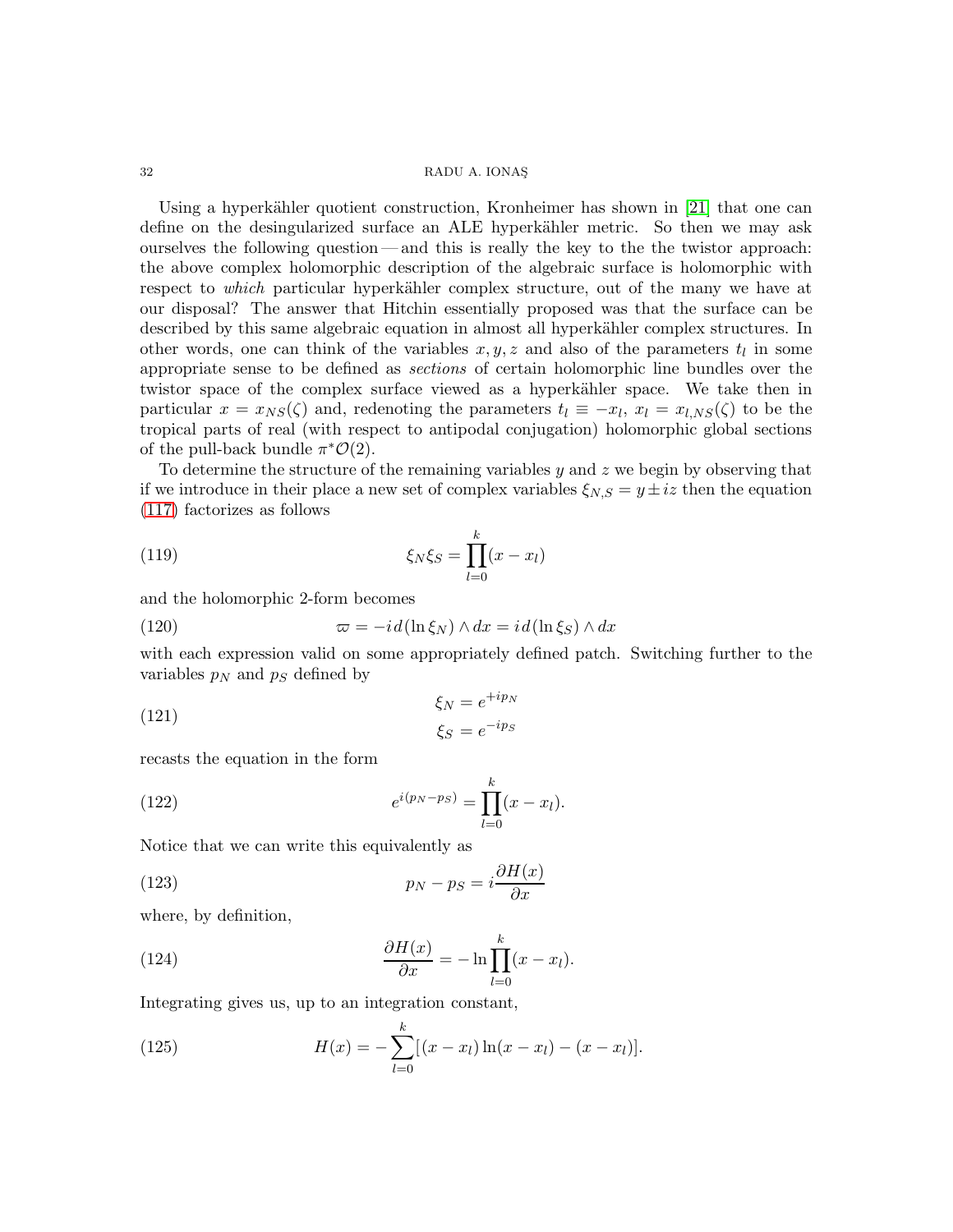Using a hyperkähler quotient construction, Kronheimer has shown in [21] that one can define on the desingularized surface an ALE hyperkähler metric. So then we may ask ourselves the following question — and this is really the key to the the twistor approach: the above complex holomorphic description of the algebraic surface is holomorphic with respect to *which* particular hyperkähler complex structure, out of the many we have at our disposal? The answer that Hitchin essentially proposed was that the surface can be described by this same algebraic equation in almost all hyperkähler complex structures. In other words, one can think of the variables $x, y, z$ and also of the parameters $t_l$ in some appropriate sense to be defined as *sections* of certain holomorphic line bundles over the twistor space of the complex surface viewed as a hyperkähler space. We take then in particular $x = x_{NS}(\zeta)$ and, redenoting the parameters $t_l \equiv -x_l$, $x_l = x_{l,NS}(\zeta)$ to be the tropical parts of real (with respect to antipodal conjugation) holomorphic global sections of the pull-back bundle $\pi^*\mathcal{O}(2)$.

To determine the structure of the remaining variables $y$ and $z$ we begin by observing that if we introduce in their place a new set of complex variables $\xi_{N,S} = y \pm iz$ then the equation (117) factorizes as follows

$$\xi_N \xi_S = \prod_{l=0}^{k} (x - x_l) \tag{119}$$

and the holomorphic 2-form becomes

$$\varpi = -i\, d(\ln \xi_N) \wedge dx = i\, d(\ln \xi_S) \wedge dx \tag{120}$$

with each expression valid on some appropriately defined patch. Switching further to the variables $p_N$ and $p_S$ defined by

$$\begin{aligned} \xi_N &= e^{+ip_N} \\ \xi_S &= e^{-ip_S} \end{aligned} \tag{121}$$

recasts the equation in the form

$$e^{i(p_N - p_S)} = \prod_{l=0}^{k} (x - x_l). \tag{122}$$

Notice that we can write this equivalently as

$$p_N - p_S = i \frac{\partial H(x)}{\partial x} \tag{123}$$

where, by definition,

$$\frac{\partial H(x)}{\partial x} = -\ln \prod_{l=0}^{k} (x - x_l). \tag{124}$$

Integrating gives us, up to an integration constant,

$$H(x) = -\sum_{l=0}^{k} [(x - x_l) \ln(x - x_l) - (x - x_l)]. \tag{125}$$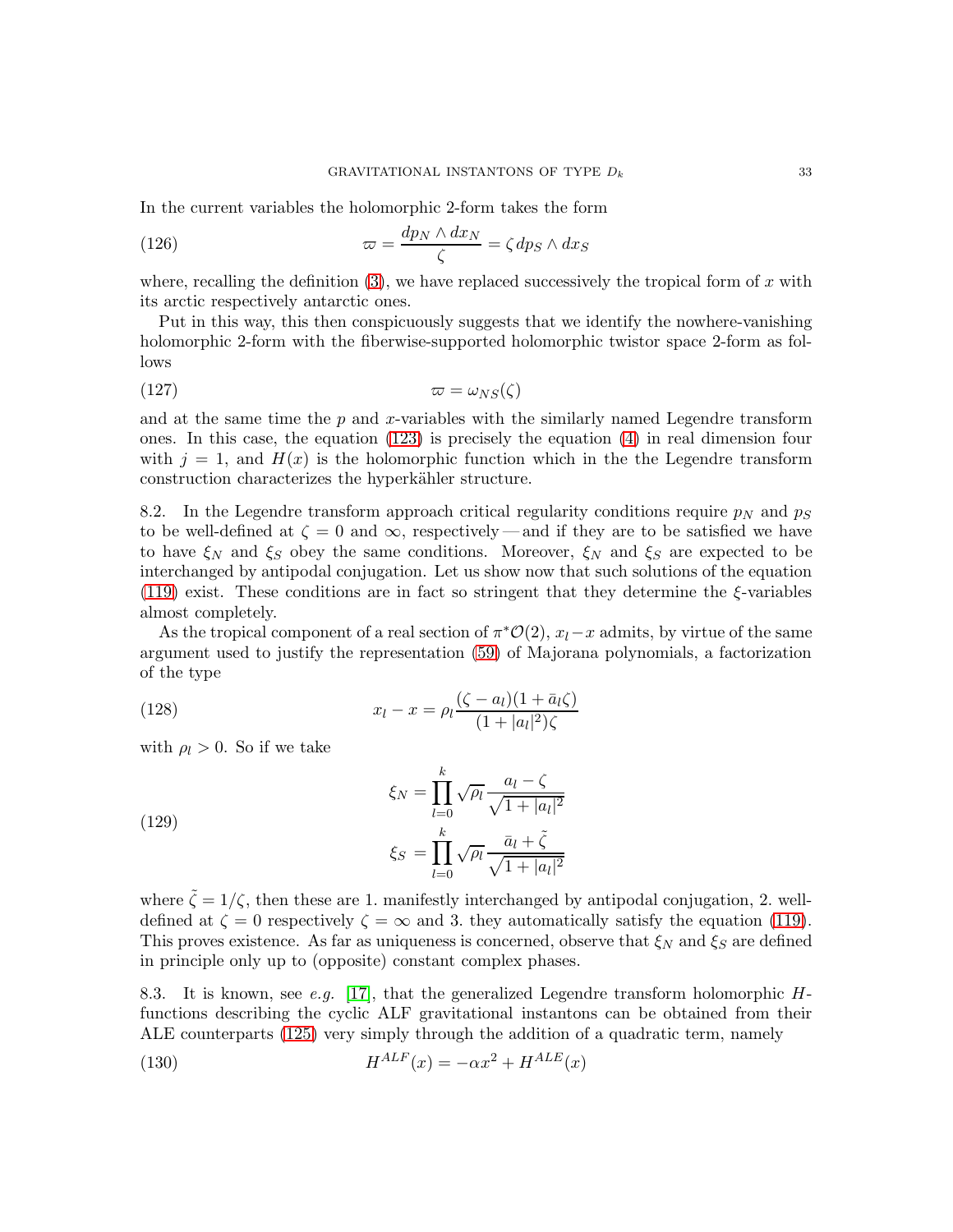In the current variables the holomorphic 2-form takes the form

$$\varpi = \frac{dp_N \wedge dx_N}{\zeta} = \zeta \, dp_S \wedge dx_S \tag{126}$$

where, recalling the definition (3), we have replaced successively the tropical form of $x$ with its arctic respectively antarctic ones.

Put in this way, this then conspicuously suggests that we identify the nowhere-vanishing holomorphic 2-form with the fiberwise-supported holomorphic twistor space 2-form as follows

$$\varpi = \omega_{NS}(\zeta) \tag{127}$$

and at the same time the $p$ and $x$-variables with the similarly named Legendre transform ones. In this case, the equation (123) is precisely the equation (4) in real dimension four with $j = 1$, and $H(x)$ is the holomorphic function which in the the Legendre transform construction characterizes the hyperkähler structure.

8.2. In the Legendre transform approach critical regularity conditions require $p_N$ and $p_S$ to be well-defined at $\zeta = 0$ and $\infty$, respectively — and if they are to be satisfied we have to have $\xi_N$ and $\xi_S$ obey the same conditions. Moreover, $\xi_N$ and $\xi_S$ are expected to be interchanged by antipodal conjugation. Let us show now that such solutions of the equation (119) exist. These conditions are in fact so stringent that they determine the $\xi$-variables almost completely.

As the tropical component of a real section of $\pi^*\mathcal{O}(2)$, $x_l - x$ admits, by virtue of the same argument used to justify the representation (59) of Majorana polynomials, a factorization of the type

$$x_l - x = \rho_l \frac{(\zeta - a_l)(1 + \bar{a}_l \zeta)}{(1 + |a_l|^2)\zeta} \tag{128}$$

with $\rho_l > 0$. So if we take

$$\begin{aligned} \xi_N &= \prod_{l=0}^{k} \sqrt{\rho_l} \frac{a_l - \zeta}{\sqrt{1 + |a_l|^2}} \\ \xi_S &= \prod_{l=0}^{k} \sqrt{\rho_l} \frac{\bar{a}_l + \tilde{\zeta}}{\sqrt{1 + |a_l|^2}} \end{aligned} \tag{129}$$

where $\tilde{\zeta} = 1/\zeta$, then these are 1. manifestly interchanged by antipodal conjugation, 2. well-defined at $\zeta = 0$ respectively $\zeta = \infty$ and 3. they automatically satisfy the equation (119). This proves existence. As far as uniqueness is concerned, observe that $\xi_N$ and $\xi_S$ are defined in principle only up to (opposite) constant complex phases.

8.3. It is known, see *e.g.* [17], that the generalized Legendre transform holomorphic $H$-functions describing the cyclic ALF gravitational instantons can be obtained from their ALE counterparts (125) very simply through the addition of a quadratic term, namely

$$H^{ALF}(x) = -\alpha x^2 + H^{ALE}(x) \tag{130}$$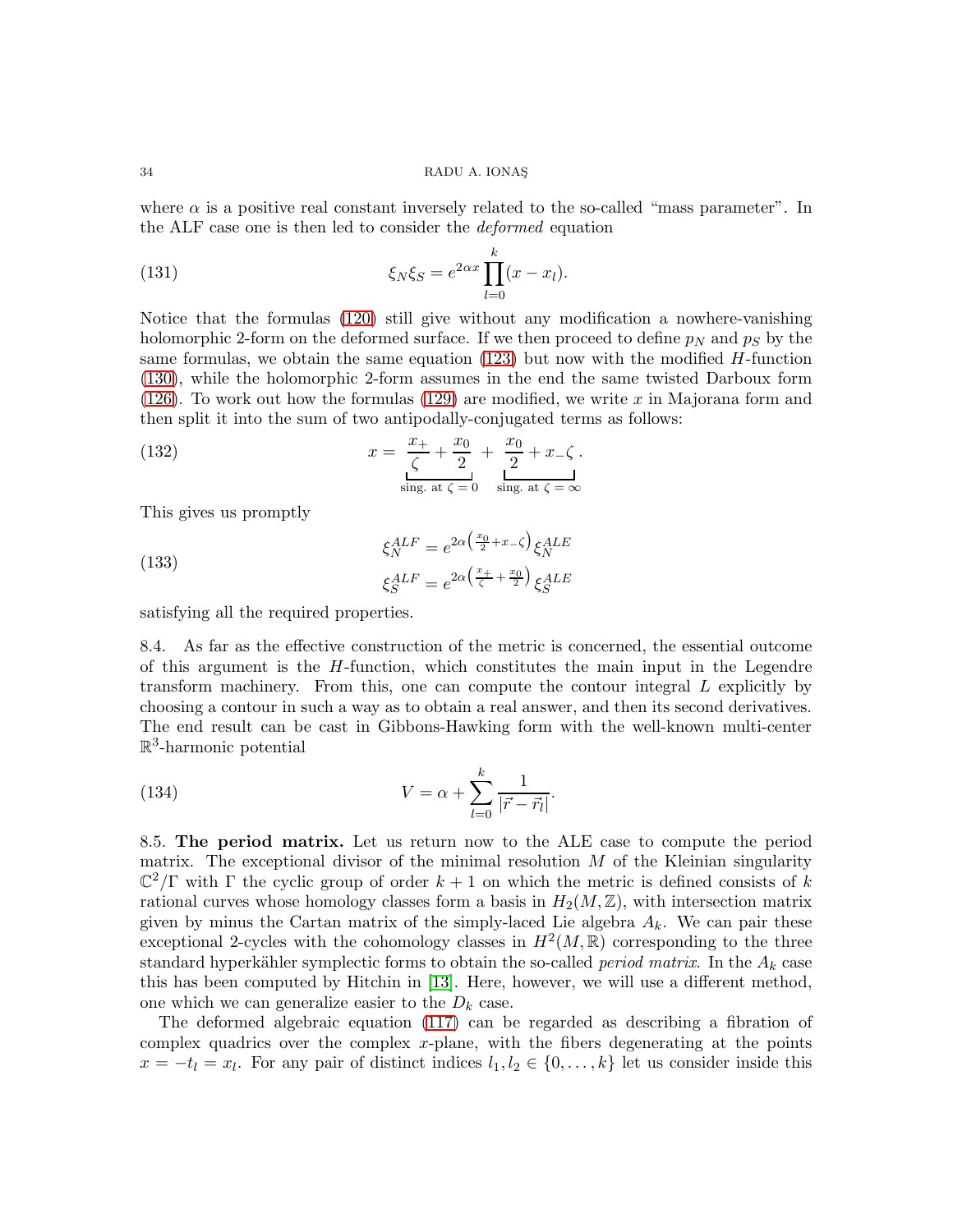where $\alpha$ is a positive real constant inversely related to the so-called "mass parameter". In the ALF case one is then led to consider the *deformed* equation

$$\xi_N \xi_S = e^{2\alpha x} \prod_{l=0}^{k} (x - x_l). \tag{131}$$

Notice that the formulas (120) still give without any modification a nowhere-vanishing holomorphic 2-form on the deformed surface. If we then proceed to define $p_N$ and $p_S$ by the same formulas, we obtain the same equation (123) but now with the modified $H$-function (130), while the holomorphic 2-form assumes in the end the same twisted Darboux form (126). To work out how the formulas (129) are modified, we write $x$ in Majorana form and then split it into the sum of two antipodally-conjugated terms as follows:

$$x = \underbrace{\frac{x_+}{\zeta} + \frac{x_0}{2}}_{\text{sing. at } \zeta = 0} + \underbrace{\frac{x_0}{2} + x_- \zeta}_{\text{sing. at } \zeta = \infty}. \tag{132}$$

This gives us promptly

$$\begin{aligned} \xi_N^{ALF} &= e^{2\alpha\left(\frac{x_0}{2} + x_- \zeta\right)} \xi_N^{ALE} \\ \xi_S^{ALF} &= e^{2\alpha\left(\frac{x_+}{\zeta} + \frac{x_0}{2}\right)} \xi_S^{ALE} \end{aligned} \tag{133}$$

satisfying all the required properties.

8.4. As far as the effective construction of the metric is concerned, the essential outcome of this argument is the $H$-function, which constitutes the main input in the Legendre transform machinery. From this, one can compute the contour integral $L$ explicitly by choosing a contour in such a way as to obtain a real answer, and then its second derivatives. The end result can be cast in Gibbons-Hawking form with the well-known multi-center $\mathbb{R}^3$-harmonic potential

$$V = \alpha + \sum_{l=0}^{k} \frac{1}{|\vec{r} - \vec{r}_l|}. \tag{134}$$

8.5. **The period matrix.** Let us return now to the ALE case to compute the period matrix. The exceptional divisor of the minimal resolution $M$ of the Kleinian singularity $\mathbb{C}^2/\Gamma$ with $\Gamma$ the cyclic group of order $k+1$ on which the metric is defined consists of $k$ rational curves whose homology classes form a basis in $H_2(M, \mathbb{Z})$, with intersection matrix given by minus the Cartan matrix of the simply-laced Lie algebra $A_k$. We can pair these exceptional 2-cycles with the cohomology classes in $H^2(M, \mathbb{R})$ corresponding to the three standard hyperkähler symplectic forms to obtain the so-called *period matrix*. In the $A_k$ case this has been computed by Hitchin in [13]. Here, however, we will use a different method, one which we can generalize easier to the $D_k$ case.

The deformed algebraic equation (117) can be regarded as describing a fibration of complex quadrics over the complex $x$-plane, with the fibers degenerating at the points $x = -t_l = x_l$. For any pair of distinct indices $l_1, l_2 \in \{0, \ldots, k\}$ let us consider inside this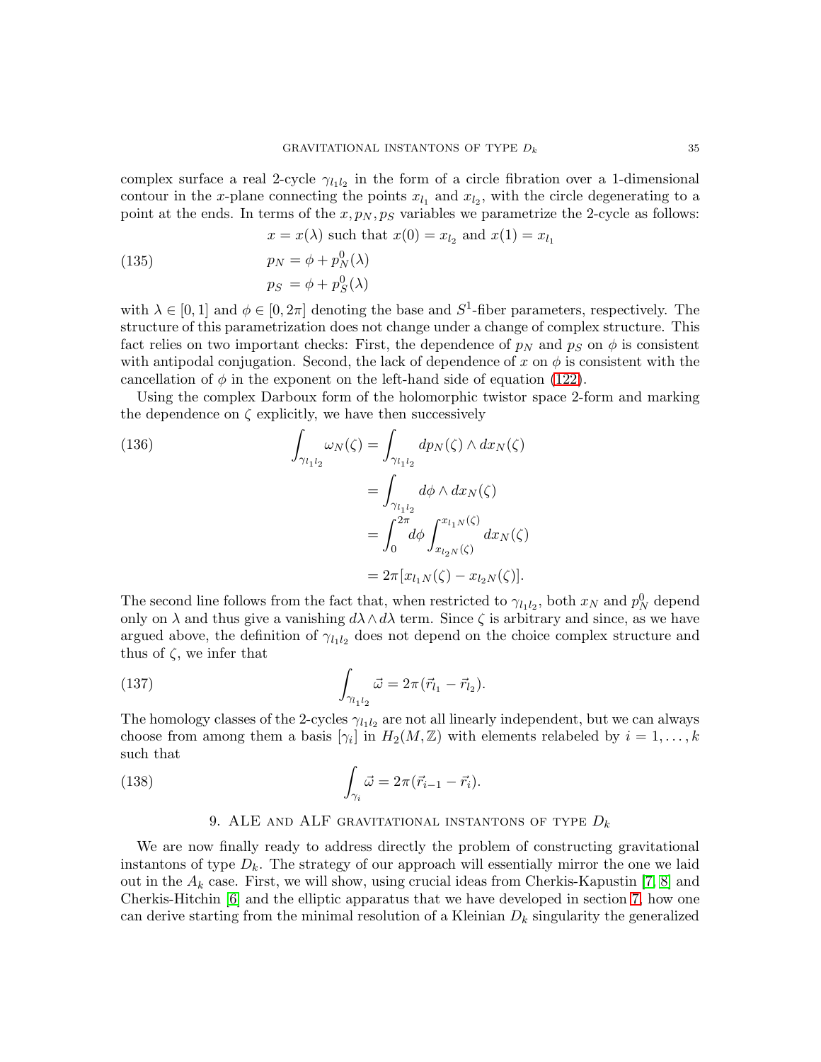complex surface a real 2-cycle $\gamma_{l_1 l_2}$ in the form of a circle fibration over a 1-dimensional contour in the $x$-plane connecting the points $x_{l_1}$ and $x_{l_2}$, with the circle degenerating to a point at the ends. In terms of the $x, p_N, p_S$ variables we parametrize the 2-cycle as follows:

$$
\begin{aligned}
& x = x(\lambda) \text{ such that } x(0) = x_{l_2} \text{ and } x(1) = x_{l_1} \\
& p_N = \phi + p_N^0(\lambda) \\
& p_S = \phi + p_S^0(\lambda)
\end{aligned}
\tag{135}
$$

with $\lambda \in [0,1]$ and $\phi \in [0, 2\pi]$ denoting the base and $S^1$-fiber parameters, respectively. The structure of this parametrization does not change under a change of complex structure. This fact relies on two important checks: First, the dependence of $p_N$ and $p_S$ on $\phi$ is consistent with antipodal conjugation. Second, the lack of dependence of $x$ on $\phi$ is consistent with the cancellation of $\phi$ in the exponent on the left-hand side of equation (122).

Using the complex Darboux form of the holomorphic twistor space 2-form and marking the dependence on $\zeta$ explicitly, we have then successively

$$
\begin{aligned}
\int_{\gamma_{l_1 l_2}} \omega_N(\zeta) &= \int_{\gamma_{l_1 l_2}} dp_N(\zeta) \wedge dx_N(\zeta) \\
&= \int_{\gamma_{l_1 l_2}} d\phi \wedge dx_N(\zeta) \\
&= \int_0^{2\pi} d\phi \int_{x_{l_2 N}(\zeta)}^{x_{l_1 N}(\zeta)} dx_N(\zeta) \\
&= 2\pi [x_{l_1 N}(\zeta) - x_{l_2 N}(\zeta)].
\end{aligned}
\tag{136}
$$

The second line follows from the fact that, when restricted to $\gamma_{l_1 l_2}$, both $x_N$ and $p_N^0$ depend only on $\lambda$ and thus give a vanishing $d\lambda \wedge d\lambda$ term. Since $\zeta$ is arbitrary and since, as we have argued above, the definition of $\gamma_{l_1 l_2}$ does not depend on the choice complex structure and thus of $\zeta$, we infer that

$$
\int_{\gamma_{l_1 l_2}} \vec{\omega} = 2\pi (\vec{r}_{l_1} - \vec{r}_{l_2}).
\tag{137}
$$

The homology classes of the 2-cycles $\gamma_{l_1 l_2}$ are not all linearly independent, but we can always choose from among them a basis $[\gamma_i]$ in $H_2(M, \mathbb{Z})$ with elements relabeled by $i = 1, \ldots, k$ such that

$$
\int_{\gamma_i} \vec{\omega} = 2\pi (\vec{r}_{i-1} - \vec{r}_i).
\tag{138}
$$

## 9. ALE and ALF gravitational instantons of type $D_k$

We are now finally ready to address directly the problem of constructing gravitational instantons of type $D_k$. The strategy of our approach will essentially mirror the one we laid out in the $A_k$ case. First, we will show, using crucial ideas from Cherkis-Kapustin [7, 8] and Cherkis-Hitchin [6] and the elliptic apparatus that we have developed in section 7, how one can derive starting from the minimal resolution of a Kleinian $D_k$ singularity the generalized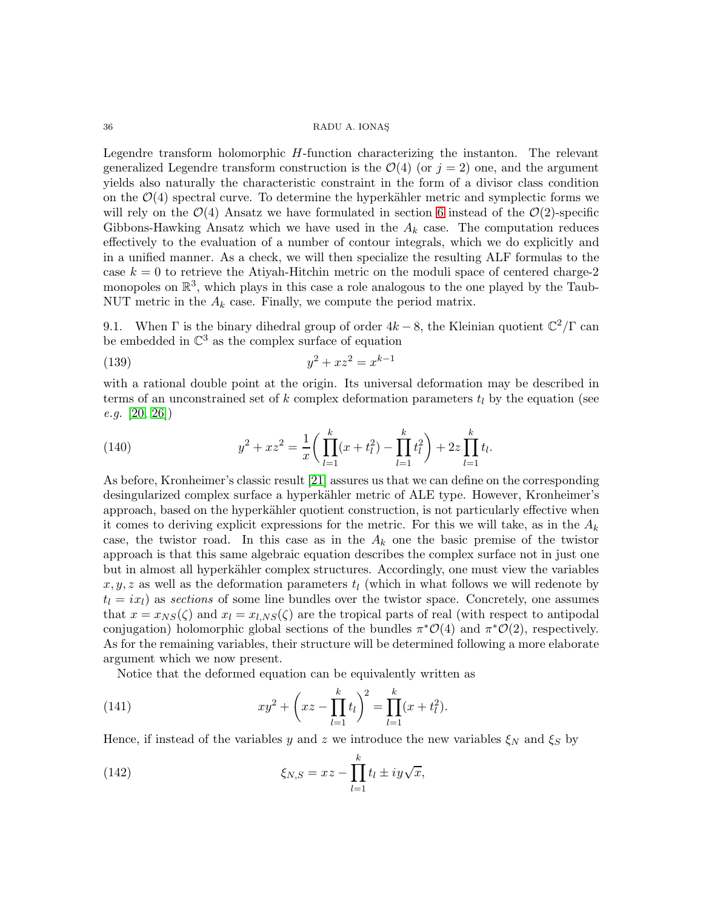Legendre transform holomorphic $H$-function characterizing the instanton. The relevant generalized Legendre transform construction is the $\mathcal{O}(4)$ (or $j = 2$) one, and the argument yields also naturally the characteristic constraint in the form of a divisor class condition on the $\mathcal{O}(4)$ spectral curve. To determine the hyperkähler metric and symplectic forms we will rely on the $\mathcal{O}(4)$ Ansatz we have formulated in section 6 instead of the $\mathcal{O}(2)$-specific Gibbons-Hawking Ansatz which we have used in the $A_k$ case. The computation reduces effectively to the evaluation of a number of contour integrals, which we do explicitly and in a unified manner. As a check, we will then specialize the resulting ALF formulas to the case $k = 0$ to retrieve the Atiyah-Hitchin metric on the moduli space of centered charge-2 monopoles on $\mathbb{R}^3$, which plays in this case a role analogous to the one played by the Taub-NUT metric in the $A_k$ case. Finally, we compute the period matrix.

9.1. When $\Gamma$ is the binary dihedral group of order $4k-8$, the Kleinian quotient $\mathbb{C}^2/\Gamma$ can be embedded in $\mathbb{C}^3$ as the complex surface of equation

$$y^2 + xz^2 = x^{k-1} \tag{139}$$

with a rational double point at the origin. Its universal deformation may be described in terms of an unconstrained set of $k$ complex deformation parameters $t_l$ by the equation (see *e.g.* [20, 26])

$$y^2 + xz^2 = \frac{1}{x}\bigg(\prod_{l=1}^{k}(x+t_l^2) - \prod_{l=1}^{k} t_l^2\bigg) + 2z\prod_{l=1}^{k} t_l. \tag{140}$$

As before, Kronheimer's classic result [21] assures us that we can define on the corresponding desingularized complex surface a hyperkähler metric of ALE type. However, Kronheimer's approach, based on the hyperkähler quotient construction, is not particularly effective when it comes to deriving explicit expressions for the metric. For this we will take, as in the $A_k$ case, the twistor road. In this case as in the $A_k$ one the basic premise of the twistor approach is that this same algebraic equation describes the complex surface not in just one but in almost all hyperkähler complex structures. Accordingly, one must view the variables $x, y, z$ as well as the deformation parameters $t_l$ (which in what follows we will redenote by $t_l = ix_l$) as *sections* of some line bundles over the twistor space. Concretely, one assumes that $x = x_{NS}(\zeta)$ and $x_l = x_{l,NS}(\zeta)$ are the tropical parts of real (with respect to antipodal conjugation) holomorphic global sections of the bundles $\pi^*\mathcal{O}(4)$ and $\pi^*\mathcal{O}(2)$, respectively. As for the remaining variables, their structure will be determined following a more elaborate argument which we now present.

Notice that the deformed equation can be equivalently written as

$$xy^2 + \bigg(xz - \prod_{l=1}^{k} t_l\bigg)^2 = \prod_{l=1}^{k}(x + t_l^2). \tag{141}$$

Hence, if instead of the variables $y$ and $z$ we introduce the new variables $\xi_N$ and $\xi_S$ by

$$\xi_{N,S} = xz - \prod_{l=1}^{k} t_l \pm iy\sqrt{x}, \tag{142}$$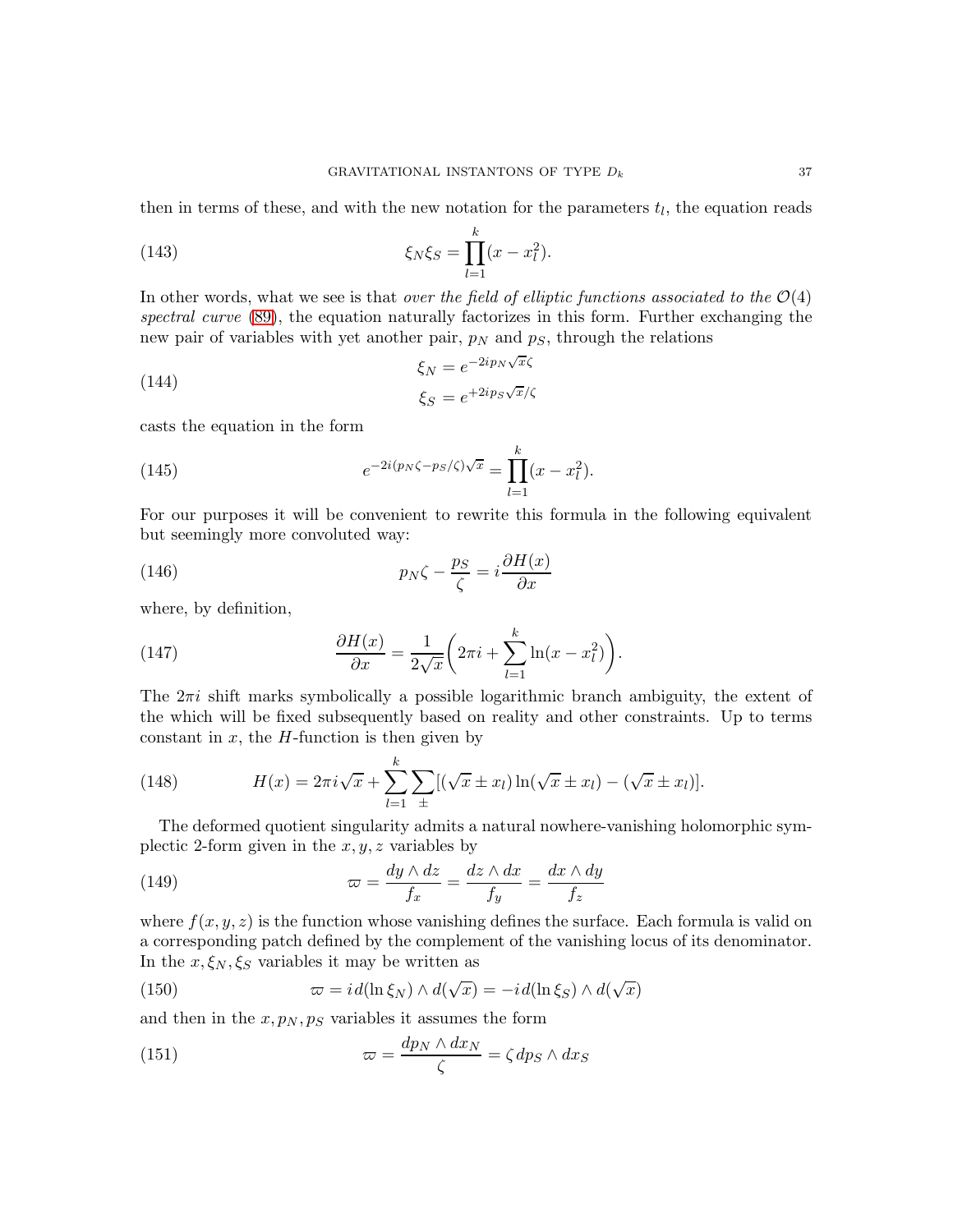then in terms of these, and with the new notation for the parameters $t_l$, the equation reads

$$\xi_N \xi_S = \prod_{l=1}^{k} (x - x_l^2). \tag{143}$$

In other words, what we see is that *over the field of elliptic functions associated to the $\mathcal{O}(4)$ spectral curve* (89), the equation naturally factorizes in this form. Further exchanging the new pair of variables with yet another pair, $p_N$ and $p_S$, through the relations

$$\begin{aligned} \xi_N &= e^{-2ip_N\sqrt{x}\zeta} \\ \xi_S &= e^{+2ip_S\sqrt{x}/\zeta} \end{aligned} \tag{144}$$

casts the equation in the form

$$e^{-2i(p_N\zeta - p_S/\zeta)\sqrt{x}} = \prod_{l=1}^{k} (x - x_l^2). \tag{145}$$

For our purposes it will be convenient to rewrite this formula in the following equivalent but seemingly more convoluted way:

$$p_N\zeta - \frac{p_S}{\zeta} = i\frac{\partial H(x)}{\partial x} \tag{146}$$

where, by definition,

$$\frac{\partial H(x)}{\partial x} = \frac{1}{2\sqrt{x}}\bigg(2\pi i + \sum_{l=1}^{k} \ln(x - x_l^2)\bigg). \tag{147}$$

The $2\pi i$ shift marks symbolically a possible logarithmic branch ambiguity, the extent of the which will be fixed subsequently based on reality and other constraints. Up to terms constant in $x$, the $H$-function is then given by

$$H(x) = 2\pi i\sqrt{x} + \sum_{l=1}^{k}\sum_{\pm}[(\sqrt{x} \pm x_l)\ln(\sqrt{x} \pm x_l) - (\sqrt{x} \pm x_l)]. \tag{148}$$

The deformed quotient singularity admits a natural nowhere-vanishing holomorphic symplectic 2-form given in the $x, y, z$ variables by

$$\varpi = \frac{dy \wedge dz}{f_x} = \frac{dz \wedge dx}{f_y} = \frac{dx \wedge dy}{f_z} \tag{149}$$

where $f(x, y, z)$ is the function whose vanishing defines the surface. Each formula is valid on a corresponding patch defined by the complement of the vanishing locus of its denominator. In the $x, \xi_N, \xi_S$ variables it may be written as

$$\varpi = i\, d(\ln \xi_N) \wedge d(\sqrt{x}) = -i\, d(\ln \xi_S) \wedge d(\sqrt{x}) \tag{150}$$

and then in the $x, p_N, p_S$ variables it assumes the form

$$\varpi = \frac{dp_N \wedge dx_N}{\zeta} = \zeta\, dp_S \wedge dx_S \tag{151}$$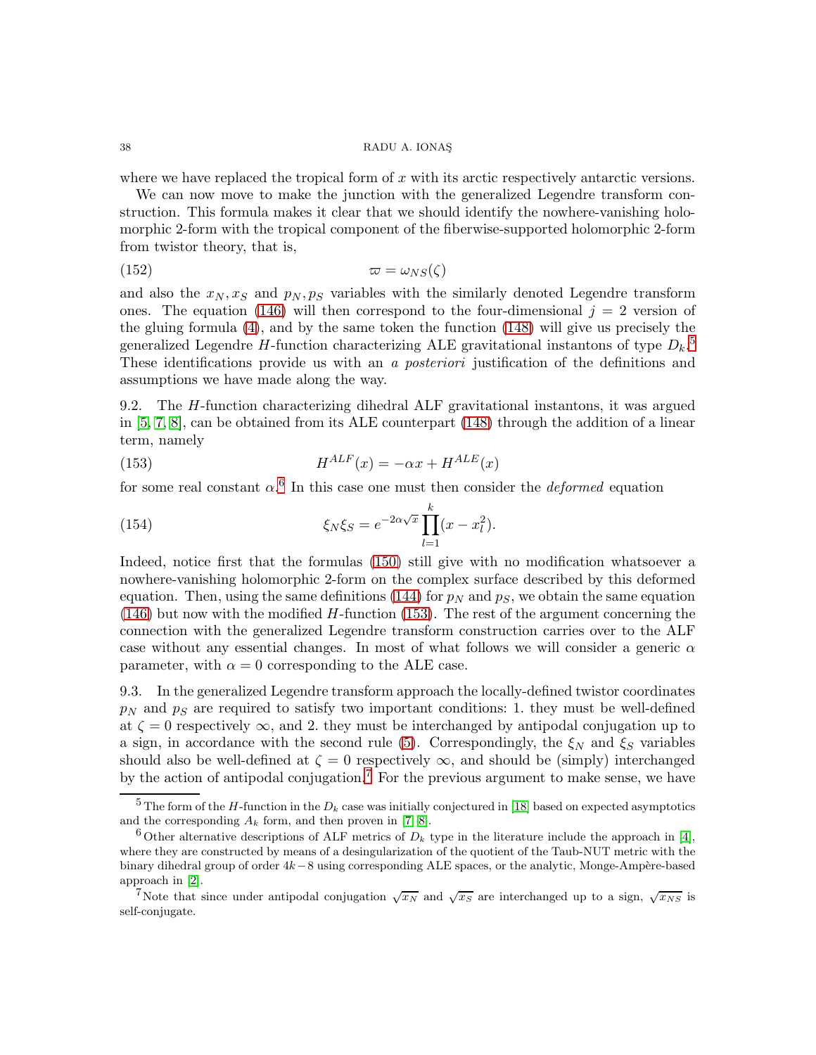where we have replaced the tropical form of $x$ with its arctic respectively antarctic versions.

We can now move to make the junction with the generalized Legendre transform construction. This formula makes it clear that we should identify the nowhere-vanishing holomorphic 2-form with the tropical component of the fiberwise-supported holomorphic 2-form from twistor theory, that is,

$$\varpi = \omega_{NS}(\zeta) \tag{152}$$

and also the $x_N, x_S$ and $p_N, p_S$ variables with the similarly denoted Legendre transform ones. The equation (146) will then correspond to the four-dimensional $j = 2$ version of the gluing formula (4), and by the same token the function (148) will give us precisely the generalized Legendre $H$-function characterizing ALE gravitational instantons of type $D_k$.[5] These identifications provide us with an *a posteriori* justification of the definitions and assumptions we have made along the way.

9.2. The $H$-function characterizing dihedral ALF gravitational instantons, it was argued in [5, 7, 8], can be obtained from its ALE counterpart (148) through the addition of a linear term, namely

$$H^{ALF}(x) = -\alpha x + H^{ALE}(x) \tag{153}$$

for some real constant $\alpha$.[6] In this case one must then consider the *deformed* equation

$$\xi_N \xi_S = e^{-2\alpha\sqrt{x}} \prod_{l=1}^{k} (x - x_l^2). \tag{154}$$

Indeed, notice first that the formulas (150) still give with no modification whatsoever a nowhere-vanishing holomorphic 2-form on the complex surface described by this deformed equation. Then, using the same definitions (144) for $p_N$ and $p_S$, we obtain the same equation (146) but now with the modified $H$-function (153). The rest of the argument concerning the connection with the generalized Legendre transform construction carries over to the ALF case without any essential changes. In most of what follows we will consider a generic $\alpha$ parameter, with $\alpha = 0$ corresponding to the ALE case.

9.3. In the generalized Legendre transform approach the locally-defined twistor coordinates $p_N$ and $p_S$ are required to satisfy two important conditions: 1. they must be well-defined at $\zeta = 0$ respectively $\infty$, and 2. they must be interchanged by antipodal conjugation up to a sign, in accordance with the second rule (5). Correspondingly, the $\xi_N$ and $\xi_S$ variables should also be well-defined at $\zeta = 0$ respectively $\infty$, and should be (simply) interchanged by the action of antipodal conjugation.[7] For the previous argument to make sense, we have

---

[5] The form of the $H$-function in the $D_k$ case was initially conjectured in [18] based on expected asymptotics and the corresponding $A_k$ form, and then proven in [7, 8].

[6] Other alternative descriptions of ALF metrics of $D_k$ type in the literature include the approach in [4], where they are constructed by means of a desingularization of the quotient of the Taub-NUT metric with the binary dihedral group of order $4k-8$ using corresponding ALE spaces, or the analytic, Monge-Ampère-based approach in [2].

[7] Note that since under antipodal conjugation $\sqrt{x_N}$ and $\sqrt{x_S}$ are interchanged up to a sign, $\sqrt{x_{NS}}$ is self-conjugate.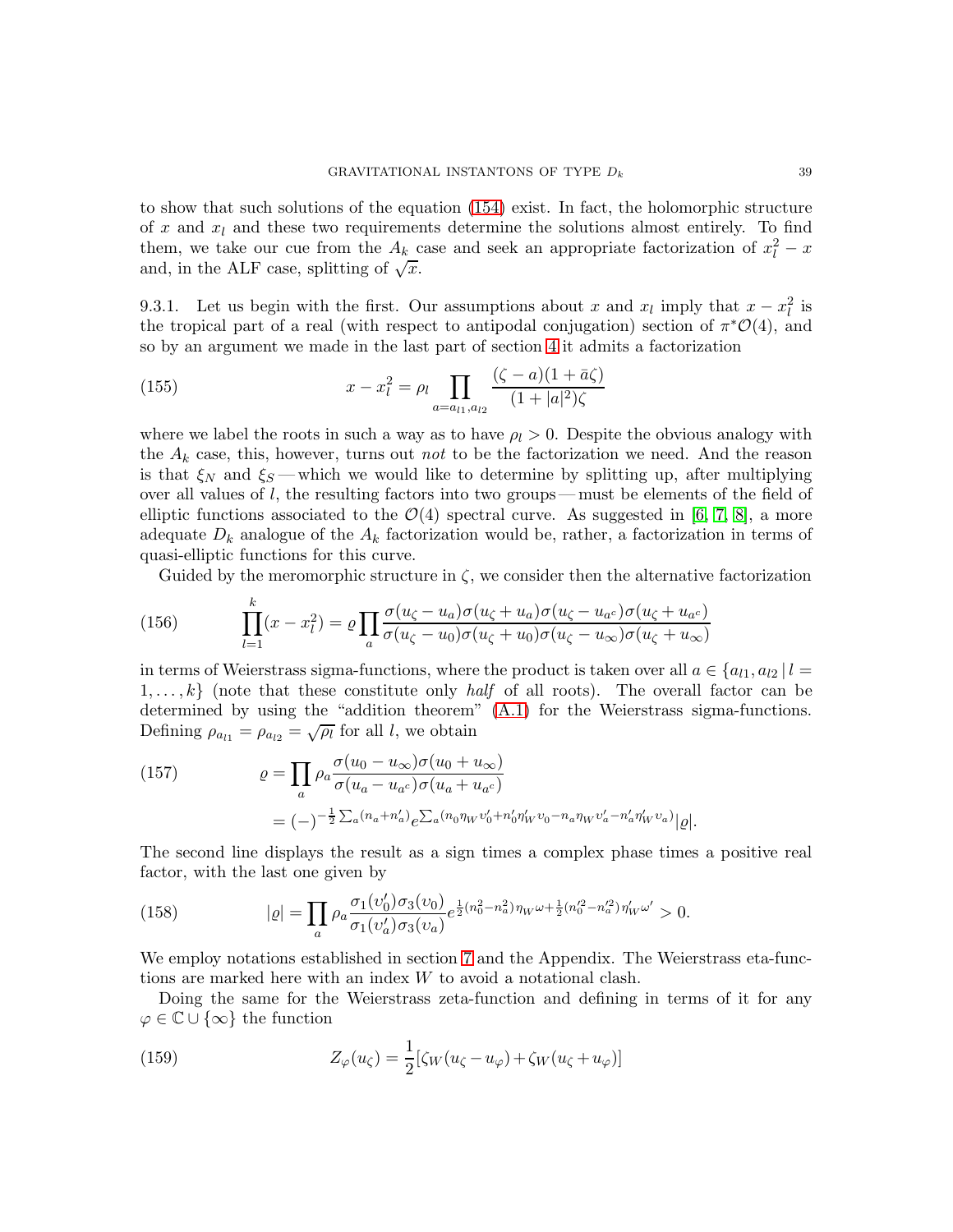to show that such solutions of the equation (154) exist. In fact, the holomorphic structure of $x$ and $x_l$ and these two requirements determine the solutions almost entirely. To find them, we take our cue from the $A_k$ case and seek an appropriate factorization of $x_l^2 - x$ and, in the ALF case, splitting of $\sqrt{x}$.

9.3.1. Let us begin with the first. Our assumptions about $x$ and $x_l$ imply that $x - x_l^2$ is the tropical part of a real (with respect to antipodal conjugation) section of $\pi^*\mathcal{O}(4)$, and so by an argument we made in the last part of section 4 it admits a factorization

$$x - x_l^2 = \rho_l \prod_{a=a_{l1},a_{l2}} \frac{(\zeta - a)(1 + \bar{a}\zeta)}{(1 + |a|^2)\zeta} \tag{155}$$

where we label the roots in such a way as to have $\rho_l > 0$. Despite the obvious analogy with the $A_k$ case, this, however, turns out *not* to be the factorization we need. And the reason is that $\xi_N$ and $\xi_S$ — which we would like to determine by splitting up, after multiplying over all values of $l$, the resulting factors into two groups — must be elements of the field of elliptic functions associated to the $\mathcal{O}(4)$ spectral curve. As suggested in [6, 7, 8], a more adequate $D_k$ analogue of the $A_k$ factorization would be, rather, a factorization in terms of quasi-elliptic functions for this curve.

Guided by the meromorphic structure in $\zeta$, we consider then the alternative factorization

$$\prod_{l=1}^{k}(x - x_l^2) = \varrho \prod_a \frac{\sigma(u_\zeta - u_a)\sigma(u_\zeta + u_a)\sigma(u_\zeta - u_{a^c})\sigma(u_\zeta + u_{a^c})}{\sigma(u_\zeta - u_0)\sigma(u_\zeta + u_0)\sigma(u_\zeta - u_\infty)\sigma(u_\zeta + u_\infty)} \tag{156}$$

in terms of Weierstrass sigma-functions, where the product is taken over all $a \in \{a_{l1}, a_{l2} \,|\, l = 1, \ldots, k\}$ (note that these constitute only *half* of all roots). The overall factor can be determined by using the "addition theorem" (A.1) for the Weierstrass sigma-functions. Defining $\rho_{a_{l1}} = \rho_{a_{l2}} = \sqrt{\rho_l}$ for all $l$, we obtain

$$\begin{aligned} \varrho &= \prod_a \rho_a \frac{\sigma(u_0 - u_\infty)\sigma(u_0 + u_\infty)}{\sigma(u_a - u_{a^c})\sigma(u_a + u_{a^c})} \\ &= (-)^{-\frac{1}{2}\sum_a (n_a + n'_a)} e^{\sum_a (n_0 \eta_W \upsilon'_0 + n'_0 \eta'_W \upsilon_0 - n_a \eta_W \upsilon'_a - n'_a \eta'_W \upsilon_a)} |\varrho|. \end{aligned} \tag{157}$$

The second line displays the result as a sign times a complex phase times a positive real factor, with the last one given by

$$|\varrho| = \prod_a \rho_a \frac{\sigma_1(\upsilon'_0)\sigma_3(\upsilon_0)}{\sigma_1(\upsilon'_a)\sigma_3(\upsilon_a)} e^{\frac{1}{2}(n_0^2 - n_a^2)\eta_W \omega + \frac{1}{2}(n_0'^2 - n_a'^2)\eta'_W \omega'} > 0. \tag{158}$$

We employ notations established in section 7 and the Appendix. The Weierstrass eta-functions are marked here with an index $W$ to avoid a notational clash.

Doing the same for the Weierstrass zeta-function and defining in terms of it for any $\varphi \in \mathbb{C} \cup \{\infty\}$ the function

$$Z_\varphi(u_\zeta) = \frac{1}{2}[\zeta_W(u_\zeta - u_\varphi) + \zeta_W(u_\zeta + u_\varphi)] \tag{159}$$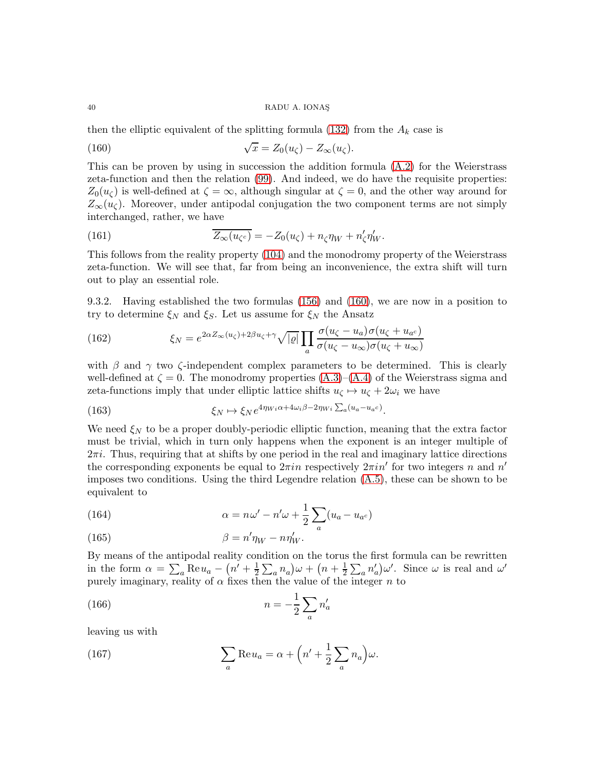then the elliptic equivalent of the splitting formula (132) from the $A_k$ case is

$$\sqrt{x} = Z_0(u_\zeta) - Z_\infty(u_\zeta). \tag{160}$$

This can be proven by using in succession the addition formula (A.2) for the Weierstrass zeta-function and then the relation (99). And indeed, we do have the requisite properties: $Z_0(u_\zeta)$ is well-defined at $\zeta = \infty$, although singular at $\zeta = 0$, and the other way around for $Z_\infty(u_\zeta)$. Moreover, under antipodal conjugation the two component terms are not simply interchanged, rather, we have

$$\overline{Z_\infty(u_{\zeta^c})} = -Z_0(u_\zeta) + n_\zeta \eta_W + n'_\zeta \eta'_W. \tag{161}$$

This follows from the reality property (104) and the monodromy property of the Weierstrass zeta-function. We will see that, far from being an inconvenience, the extra shift will turn out to play an essential role.

9.3.2. Having established the two formulas (156) and (160), we are now in a position to try to determine $\xi_N$ and $\xi_S$. Let us assume for $\xi_N$ the Ansatz

$$\xi_N = e^{2\alpha Z_\infty(u_\zeta) + 2\beta u_\zeta + \gamma} \sqrt{|\varrho|} \prod_a \frac{\sigma(u_\zeta - u_a)\sigma(u_\zeta + u_{a^c})}{\sigma(u_\zeta - u_\infty)\sigma(u_\zeta + u_\infty)} \tag{162}$$

with $\beta$ and $\gamma$ two $\zeta$-independent complex parameters to be determined. This is clearly well-defined at $\zeta = 0$. The monodromy properties (A.3)–(A.4) of the Weierstrass sigma and zeta-functions imply that under elliptic lattice shifts $u_\zeta \mapsto u_\zeta + 2\omega_i$ we have

$$\xi_N \mapsto \xi_N e^{4\eta_{Wi}\alpha + 4\omega_i\beta - 2\eta_{Wi}\sum_a (u_a - u_{a^c})}. \tag{163}$$

We need $\xi_N$ to be a proper doubly-periodic elliptic function, meaning that the extra factor must be trivial, which in turn only happens when the exponent is an integer multiple of $2\pi i$. Thus, requiring that at shifts by one period in the real and imaginary lattice directions the corresponding exponents be equal to $2\pi i n$ respectively $2\pi i n'$ for two integers $n$ and $n'$ imposes two conditions. Using the third Legendre relation (A.5), these can be shown to be equivalent to

$$\alpha = n\omega' - n'\omega + \frac{1}{2}\sum_a (u_a - u_{a^c}) \tag{164}$$

$$\beta = n'\eta_W - n\eta'_W. \tag{165}$$

By means of the antipodal reality condition on the torus the first formula can be rewritten in the form $\alpha = \sum_a \operatorname{Re} u_a - \big(n' + \frac{1}{2}\sum_a n_a\big)\omega + \big(n + \frac{1}{2}\sum_a n'_a\big)\omega'$. Since $\omega$ is real and $\omega'$ purely imaginary, reality of $\alpha$ fixes then the value of the integer $n$ to

$$n = -\frac{1}{2}\sum_a n'_a \tag{166}$$

leaving us with

$$\sum_a \operatorname{Re} u_a = \alpha + \Big(n' + \frac{1}{2}\sum_a n_a\Big)\omega. \tag{167}$$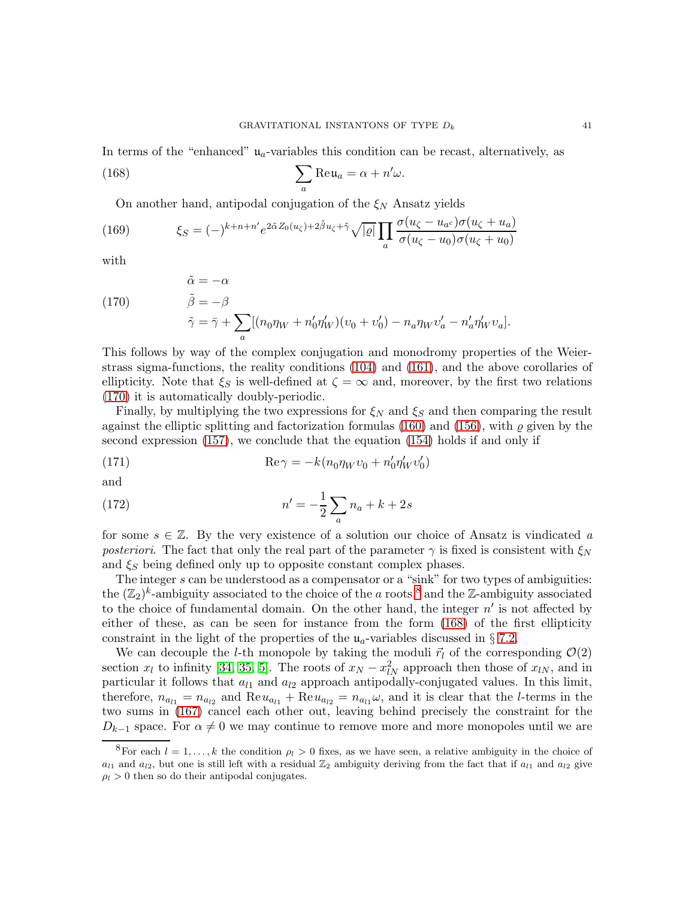In terms of the "enhanced" $\mathfrak{u}_a$-variables this condition can be recast, alternatively, as

$$\sum_a \mathrm{Re}\,\mathfrak{u}_a = \alpha + n'\omega. \tag{168}$$

On another hand, antipodal conjugation of the $\xi_N$ Ansatz yields

$$\xi_S = (-)^{k+n+n'} e^{2\tilde{\alpha} Z_0(u_\zeta) + 2\tilde{\beta} u_\zeta + \tilde{\gamma}} \sqrt{|\varrho|} \prod_a \frac{\sigma(u_\zeta - u_{a^c})\sigma(u_\zeta + u_a)}{\sigma(u_\zeta - u_0)\sigma(u_\zeta + u_0)} \tag{169}$$

with

$$\begin{aligned}
\tilde{\alpha} &= -\alpha \\
\tilde{\beta} &= -\beta \\
\tilde{\gamma} &= \bar{\gamma} + \sum_a [(n_0\eta_W + n_0'\eta_W')(\upsilon_0 + \upsilon_0') - n_a\eta_W\upsilon_a' - n_a'\eta_W'\upsilon_a].
\end{aligned} \tag{170}$$

This follows by way of the complex conjugation and monodromy properties of the Weierstrass sigma-functions, the reality conditions (104) and (161), and the above corollaries of ellipticity. Note that $\xi_S$ is well-defined at $\zeta = \infty$ and, moreover, by the first two relations (170) it is automatically doubly-periodic.

Finally, by multiplying the two expressions for $\xi_N$ and $\xi_S$ and then comparing the result against the elliptic splitting and factorization formulas (160) and (156), with $\varrho$ given by the second expression (157), we conclude that the equation (154) holds if and only if

$$\mathrm{Re}\,\gamma = -k(n_0\eta_W\upsilon_0 + n_0'\eta_W'\upsilon_0') \tag{171}$$

and

$$n' = -\frac{1}{2}\sum_a n_a + k + 2s \tag{172}$$

for some $s \in \mathbb{Z}$. By the very existence of a solution our choice of Ansatz is vindicated *a posteriori*. The fact that only the real part of the parameter $\gamma$ is fixed is consistent with $\xi_N$ and $\xi_S$ being defined only up to opposite constant complex phases.

The integer $s$ can be understood as a compensator or a "sink" for two types of ambiguities: the $(\mathbb{Z}_2)^k$-ambiguity associated to the choice of the $a$ roots[8] and the $\mathbb{Z}$-ambiguity associated to the choice of fundamental domain. On the other hand, the integer $n'$ is not affected by either of these, as can be seen for instance from the form (168) of the first ellipticity constraint in the light of the properties of the $\mathfrak{u}_a$-variables discussed in § 7.2.

We can decouple the $l$-th monopole by taking the moduli $\vec{r}_l$ of the corresponding $\mathcal{O}(2)$ section $x_l$ to infinity [34, 35, 5]. The roots of $x_N - x_{lN}^2$ approach then those of $x_{lN}$, and in particular it follows that $a_{l1}$ and $a_{l2}$ approach antipodally-conjugated values. In this limit, therefore, $n_{a_{l1}} = n_{a_{l2}}$ and $\mathrm{Re}\,u_{a_{l1}} + \mathrm{Re}\,u_{a_{l2}} = n_{a_{l1}}\omega$, and it is clear that the $l$-terms in the two sums in (167) cancel each other out, leaving behind precisely the constraint for the $D_{k-1}$ space. For $\alpha \neq 0$ we may continue to remove more and more monopoles until we are

---

[8] For each $l = 1, \ldots, k$ the condition $\rho_l > 0$ fixes, as we have seen, a relative ambiguity in the choice of $a_{l1}$ and $a_{l2}$, but one is still left with a residual $\mathbb{Z}_2$ ambiguity deriving from the fact that if $a_{l1}$ and $a_{l2}$ give $\rho_l > 0$ then so do their antipodal conjugates.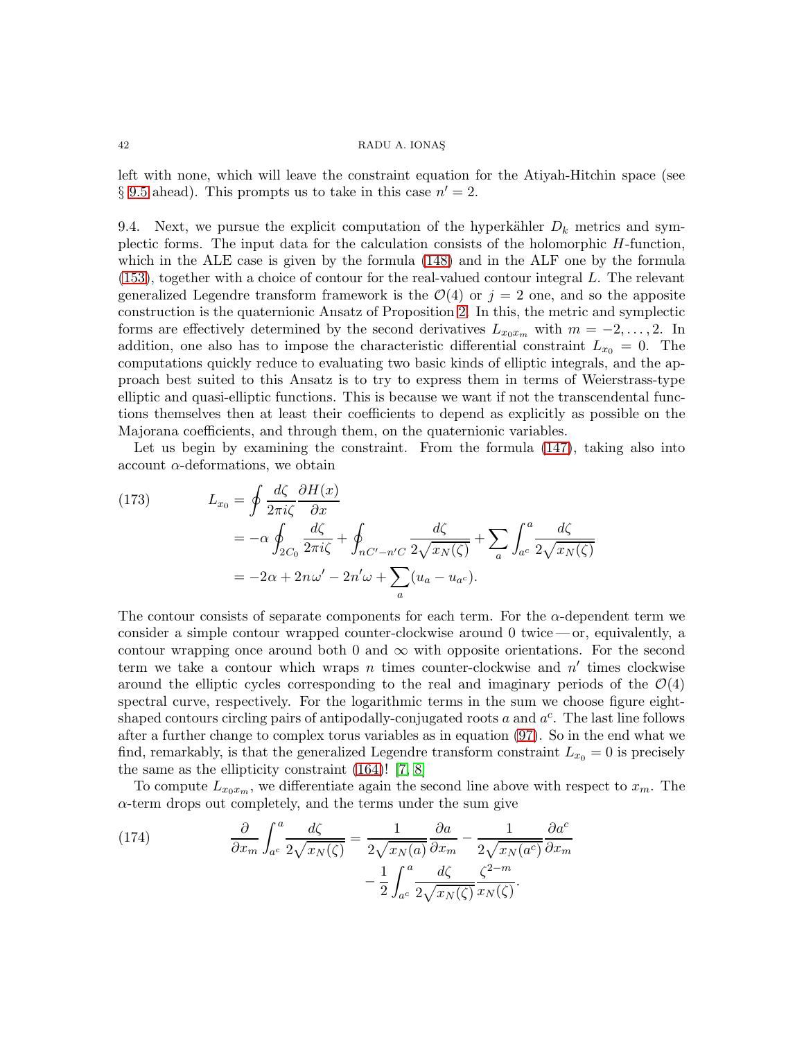left with none, which will leave the constraint equation for the Atiyah-Hitchin space (see § 9.5 ahead). This prompts us to take in this case $n' = 2$.

9.4. Next, we pursue the explicit computation of the hyperkähler $D_k$ metrics and symplectic forms. The input data for the calculation consists of the holomorphic $H$-function, which in the ALE case is given by the formula (148) and in the ALF one by the formula (153), together with a choice of contour for the real-valued contour integral $L$. The relevant generalized Legendre transform framework is the $\mathcal{O}(4)$ or $j = 2$ one, and so the apposite construction is the quaternionic Ansatz of Proposition 2. In this, the metric and symplectic forms are effectively determined by the second derivatives $L_{x_0 x_m}$ with $m = -2, \dots, 2$. In addition, one also has to impose the characteristic differential constraint $L_{x_0} = 0$. The computations quickly reduce to evaluating two basic kinds of elliptic integrals, and the approach best suited to this Ansatz is to try to express them in terms of Weierstrass-type elliptic and quasi-elliptic functions. This is because we want if not the transcendental functions themselves then at least their coefficients to depend as explicitly as possible on the Majorana coefficients, and through them, on the quaternionic variables.

Let us begin by examining the constraint. From the formula (147), taking also into account $\alpha$-deformations, we obtain

$$
\begin{aligned}
L_{x_0} &= \oint \frac{d\zeta}{2\pi i \zeta} \frac{\partial H(x)}{\partial x} \\
&= -\alpha \oint_{2C_0} \frac{d\zeta}{2\pi i \zeta} + \oint_{nC' - n'C} \frac{d\zeta}{2\sqrt{x_N(\zeta)}} + \sum_a \int_{a^c}^{a} \frac{d\zeta}{2\sqrt{x_N(\zeta)}} \\
&= -2\alpha + 2n\omega' - 2n'\omega + \sum_a (u_a - u_{a^c}).
\end{aligned} \tag{173}
$$

The contour consists of separate components for each term. For the $\alpha$-dependent term we consider a simple contour wrapped counter-clockwise around 0 twice — or, equivalently, a contour wrapping once around both 0 and $\infty$ with opposite orientations. For the second term we take a contour which wraps $n$ times counter-clockwise and $n'$ times clockwise around the elliptic cycles corresponding to the real and imaginary periods of the $\mathcal{O}(4)$ spectral curve, respectively. For the logarithmic terms in the sum we choose figure eight-shaped contours circling pairs of antipodally-conjugated roots $a$ and $a^c$. The last line follows after a further change to complex torus variables as in equation (97). So in the end what we find, remarkably, is that the generalized Legendre transform constraint $L_{x_0} = 0$ is precisely the same as the ellipticity constraint (164)! [7, 8]

To compute $L_{x_0 x_m}$, we differentiate again the second line above with respect to $x_m$. The $\alpha$-term drops out completely, and the terms under the sum give

$$
\begin{aligned}
\frac{\partial}{\partial x_m} \int_{a^c}^{a} \frac{d\zeta}{2\sqrt{x_N(\zeta)}} &= \frac{1}{2\sqrt{x_N(a)}} \frac{\partial a}{\partial x_m} - \frac{1}{2\sqrt{x_N(a^c)}} \frac{\partial a^c}{\partial x_m} \\
&\quad - \frac{1}{2} \int_{a^c}^{a} \frac{d\zeta}{2\sqrt{x_N(\zeta)}} \frac{\zeta^{2-m}}{x_N(\zeta)}.
\end{aligned} \tag{174}
$$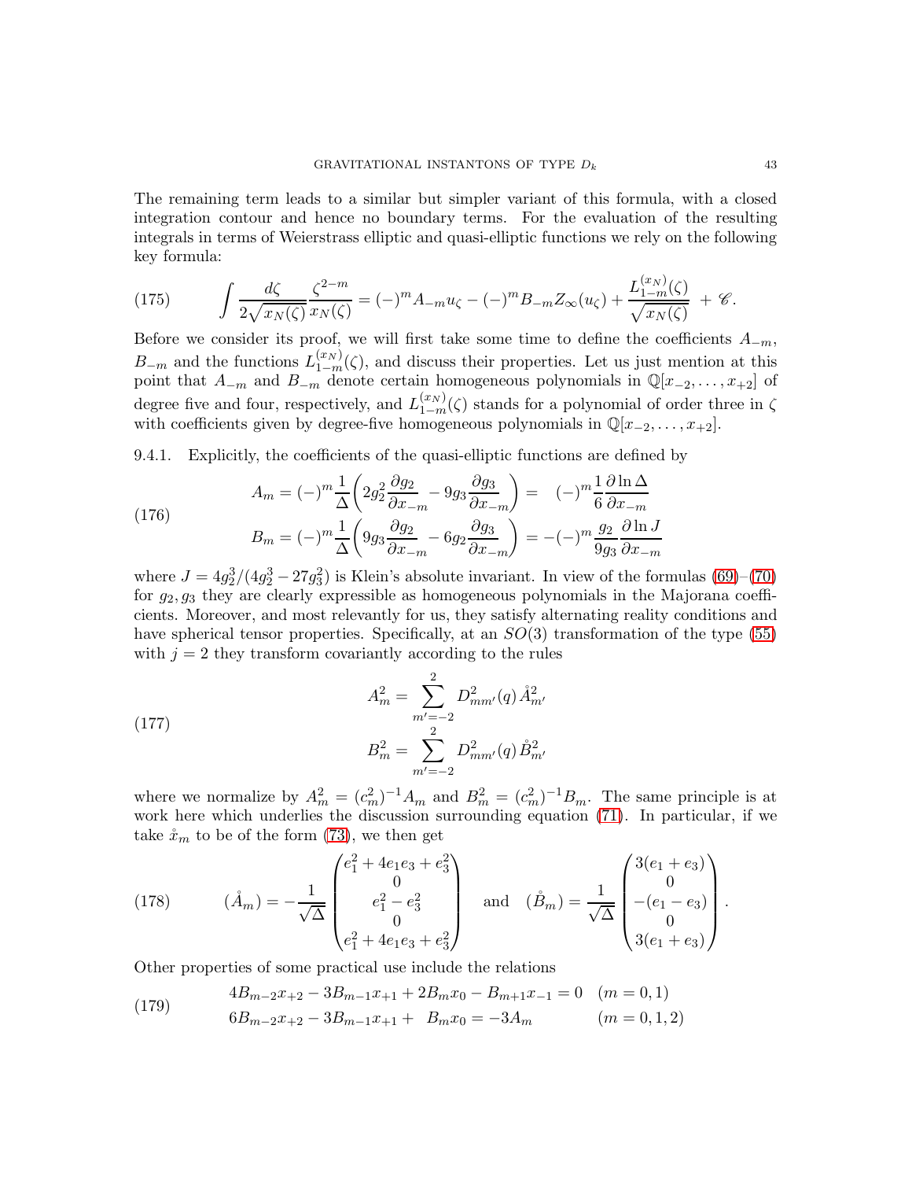The remaining term leads to a similar but simpler variant of this formula, with a closed integration contour and hence no boundary terms. For the evaluation of the resulting integrals in terms of Weierstrass elliptic and quasi-elliptic functions we rely on the following key formula:

$$
\int \frac{d\zeta}{2\sqrt{x_N(\zeta)}} \frac{\zeta^{2-m}}{x_N(\zeta)} = (-)^m A_{-m} u_\zeta - (-)^m B_{-m} Z_\infty(u_\zeta) + \frac{L^{(x_N)}_{1-m}(\zeta)}{\sqrt{x_N(\zeta)}} + \mathscr{C}. \tag{175}
$$

Before we consider its proof, we will first take some time to define the coefficients $A_{-m}$, $B_{-m}$ and the functions $L^{(x_N)}_{1-m}(\zeta)$, and discuss their properties. Let us just mention at this point that $A_{-m}$ and $B_{-m}$ denote certain homogeneous polynomials in $\mathbb{Q}[x_{-2}, \ldots, x_{+2}]$ of degree five and four, respectively, and $L^{(x_N)}_{1-m}(\zeta)$ stands for a polynomial of order three in $\zeta$ with coefficients given by degree-five homogeneous polynomials in $\mathbb{Q}[x_{-2}, \ldots, x_{+2}]$.

9.4.1. Explicitly, the coefficients of the quasi-elliptic functions are defined by

$$
\begin{aligned}
A_m &= (-)^m \frac{1}{\Delta}\left(2g_2^2 \frac{\partial g_2}{\partial x_{-m}} - 9g_3 \frac{\partial g_3}{\partial x_{-m}}\right) = \quad (-)^m \frac{1}{6}\frac{\partial \ln \Delta}{\partial x_{-m}} \\
B_m &= (-)^m \frac{1}{\Delta}\left(9g_3 \frac{\partial g_2}{\partial x_{-m}} - 6g_2 \frac{\partial g_3}{\partial x_{-m}}\right) = -(-)^m \frac{g_2}{9g_3}\frac{\partial \ln J}{\partial x_{-m}}
\end{aligned} \tag{176}
$$

where $J = 4g_2^3/(4g_2^3 - 27g_3^2)$ is Klein's absolute invariant. In view of the formulas (69)–(70) for $g_2, g_3$ they are clearly expressible as homogeneous polynomials in the Majorana coefficients. Moreover, and most relevantly for us, they satisfy alternating reality conditions and have spherical tensor properties. Specifically, at an $SO(3)$ transformation of the type (55) with $j = 2$ they transform covariantly according to the rules

$$
\begin{aligned}
A^2_m &= \sum_{m'=-2}^{2} D^2_{mm'}(q)\, \mathring{A}^2_{m'} \\
B^2_m &= \sum_{m'=-2}^{2} D^2_{mm'}(q)\, \mathring{B}^2_{m'}
\end{aligned} \tag{177}
$$

where we normalize by $A^2_m = (c^2_m)^{-1} A_m$ and $B^2_m = (c^2_m)^{-1} B_m$. The same principle is at work here which underlies the discussion surrounding equation (71). In particular, if we take $\mathring{x}_m$ to be of the form (73), we then get

$$
(\mathring{A}_m) = -\frac{1}{\sqrt{\Delta}} \begin{pmatrix} e_1^2 + 4e_1e_3 + e_3^2 \\ 0 \\ e_1^2 - e_3^2 \\ 0 \\ e_1^2 + 4e_1e_3 + e_3^2 \end{pmatrix} \quad \text{and} \quad (\mathring{B}_m) = \frac{1}{\sqrt{\Delta}} \begin{pmatrix} 3(e_1 + e_3) \\ 0 \\ -(e_1 - e_3) \\ 0 \\ 3(e_1 + e_3) \end{pmatrix}. \tag{178}
$$

Other properties of some practical use include the relations

$$
\begin{aligned}
&4B_{m-2}x_{+2} - 3B_{m-1}x_{+1} + 2B_m x_0 - B_{m+1}x_{-1} = 0 \quad (m = 0, 1) \\
&6B_{m-2}x_{+2} - 3B_{m-1}x_{+1} + \; B_m x_0 = -3A_m \qquad\qquad (m = 0, 1, 2)
\end{aligned} \tag{179}
$$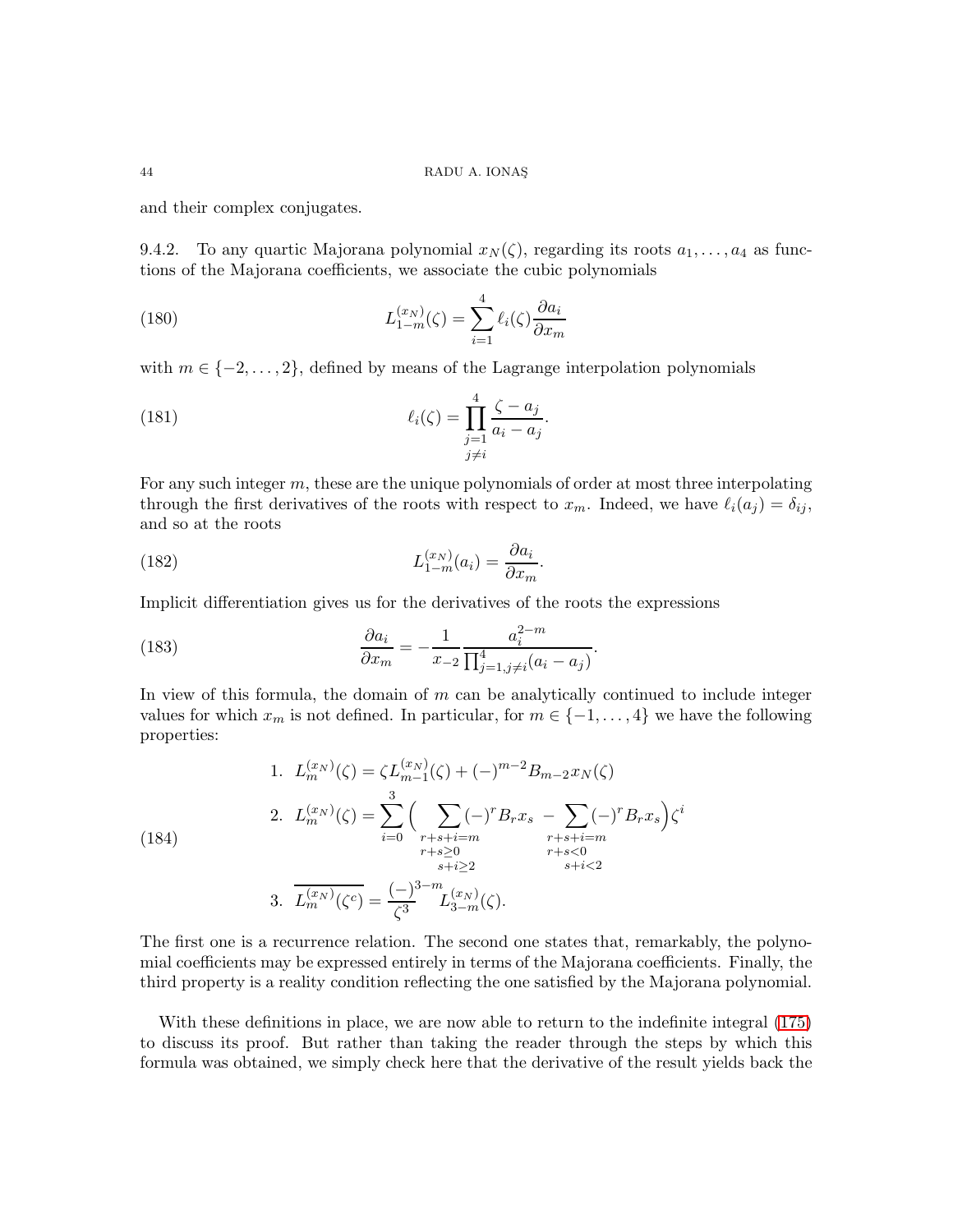and their complex conjugates.

9.4.2. To any quartic Majorana polynomial $x_N(\zeta)$, regarding its roots $a_1, \ldots, a_4$ as functions of the Majorana coefficients, we associate the cubic polynomials

$$L^{(x_N)}_{1-m}(\zeta) = \sum_{i=1}^{4} \ell_i(\zeta) \frac{\partial a_i}{\partial x_m} \tag{180}$$

with $m \in \{-2, \ldots, 2\}$, defined by means of the Lagrange interpolation polynomials

$$\ell_i(\zeta) = \prod_{\substack{j=1 \\ j \neq i}}^{4} \frac{\zeta - a_j}{a_i - a_j}. \tag{181}$$

For any such integer $m$, these are the unique polynomials of order at most three interpolating through the first derivatives of the roots with respect to $x_m$. Indeed, we have $\ell_i(a_j) = \delta_{ij}$, and so at the roots

$$L^{(x_N)}_{1-m}(a_i) = \frac{\partial a_i}{\partial x_m}. \tag{182}$$

Implicit differentiation gives us for the derivatives of the roots the expressions

$$\frac{\partial a_i}{\partial x_m} = -\frac{1}{x_{-2}} \frac{a_i^{2-m}}{\prod_{j=1, j\neq i}^{4} (a_i - a_j)}. \tag{183}$$

In view of this formula, the domain of $m$ can be analytically continued to include integer values for which $x_m$ is not defined. In particular, for $m \in \{-1, \ldots, 4\}$ we have the following properties:

$$\begin{aligned}
&1. \;\; L^{(x_N)}_m(\zeta) = \zeta L^{(x_N)}_{m-1}(\zeta) + (-)^{m-2} B_{m-2}\, x_N(\zeta) \\
&2. \;\; L^{(x_N)}_m(\zeta) = \sum_{i=0}^{3} \Big( \sum_{\substack{r+s+i=m \\ r+s \geq 0 \\ s+i \geq 2}} (-)^r B_r x_s \; - \sum_{\substack{r+s+i=m \\ r+s<0 \\ s+i<2}} (-)^r B_r x_s \Big) \zeta^i \\
&3. \;\; \overline{L^{(x_N)}_m(\zeta^c)} = \frac{(-)^{3-m}}{\zeta^3} L^{(x_N)}_{3-m}(\zeta).
\end{aligned} \tag{184}$$

The first one is a recurrence relation. The second one states that, remarkably, the polynomial coefficients may be expressed entirely in terms of the Majorana coefficients. Finally, the third property is a reality condition reflecting the one satisfied by the Majorana polynomial.

With these definitions in place, we are now able to return to the indefinite integral (175) to discuss its proof. But rather than taking the reader through the steps by which this formula was obtained, we simply check here that the derivative of the result yields back the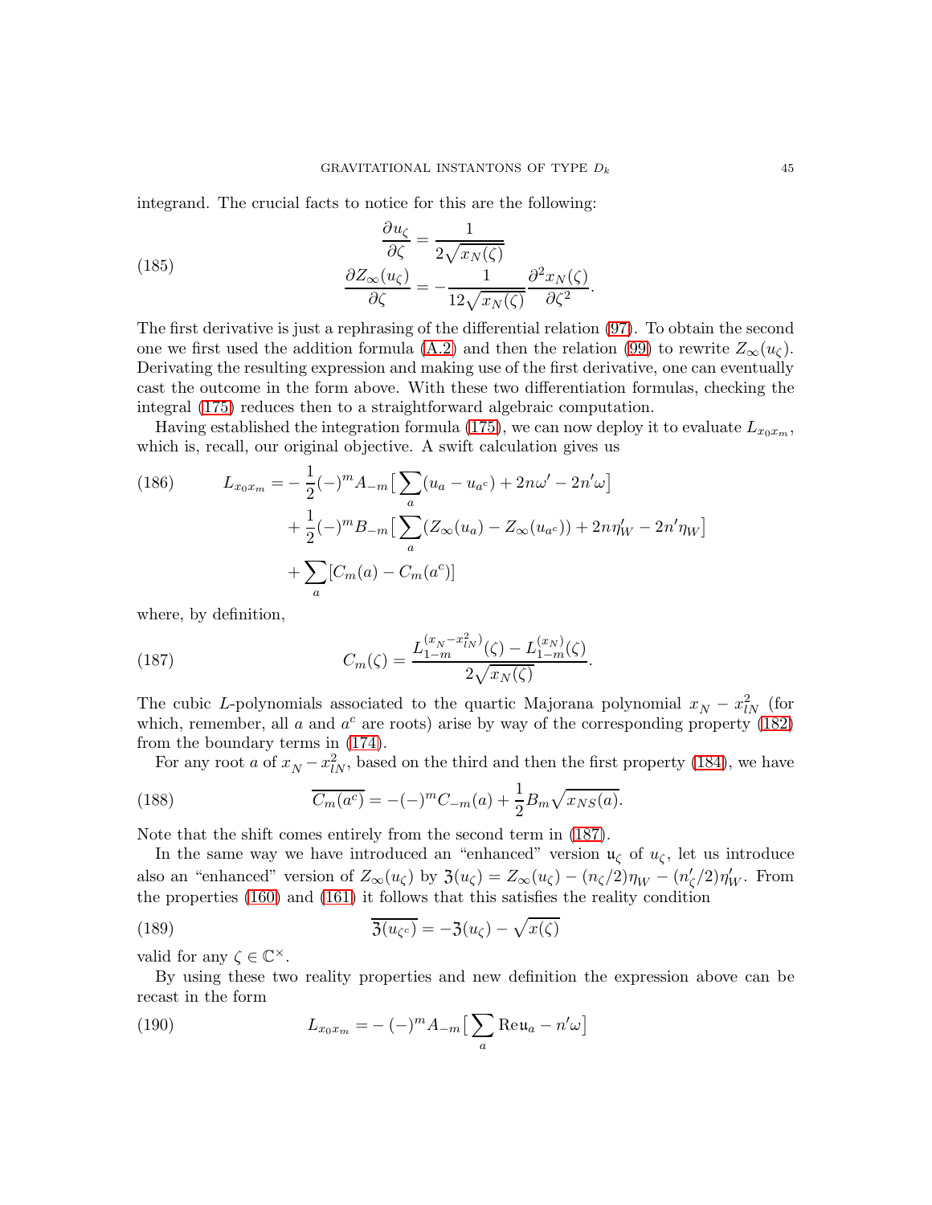integrand. The crucial facts to notice for this are the following:

$$
\begin{aligned}
\frac{\partial u_\zeta}{\partial \zeta} &= \frac{1}{2\sqrt{x_N(\zeta)}} \\
\frac{\partial Z_\infty(u_\zeta)}{\partial \zeta} &= -\frac{1}{12\sqrt{x_N(\zeta)}}\frac{\partial^2 x_N(\zeta)}{\partial \zeta^2}.
\end{aligned} \tag{185}
$$

The first derivative is just a rephrasing of the differential relation (97). To obtain the second one we first used the addition formula (A.2) and then the relation (99) to rewrite $Z_\infty(u_\zeta)$. Derivating the resulting expression and making use of the first derivative, one can eventually cast the outcome in the form above. With these two differentiation formulas, checking the integral (175) reduces then to a straightforward algebraic computation.

Having established the integration formula (175), we can now deploy it to evaluate $L_{x_0 x_m}$, which is, recall, our original objective. A swift calculation gives us

$$
\begin{aligned}
L_{x_0 x_m} = &-\frac{1}{2}(-)^m A_{-m}\big[\sum_a (u_a - u_{a^c}) + 2n\omega' - 2n'\omega\big] \\
&+ \frac{1}{2}(-)^m B_{-m}\big[\sum_a (Z_\infty(u_a) - Z_\infty(u_{a^c})) + 2n\eta_W' - 2n'\eta_W\big] \\
&+ \sum_a [C_m(a) - C_m(a^c)]
\end{aligned} \tag{186}
$$

where, by definition,

$$
C_m(\zeta) = \frac{L_{1-m}^{(x_N - x_{lN}^2)}(\zeta) - L_{1-m}^{(x_N)}(\zeta)}{2\sqrt{x_N(\zeta)}}. \tag{187}
$$

The cubic $L$-polynomials associated to the quartic Majorana polynomial $x_N - x_{lN}^2$ (for which, remember, all $a$ and $a^c$ are roots) arise by way of the corresponding property (182) from the boundary terms in (174).

For any root $a$ of $x_N - x_{lN}^2$, based on the third and then the first property (184), we have

$$
\overline{C_m(a^c)} = -(-)^m C_{-m}(a) + \frac{1}{2}B_m\sqrt{x_{NS}(a)}. \tag{188}
$$

Note that the shift comes entirely from the second term in (187).

In the same way we have introduced an "enhanced" version $\mathfrak{u}_\zeta$ of $u_\zeta$, let us introduce also an "enhanced" version of $Z_\infty(u_\zeta)$ by $\mathfrak{Z}(u_\zeta) = Z_\infty(u_\zeta) - (n_\zeta/2)\eta_W - (n'_\zeta/2)\eta'_W$. From the properties (160) and (161) it follows that this satisfies the reality condition

$$
\overline{\mathfrak{Z}(u_{\zeta^c})} = -\mathfrak{Z}(u_\zeta) - \sqrt{x(\zeta)} \tag{189}
$$

valid for any $\zeta \in \mathbb{C}^\times$.

By using these two reality properties and new definition the expression above can be recast in the form

$$
L_{x_0 x_m} = -(-)^m A_{-m}\big[\sum_a \mathrm{Re}\,\mathfrak{u}_a - n'\omega\big] \tag{190}
$$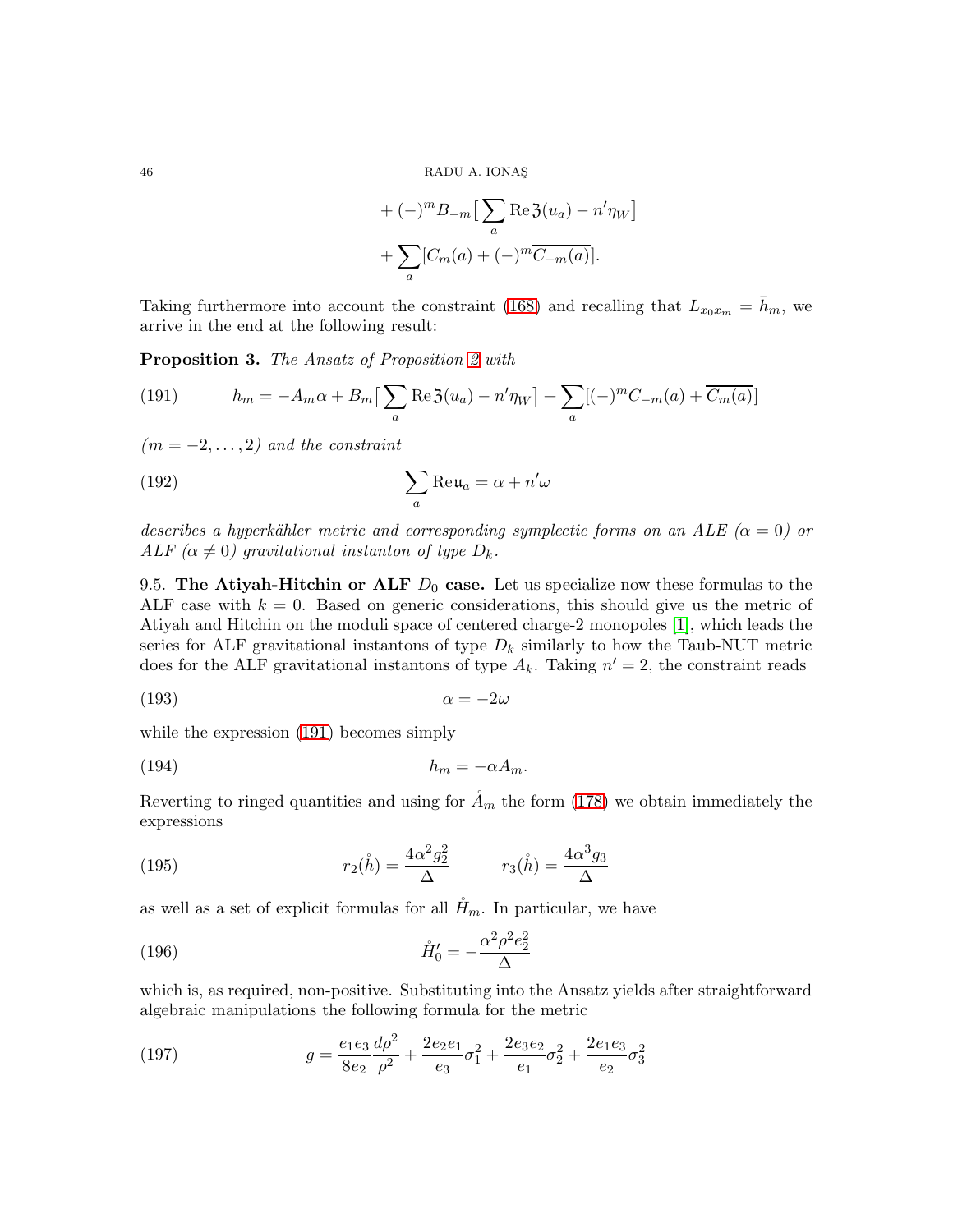$$+ (-)^m B_{-m}\big[\sum_a \operatorname{Re}\mathfrak{Z}(u_a) - n'\eta_W\big]$$

$$+ \sum_a [C_m(a) + (-)^m \overline{C_{-m}(a)}].$$

Taking furthermore into account the constraint (168) and recalling that $L_{x_0 x_m} = \bar{h}_m$, we arrive in the end at the following result:

**Proposition 3.** *The Ansatz of Proposition 2 with*

$$h_m = -A_m\alpha + B_m\big[\sum_a \operatorname{Re}\mathfrak{Z}(u_a) - n'\eta_W\big] + \sum_a[(-)^m C_{-m}(a) + \overline{C_m(a)}] \tag{191}$$

*($m = -2, \dots, 2$) and the constraint*

$$\sum_a \operatorname{Re}\mathfrak{u}_a = \alpha + n'\omega \tag{192}$$

*describes a hyperkähler metric and corresponding symplectic forms on an ALE ($\alpha = 0$) or ALF ($\alpha \neq 0$) gravitational instanton of type $D_k$.*

9.5. **The Atiyah-Hitchin or ALF $D_0$ case.** Let us specialize now these formulas to the ALF case with $k = 0$. Based on generic considerations, this should give us the metric of Atiyah and Hitchin on the moduli space of centered charge-2 monopoles [1], which leads the series for ALF gravitational instantons of type $D_k$ similarly to how the Taub-NUT metric does for the ALF gravitational instantons of type $A_k$. Taking $n' = 2$, the constraint reads

$$\alpha = -2\omega \tag{193}$$

while the expression (191) becomes simply

$$h_m = -\alpha A_m. \tag{194}$$

Reverting to ringed quantities and using for $\mathring{A}_m$ the form (178) we obtain immediately the expressions

$$r_2(\mathring{h}) = \frac{4\alpha^2 g_2^2}{\Delta} \qquad r_3(\mathring{h}) = \frac{4\alpha^3 g_3}{\Delta} \tag{195}$$

as well as a set of explicit formulas for all $\mathring{H}_m$. In particular, we have

$$\mathring{H}_0' = -\frac{\alpha^2\rho^2 e_2^2}{\Delta} \tag{196}$$

which is, as required, non-positive. Substituting into the Ansatz yields after straightforward algebraic manipulations the following formula for the metric

$$g = \frac{e_1 e_3}{8 e_2}\frac{d\rho^2}{\rho^2} + \frac{2 e_2 e_1}{e_3}\sigma_1^2 + \frac{2 e_3 e_2}{e_1}\sigma_2^2 + \frac{2 e_1 e_3}{e_2}\sigma_3^2 \tag{197}$$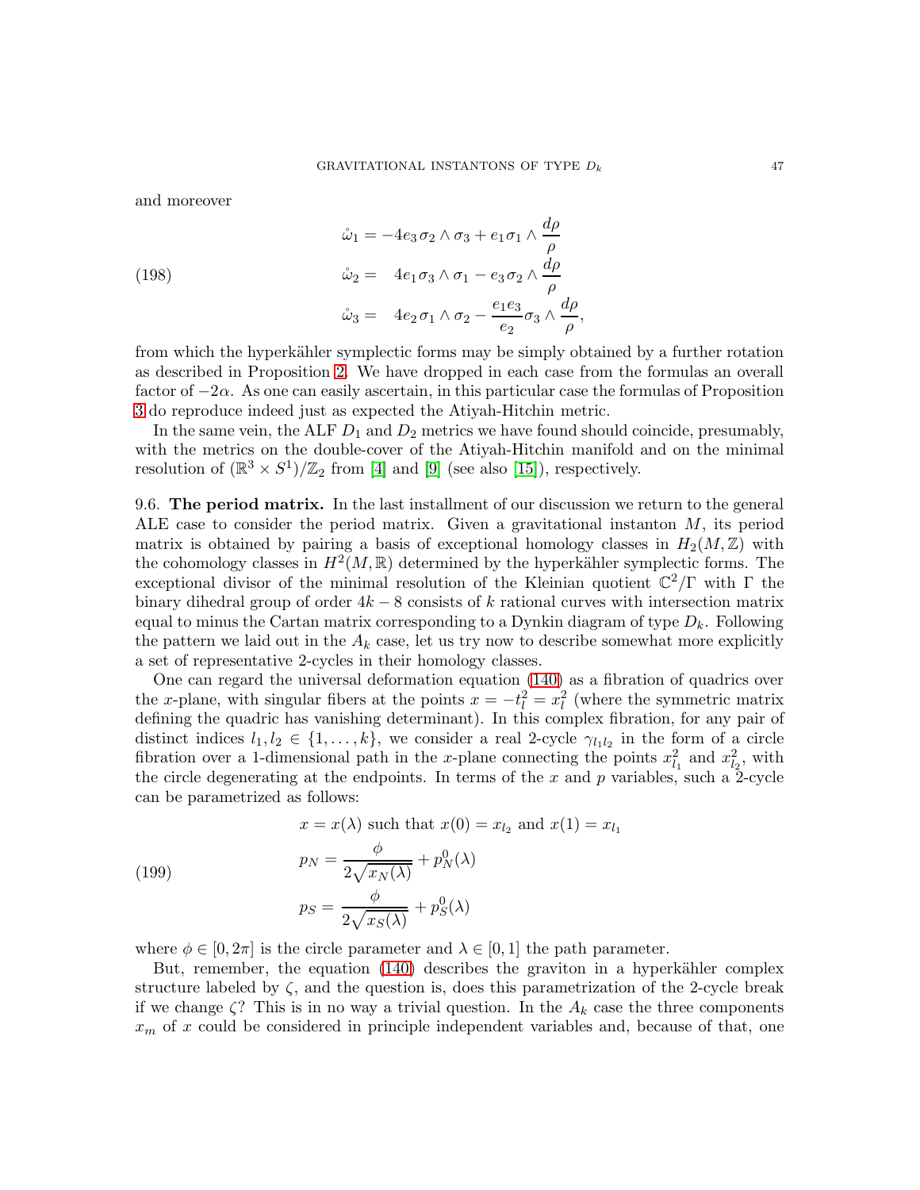and moreover

$$
\begin{aligned}
\mathring{\omega}_1 &= -4e_3\,\sigma_2\wedge\sigma_3 + e_1\sigma_1\wedge\frac{d\rho}{\rho}\\
\mathring{\omega}_2 &= \quad 4e_1\,\sigma_3\wedge\sigma_1 - e_3\,\sigma_2\wedge\frac{d\rho}{\rho}\\
\mathring{\omega}_3 &= \quad 4e_2\,\sigma_1\wedge\sigma_2 - \frac{e_1e_3}{e_2}\sigma_3\wedge\frac{d\rho}{\rho},
\end{aligned}
\tag{198}
$$

from which the hyperkähler symplectic forms may be simply obtained by a further rotation as described in Proposition 2. We have dropped in each case from the formulas an overall factor of $-2\alpha$. As one can easily ascertain, in this particular case the formulas of Proposition 3 do reproduce indeed just as expected the Atiyah-Hitchin metric.

In the same vein, the ALF $D_1$ and $D_2$ metrics we have found should coincide, presumably, with the metrics on the double-cover of the Atiyah-Hitchin manifold and on the minimal resolution of $(\mathbb{R}^3\times S^1)/\mathbb{Z}_2$ from [4] and [9] (see also [15]), respectively.

**9.6. The period matrix.** In the last installment of our discussion we return to the general ALE case to consider the period matrix. Given a gravitational instanton $M$, its period matrix is obtained by pairing a basis of exceptional homology classes in $H_2(M,\mathbb{Z})$ with the cohomology classes in $H^2(M,\mathbb{R})$ determined by the hyperkähler symplectic forms. The exceptional divisor of the minimal resolution of the Kleinian quotient $\mathbb{C}^2/\Gamma$ with $\Gamma$ the binary dihedral group of order $4k-8$ consists of $k$ rational curves with intersection matrix equal to minus the Cartan matrix corresponding to a Dynkin diagram of type $D_k$. Following the pattern we laid out in the $A_k$ case, let us try now to describe somewhat more explicitly a set of representative 2-cycles in their homology classes.

One can regard the universal deformation equation (140) as a fibration of quadrics over the $x$-plane, with singular fibers at the points $x=-t_l^2=x_l^2$ (where the symmetric matrix defining the quadric has vanishing determinant). In this complex fibration, for any pair of distinct indices $l_1,l_2\in\{1,\dots,k\}$, we consider a real 2-cycle $\gamma_{l_1l_2}$ in the form of a circle fibration over a 1-dimensional path in the $x$-plane connecting the points $x_{l_1}^2$ and $x_{l_2}^2$, with the circle degenerating at the endpoints. In terms of the $x$ and $p$ variables, such a 2-cycle can be parametrized as follows:

$$
\begin{aligned}
& x = x(\lambda) \text{ such that } x(0)=x_{l_2} \text{ and } x(1)=x_{l_1}\\
& p_N = \frac{\phi}{2\sqrt{x_N(\lambda)}} + p_N^0(\lambda)\\
& p_S = \frac{\phi}{2\sqrt{x_S(\lambda)}} + p_S^0(\lambda)
\end{aligned}
\tag{199}
$$

where $\phi\in[0,2\pi]$ is the circle parameter and $\lambda\in[0,1]$ the path parameter.

But, remember, the equation (140) describes the graviton in a hyperkähler complex structure labeled by $\zeta$, and the question is, does this parametrization of the 2-cycle break if we change $\zeta$? This is in no way a trivial question. In the $A_k$ case the three components $x_m$ of $x$ could be considered in principle independent variables and, because of that, one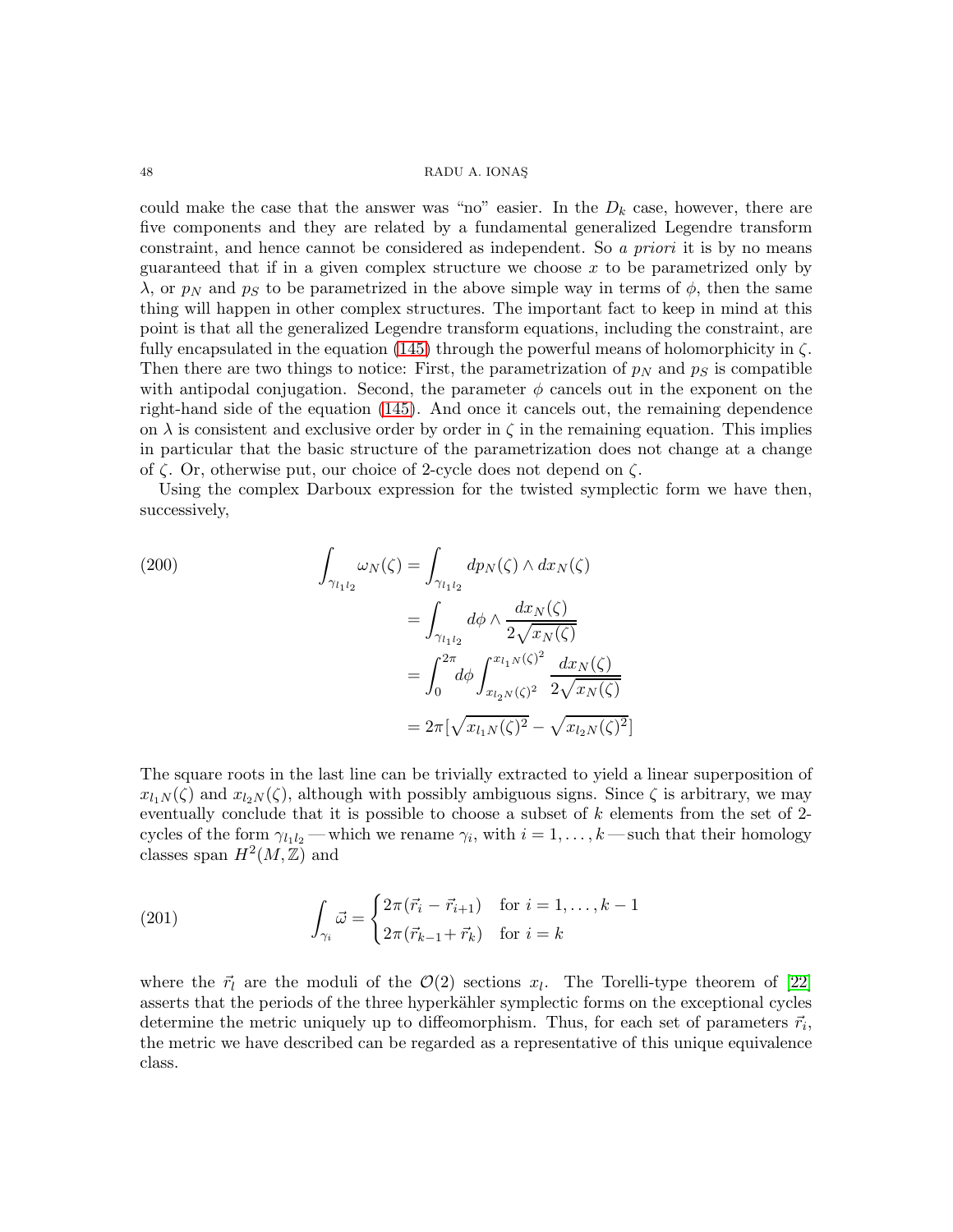could make the case that the answer was "no" easier. In the $D_k$ case, however, there are five components and they are related by a fundamental generalized Legendre transform constraint, and hence cannot be considered as independent. So *a priori* it is by no means guaranteed that if in a given complex structure we choose $x$ to be parametrized only by $\lambda$, or $p_N$ and $p_S$ to be parametrized in the above simple way in terms of $\phi$, then the same thing will happen in other complex structures. The important fact to keep in mind at this point is that all the generalized Legendre transform equations, including the constraint, are fully encapsulated in the equation (145) through the powerful means of holomorphicity in $\zeta$. Then there are two things to notice: First, the parametrization of $p_N$ and $p_S$ is compatible with antipodal conjugation. Second, the parameter $\phi$ cancels out in the exponent on the right-hand side of the equation (145). And once it cancels out, the remaining dependence on $\lambda$ is consistent and exclusive order by order in $\zeta$ in the remaining equation. This implies in particular that the basic structure of the parametrization does not change at a change of $\zeta$. Or, otherwise put, our choice of 2-cycle does not depend on $\zeta$.

Using the complex Darboux expression for the twisted symplectic form we have then, successively,

$$
\begin{aligned}
\int_{\gamma_{l_1 l_2}} \omega_N(\zeta) &= \int_{\gamma_{l_1 l_2}} dp_N(\zeta) \wedge dx_N(\zeta) \\
&= \int_{\gamma_{l_1 l_2}} d\phi \wedge \frac{dx_N(\zeta)}{2\sqrt{x_N(\zeta)}} \\
&= \int_0^{2\pi} d\phi \int_{x_{l_2 N}(\zeta)^2}^{x_{l_1 N}(\zeta)^2} \frac{dx_N(\zeta)}{2\sqrt{x_N(\zeta)}} \\
&= 2\pi \left[\sqrt{x_{l_1 N}(\zeta)^2} - \sqrt{x_{l_2 N}(\zeta)^2}\right]
\end{aligned}
\tag{200}
$$

The square roots in the last line can be trivially extracted to yield a linear superposition of $x_{l_1 N}(\zeta)$ and $x_{l_2 N}(\zeta)$, although with possibly ambiguous signs. Since $\zeta$ is arbitrary, we may eventually conclude that it is possible to choose a subset of $k$ elements from the set of 2-cycles of the form $\gamma_{l_1 l_2}$ — which we rename $\gamma_i$, with $i = 1, \ldots, k$ — such that their homology classes span $H^2(M, \mathbb{Z})$ and

$$
\int_{\gamma_i} \vec{\omega} = \begin{cases} 2\pi(\vec{r}_i - \vec{r}_{i+1}) & \text{for } i = 1, \ldots, k-1 \\ 2\pi(\vec{r}_{k-1} + \vec{r}_k) & \text{for } i = k \end{cases}
\tag{201}
$$

where the $\vec{r}_l$ are the moduli of the $\mathcal{O}(2)$ sections $x_l$. The Torelli-type theorem of [22] asserts that the periods of the three hyperkähler symplectic forms on the exceptional cycles determine the metric uniquely up to diffeomorphism. Thus, for each set of parameters $\vec{r}_i$, the metric we have described can be regarded as a representative of this unique equivalence class.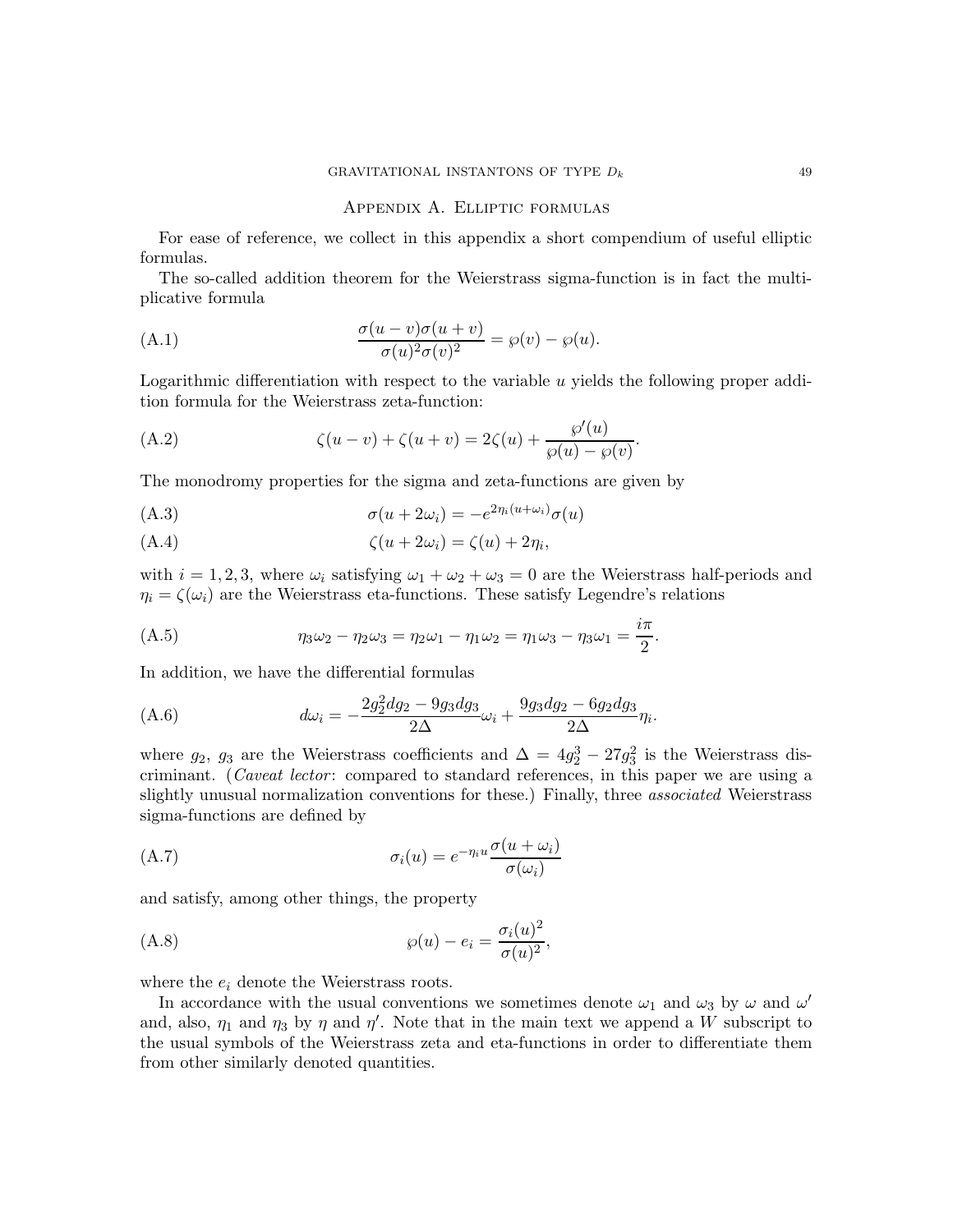## Appendix A. Elliptic formulas

For ease of reference, we collect in this appendix a short compendium of useful elliptic formulas.

The so-called addition theorem for the Weierstrass sigma-function is in fact the multiplicative formula

$$\frac{\sigma(u-v)\sigma(u+v)}{\sigma(u)^2\sigma(v)^2} = \wp(v) - \wp(u). \tag{A.1}$$

Logarithmic differentiation with respect to the variable $u$ yields the following proper addition formula for the Weierstrass zeta-function:

$$\zeta(u-v) + \zeta(u+v) = 2\zeta(u) + \frac{\wp'(u)}{\wp(u) - \wp(v)}. \tag{A.2}$$

The monodromy properties for the sigma and zeta-functions are given by

$$\sigma(u + 2\omega_i) = -e^{2\eta_i(u+\omega_i)}\sigma(u) \tag{A.3}$$

$$\zeta(u + 2\omega_i) = \zeta(u) + 2\eta_i, \tag{A.4}$$

with $i = 1, 2, 3$, where $\omega_i$ satisfying $\omega_1 + \omega_2 + \omega_3 = 0$ are the Weierstrass half-periods and $\eta_i = \zeta(\omega_i)$ are the Weierstrass eta-functions. These satisfy Legendre's relations

$$\eta_3\omega_2 - \eta_2\omega_3 = \eta_2\omega_1 - \eta_1\omega_2 = \eta_1\omega_3 - \eta_3\omega_1 = \frac{i\pi}{2}. \tag{A.5}$$

In addition, we have the differential formulas

$$d\omega_i = -\frac{2g_2^2 dg_2 - 9g_3 dg_3}{2\Delta}\omega_i + \frac{9g_3 dg_2 - 6g_2 dg_3}{2\Delta}\eta_i. \tag{A.6}$$

where $g_2$, $g_3$ are the Weierstrass coefficients and $\Delta = 4g_2^3 - 27g_3^2$ is the Weierstrass discriminant. (*Caveat lector*: compared to standard references, in this paper we are using a slightly unusual normalization conventions for these.) Finally, three *associated* Weierstrass sigma-functions are defined by

$$\sigma_i(u) = e^{-\eta_i u}\frac{\sigma(u + \omega_i)}{\sigma(\omega_i)} \tag{A.7}$$

and satisfy, among other things, the property

$$\wp(u) - e_i = \frac{\sigma_i(u)^2}{\sigma(u)^2}, \tag{A.8}$$

where the $e_i$ denote the Weierstrass roots.

In accordance with the usual conventions we sometimes denote $\omega_1$ and $\omega_3$ by $\omega$ and $\omega'$ and, also, $\eta_1$ and $\eta_3$ by $\eta$ and $\eta'$. Note that in the main text we append a $W$ subscript to the usual symbols of the Weierstrass zeta and eta-functions in order to differentiate them from other similarly denoted quantities.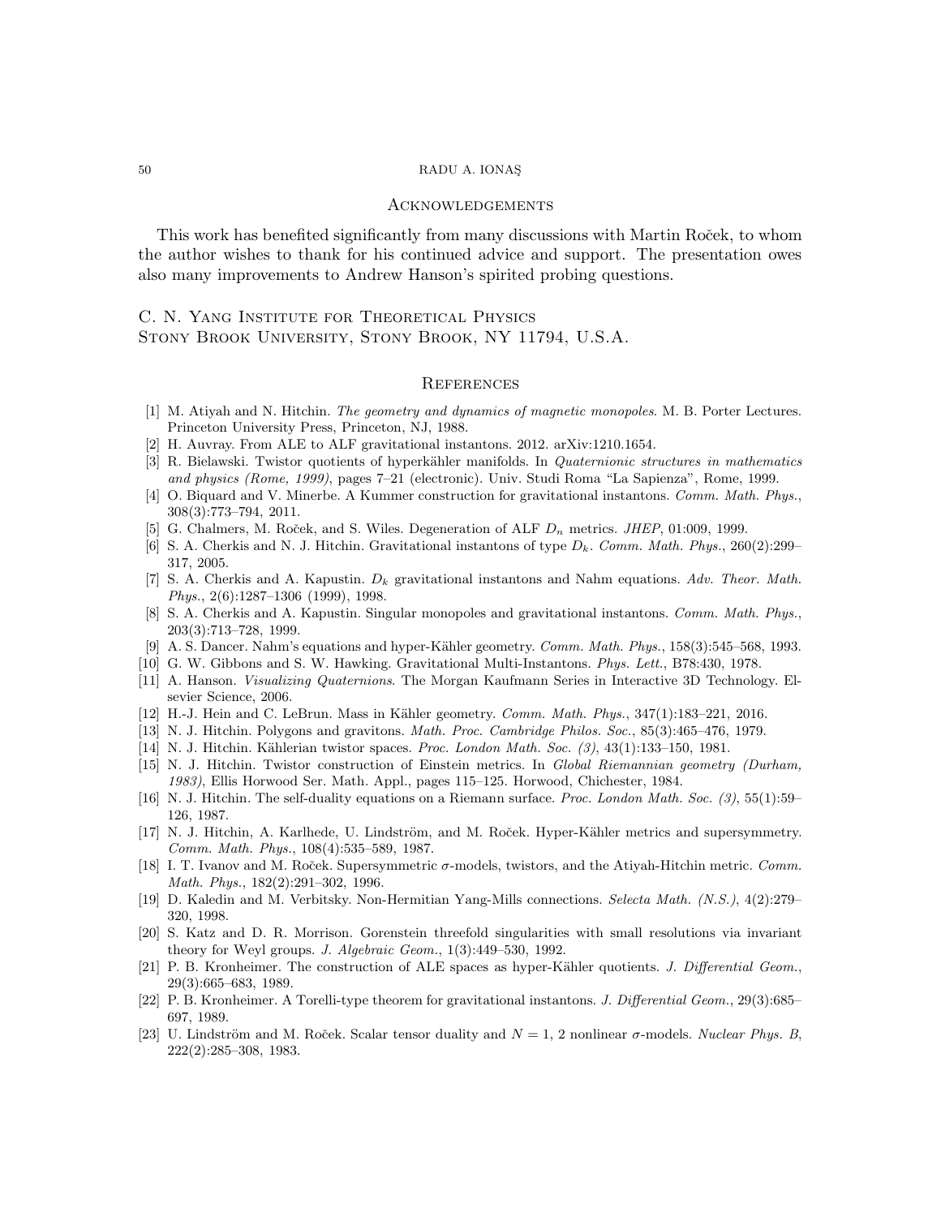## Acknowledgements

This work has benefited significantly from many discussions with Martin Roček, to whom the author wishes to thank for his continued advice and support. The presentation owes also many improvements to Andrew Hanson's spirited probing questions.

C. N. Yang Institute for Theoretical Physics
Stony Brook University, Stony Brook, NY 11794, U.S.A.

## References

[1] M. Atiyah and N. Hitchin. *The geometry and dynamics of magnetic monopoles*. M. B. Porter Lectures. Princeton University Press, Princeton, NJ, 1988.

[2] H. Auvray. From ALE to ALF gravitational instantons. 2012. arXiv:1210.1654.

[3] R. Bielawski. Twistor quotients of hyperkähler manifolds. In *Quaternionic structures in mathematics and physics (Rome, 1999)*, pages 7–21 (electronic). Univ. Studi Roma "La Sapienza", Rome, 1999.

[4] O. Biquard and V. Minerbe. A Kummer construction for gravitational instantons. *Comm. Math. Phys.*, 308(3):773–794, 2011.

[5] G. Chalmers, M. Roček, and S. Wiles. Degeneration of ALF $D_n$ metrics. *JHEP*, 01:009, 1999.

[6] S. A. Cherkis and N. J. Hitchin. Gravitational instantons of type $D_k$. *Comm. Math. Phys.*, 260(2):299–317, 2005.

[7] S. A. Cherkis and A. Kapustin. $D_k$ gravitational instantons and Nahm equations. *Adv. Theor. Math. Phys.*, 2(6):1287–1306 (1999), 1998.

[8] S. A. Cherkis and A. Kapustin. Singular monopoles and gravitational instantons. *Comm. Math. Phys.*, 203(3):713–728, 1999.

[9] A. S. Dancer. Nahm's equations and hyper-Kähler geometry. *Comm. Math. Phys.*, 158(3):545–568, 1993.

[10] G. W. Gibbons and S. W. Hawking. Gravitational Multi-Instantons. *Phys. Lett.*, B78:430, 1978.

[11] A. Hanson. *Visualizing Quaternions*. The Morgan Kaufmann Series in Interactive 3D Technology. Elsevier Science, 2006.

[12] H.-J. Hein and C. LeBrun. Mass in Kähler geometry. *Comm. Math. Phys.*, 347(1):183–221, 2016.

[13] N. J. Hitchin. Polygons and gravitons. *Math. Proc. Cambridge Philos. Soc.*, 85(3):465–476, 1979.

[14] N. J. Hitchin. Kählerian twistor spaces. *Proc. London Math. Soc. (3)*, 43(1):133–150, 1981.

[15] N. J. Hitchin. Twistor construction of Einstein metrics. In *Global Riemannian geometry (Durham, 1983)*, Ellis Horwood Ser. Math. Appl., pages 115–125. Horwood, Chichester, 1984.

[16] N. J. Hitchin. The self-duality equations on a Riemann surface. *Proc. London Math. Soc. (3)*, 55(1):59–126, 1987.

[17] N. J. Hitchin, A. Karlhede, U. Lindström, and M. Roček. Hyper-Kähler metrics and supersymmetry. *Comm. Math. Phys.*, 108(4):535–589, 1987.

[18] I. T. Ivanov and M. Roček. Supersymmetric $\sigma$-models, twistors, and the Atiyah-Hitchin metric. *Comm. Math. Phys.*, 182(2):291–302, 1996.

[19] D. Kaledin and M. Verbitsky. Non-Hermitian Yang-Mills connections. *Selecta Math. (N.S.)*, 4(2):279–320, 1998.

[20] S. Katz and D. R. Morrison. Gorenstein threefold singularities with small resolutions via invariant theory for Weyl groups. *J. Algebraic Geom.*, 1(3):449–530, 1992.

[21] P. B. Kronheimer. The construction of ALE spaces as hyper-Kähler quotients. *J. Differential Geom.*, 29(3):665–683, 1989.

[22] P. B. Kronheimer. A Torelli-type theorem for gravitational instantons. *J. Differential Geom.*, 29(3):685–697, 1989.

[23] U. Lindström and M. Roček. Scalar tensor duality and $N = 1$, 2 nonlinear $\sigma$-models. *Nuclear Phys. B*, 222(2):285–308, 1983.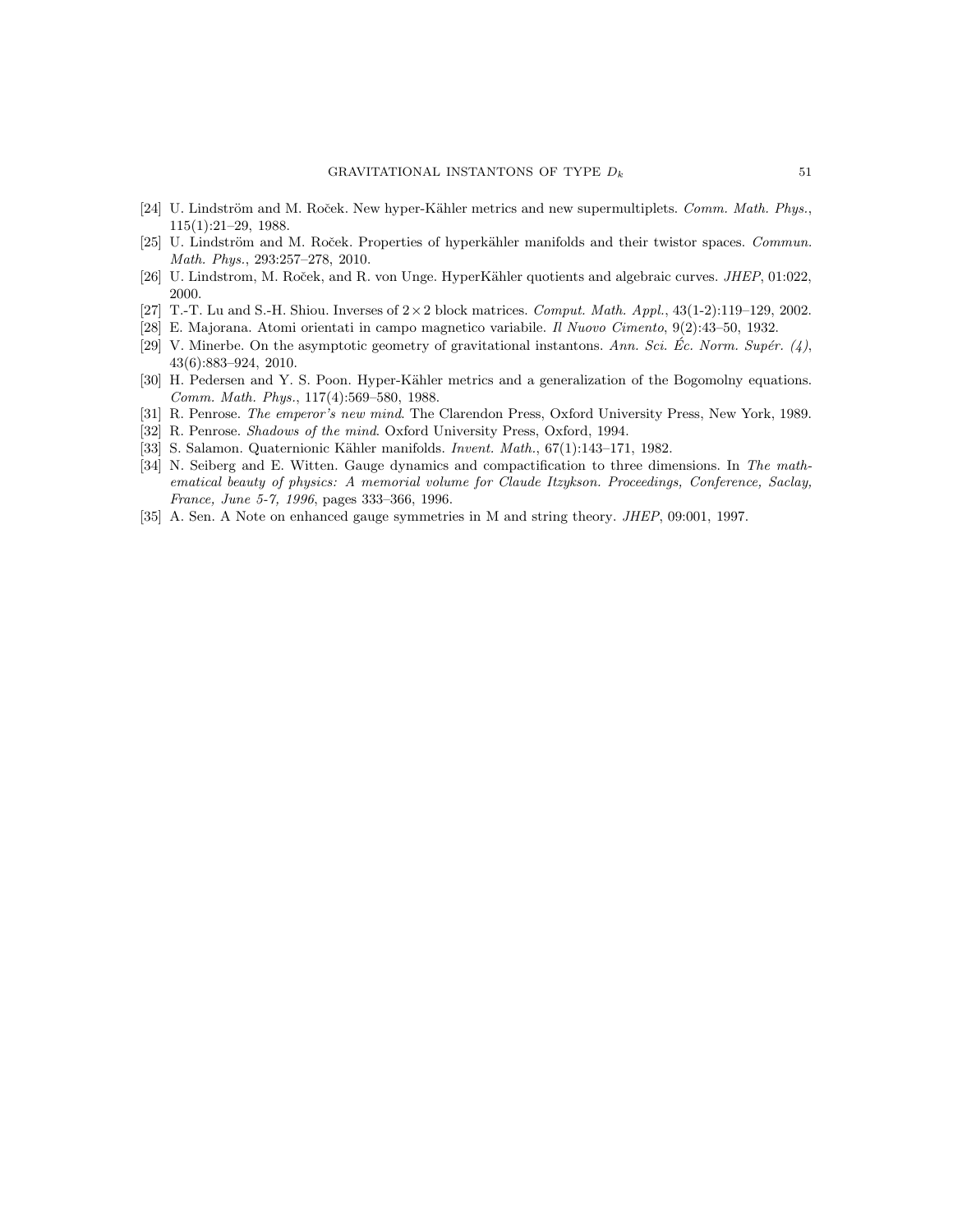[24] U. Lindström and M. Roček. New hyper-Kähler metrics and new supermultiplets. *Comm. Math. Phys.*, 115(1):21–29, 1988.

[25] U. Lindström and M. Roček. Properties of hyperkähler manifolds and their twistor spaces. *Commun. Math. Phys.*, 293:257–278, 2010.

[26] U. Lindstrom, M. Roček, and R. von Unge. HyperKähler quotients and algebraic curves. *JHEP*, 01:022, 2000.

[27] T.-T. Lu and S.-H. Shiou. Inverses of $2 \times 2$ block matrices. *Comput. Math. Appl.*, 43(1-2):119–129, 2002.

[28] E. Majorana. Atomi orientati in campo magnetico variabile. *Il Nuovo Cimento*, 9(2):43–50, 1932.

[29] V. Minerbe. On the asymptotic geometry of gravitational instantons. *Ann. Sci. Éc. Norm. Supér. (4)*, 43(6):883–924, 2010.

[30] H. Pedersen and Y. S. Poon. Hyper-Kähler metrics and a generalization of the Bogomolny equations. *Comm. Math. Phys.*, 117(4):569–580, 1988.

[31] R. Penrose. *The emperor's new mind*. The Clarendon Press, Oxford University Press, New York, 1989.

[32] R. Penrose. *Shadows of the mind*. Oxford University Press, Oxford, 1994.

[33] S. Salamon. Quaternionic Kähler manifolds. *Invent. Math.*, 67(1):143–171, 1982.

[34] N. Seiberg and E. Witten. Gauge dynamics and compactification to three dimensions. In *The mathematical beauty of physics: A memorial volume for Claude Itzykson. Proceedings, Conference, Saclay, France, June 5-7, 1996*, pages 333–366, 1996.

[35] A. Sen. A Note on enhanced gauge symmetries in M and string theory. *JHEP*, 09:001, 1997.